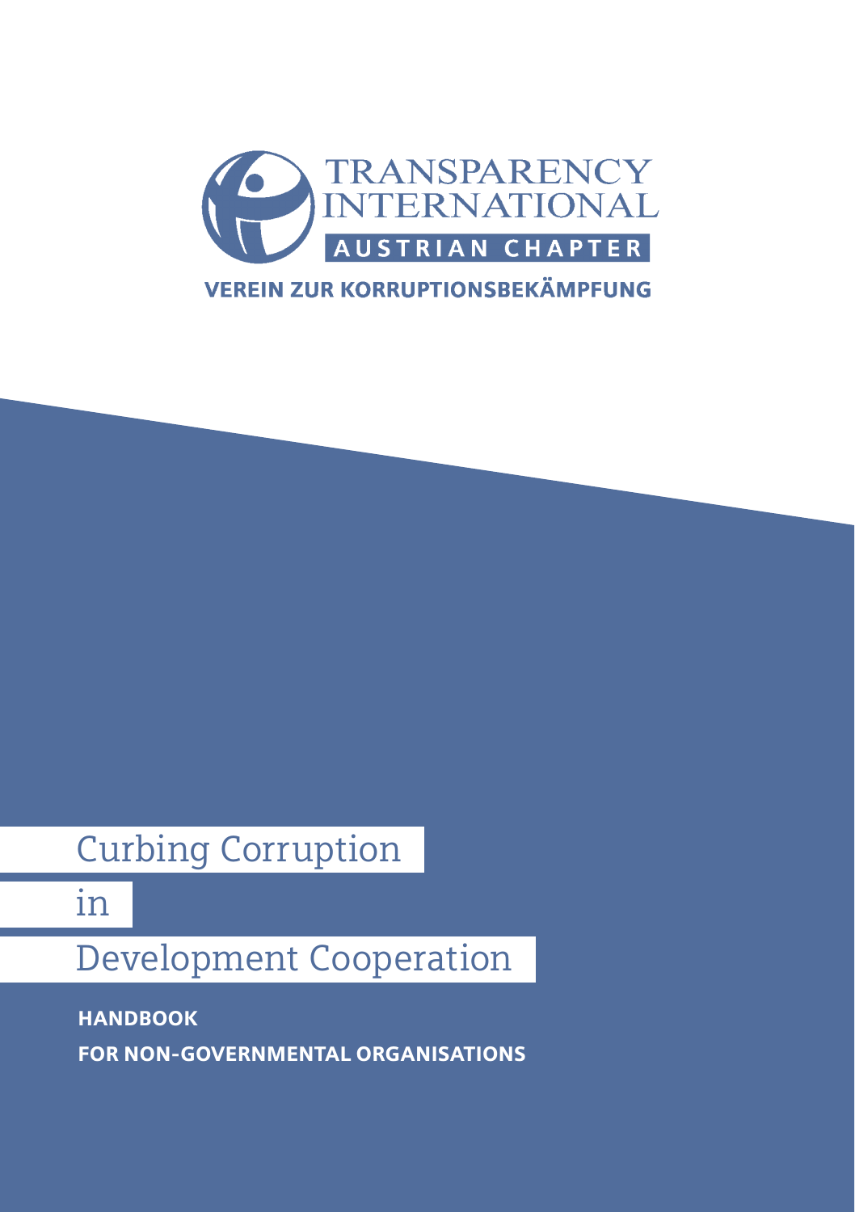TRANSPARENCY INTERNATIONAL

AUSTRIAN CHAPTER

VEREIN ZUR KORRUPTIONSBEKÄMPFUNG

# Curbing Corruption in Development Cooperation

**HANDBOOK**

**FOR NON-GOVERNMENTAL ORGANISATIONS**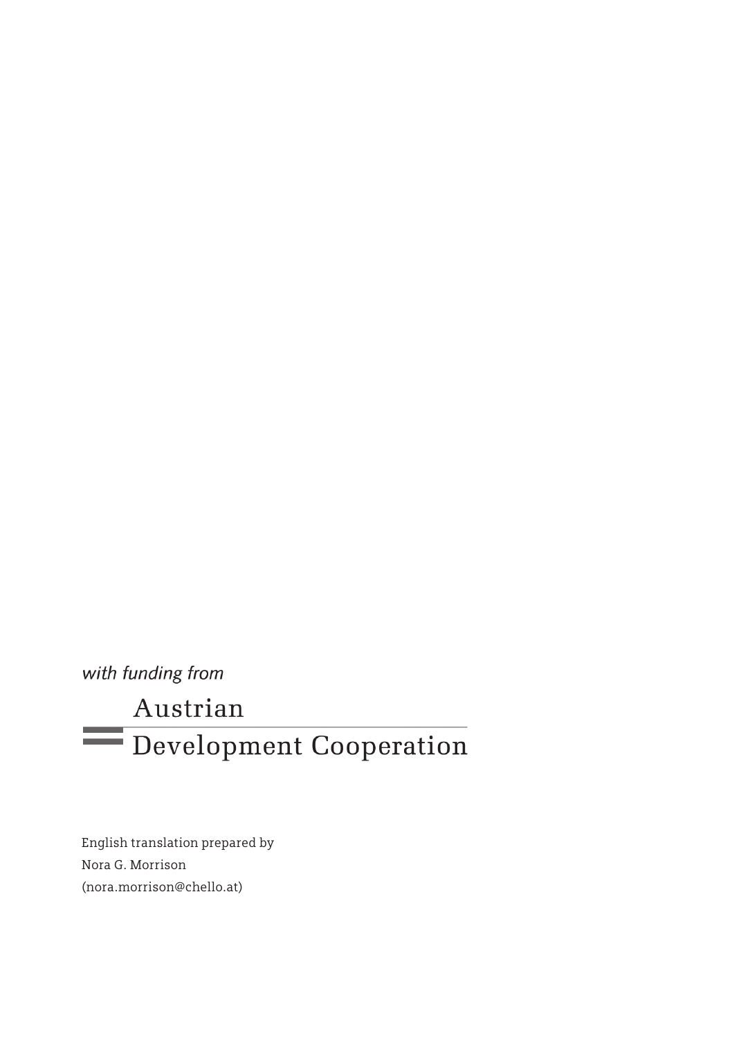*with funding from*

Austrian
Development Cooperation

English translation prepared by
Nora G. Morrison
(nora.morrison@chello.at)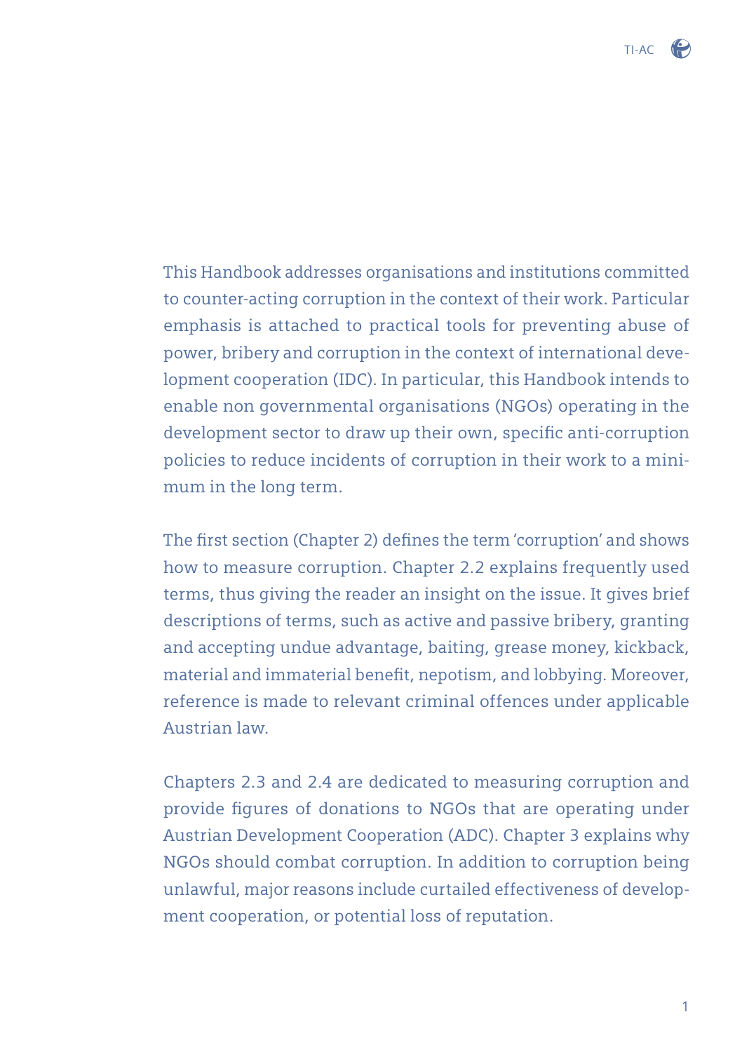This Handbook addresses organisations and institutions committed to counter-acting corruption in the context of their work. Particular emphasis is attached to practical tools for preventing abuse of power, bribery and corruption in the context of international development cooperation (IDC). In particular, this Handbook intends to enable non governmental organisations (NGOs) operating in the development sector to draw up their own, specific anti-corruption policies to reduce incidents of corruption in their work to a minimum in the long term.

The first section (Chapter 2) defines the term 'corruption' and shows how to measure corruption. Chapter 2.2 explains frequently used terms, thus giving the reader an insight on the issue. It gives brief descriptions of terms, such as active and passive bribery, granting and accepting undue advantage, baiting, grease money, kickback, material and immaterial benefit, nepotism, and lobbying. Moreover, reference is made to relevant criminal offences under applicable Austrian law.

Chapters 2.3 and 2.4 are dedicated to measuring corruption and provide figures of donations to NGOs that are operating under Austrian Development Cooperation (ADC). Chapter 3 explains why NGOs should combat corruption. In addition to corruption being unlawful, major reasons include curtailed effectiveness of development cooperation, or potential loss of reputation.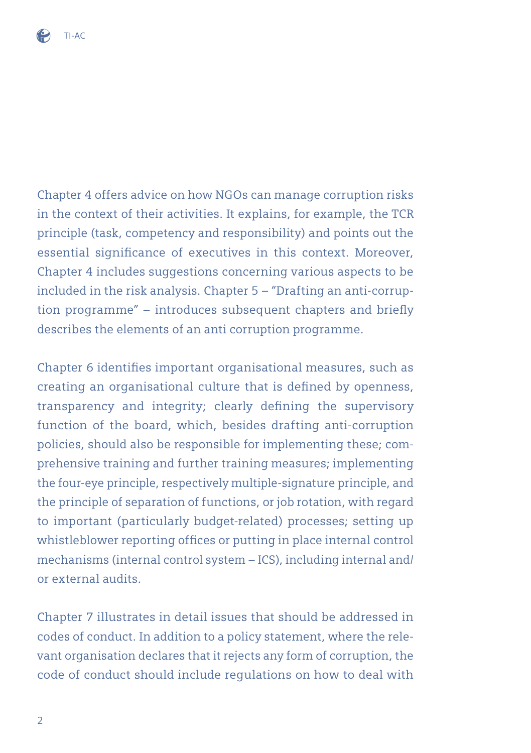Chapter 4 offers advice on how NGOs can manage corruption risks in the context of their activities. It explains, for example, the TCR principle (task, competency and responsibility) and points out the essential significance of executives in this context. Moreover, Chapter 4 includes suggestions concerning various aspects to be included in the risk analysis. Chapter 5 – "Drafting an anti-corruption programme" – introduces subsequent chapters and briefly describes the elements of an anti corruption programme.

Chapter 6 identifies important organisational measures, such as creating an organisational culture that is defined by openness, transparency and integrity; clearly defining the supervisory function of the board, which, besides drafting anti-corruption policies, should also be responsible for implementing these; comprehensive training and further training measures; implementing the four-eye principle, respectively multiple-signature principle, and the principle of separation of functions, or job rotation, with regard to important (particularly budget-related) processes; setting up whistleblower reporting offices or putting in place internal control mechanisms (internal control system – ICS), including internal and/or external audits.

Chapter 7 illustrates in detail issues that should be addressed in codes of conduct. In addition to a policy statement, where the relevant organisation declares that it rejects any form of corruption, the code of conduct should include regulations on how to deal with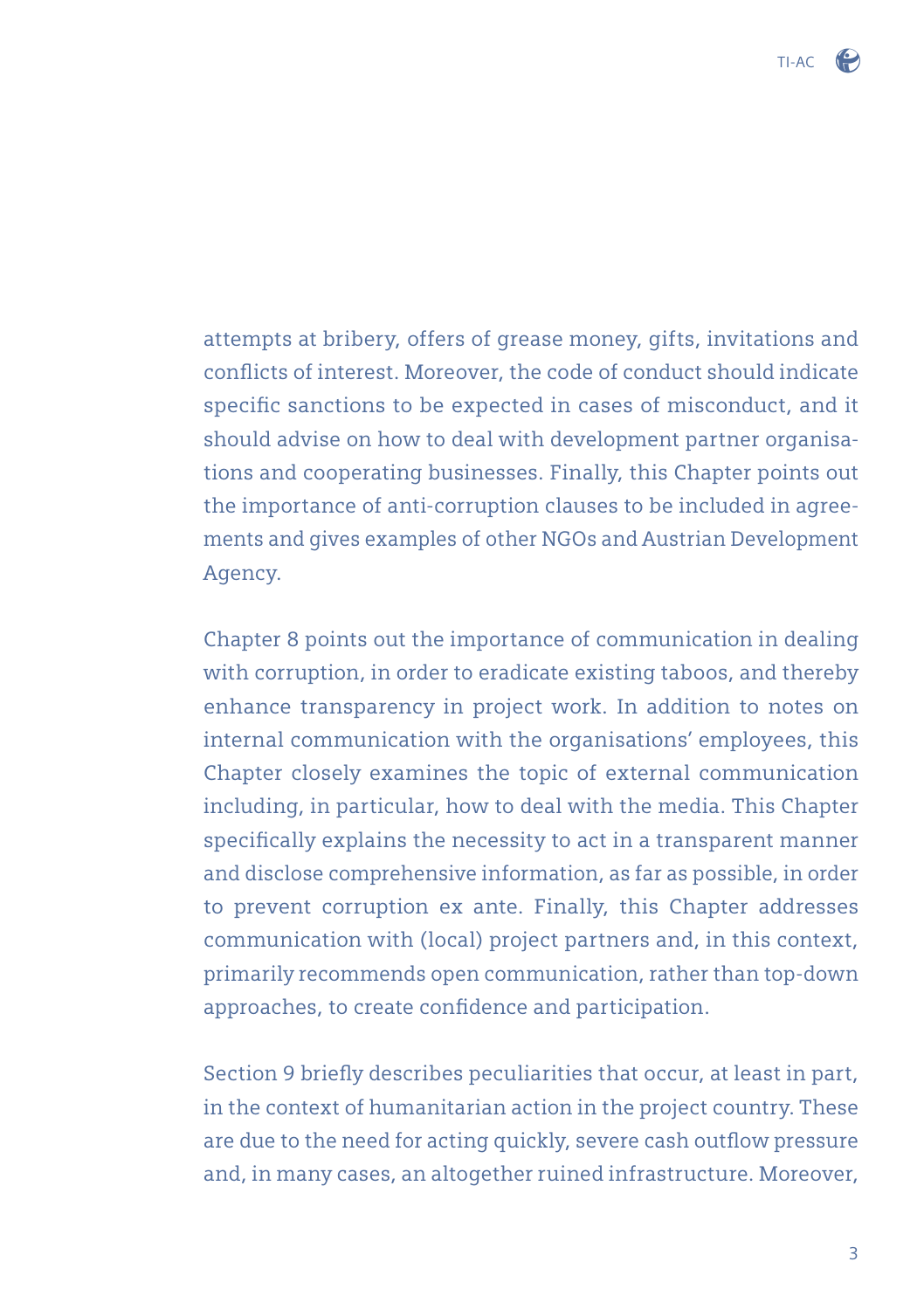attempts at bribery, offers of grease money, gifts, invitations and conflicts of interest. Moreover, the code of conduct should indicate specific sanctions to be expected in cases of misconduct, and it should advise on how to deal with development partner organisations and cooperating businesses. Finally, this Chapter points out the importance of anti-corruption clauses to be included in agreements and gives examples of other NGOs and Austrian Development Agency.

Chapter 8 points out the importance of communication in dealing with corruption, in order to eradicate existing taboos, and thereby enhance transparency in project work. In addition to notes on internal communication with the organisations' employees, this Chapter closely examines the topic of external communication including, in particular, how to deal with the media. This Chapter specifically explains the necessity to act in a transparent manner and disclose comprehensive information, as far as possible, in order to prevent corruption ex ante. Finally, this Chapter addresses communication with (local) project partners and, in this context, primarily recommends open communication, rather than top-down approaches, to create confidence and participation.

Section 9 briefly describes peculiarities that occur, at least in part, in the context of humanitarian action in the project country. These are due to the need for acting quickly, severe cash outflow pressure and, in many cases, an altogether ruined infrastructure. Moreover,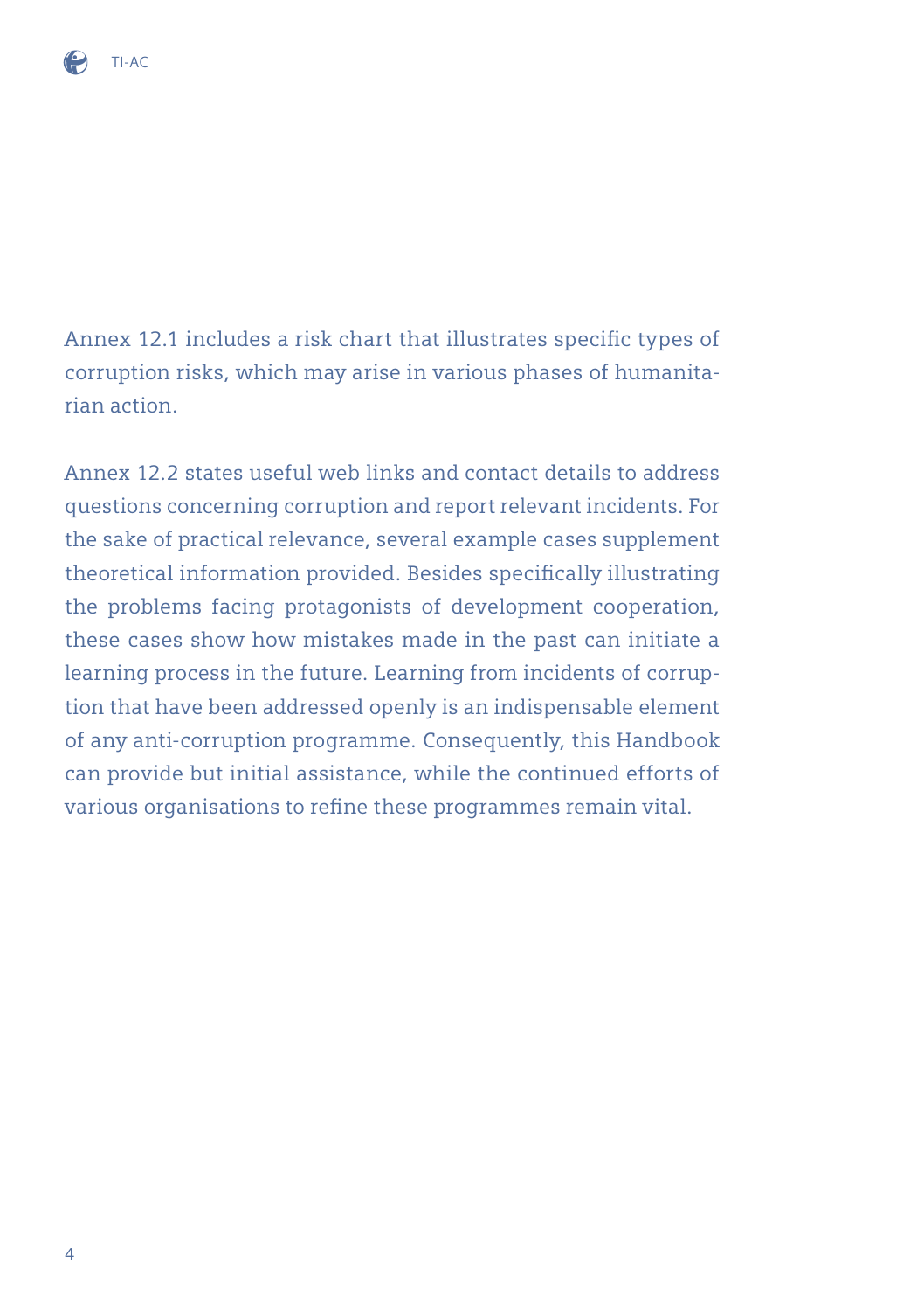Annex 12.1 includes a risk chart that illustrates specific types of corruption risks, which may arise in various phases of humanitarian action.

Annex 12.2 states useful web links and contact details to address questions concerning corruption and report relevant incidents. For the sake of practical relevance, several example cases supplement theoretical information provided. Besides specifically illustrating the problems facing protagonists of development cooperation, these cases show how mistakes made in the past can initiate a learning process in the future. Learning from incidents of corruption that have been addressed openly is an indispensable element of any anti-corruption programme. Consequently, this Handbook can provide but initial assistance, while the continued efforts of various organisations to refine these programmes remain vital.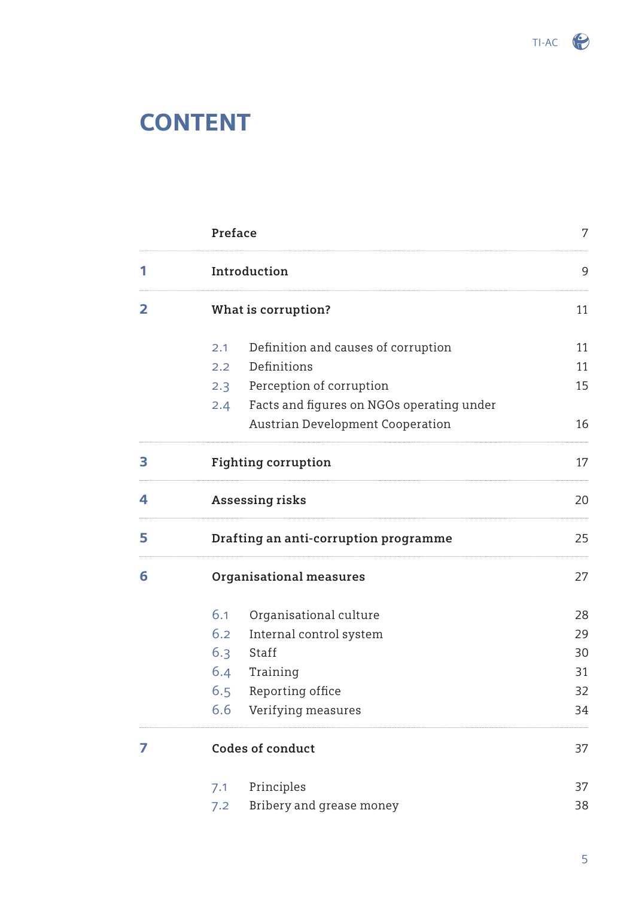# CONTENT

| | | |
|---|---|---|
| | **Preface** | 7 |
| **1** | **Introduction** | 9 |
| **2** | **What is corruption?** | 11 |
| | 2.1 Definition and causes of corruption | 11 |
| | 2.2 Definitions | 11 |
| | 2.3 Perception of corruption | 15 |
| | 2.4 Facts and figures on NGOs operating under Austrian Development Cooperation | 16 |
| **3** | **Fighting corruption** | 17 |
| **4** | **Assessing risks** | 20 |
| **5** | **Drafting an anti-corruption programme** | 25 |
| **6** | **Organisational measures** | 27 |
| | 6.1 Organisational culture | 28 |
| | 6.2 Internal control system | 29 |
| | 6.3 Staff | 30 |
| | 6.4 Training | 31 |
| | 6.5 Reporting office | 32 |
| | 6.6 Verifying measures | 34 |
| **7** | **Codes of conduct** | 37 |
| | 7.1 Principles | 37 |
| | 7.2 Bribery and grease money | 38 |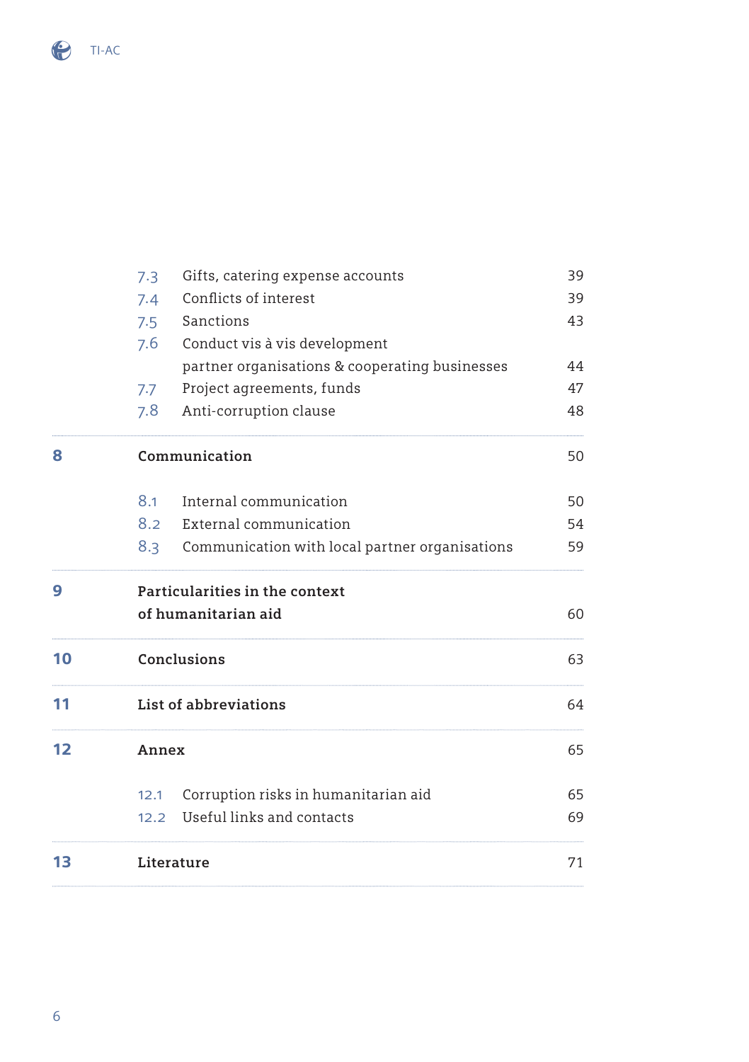| | | | |
|---|---|---|---|
| | 7.3 | Gifts, catering expense accounts | 39 |
| | 7.4 | Conflicts of interest | 39 |
| | 7.5 | Sanctions | 43 |
| | 7.6 | Conduct vis à vis development partner organisations & cooperating businesses | 44 |
| | 7.7 | Project agreements, funds | 47 |
| | 7.8 | Anti-corruption clause | 48 |
| **8** | | **Communication** | 50 |
| | 8.1 | Internal communication | 50 |
| | 8.2 | External communication | 54 |
| | 8.3 | Communication with local partner organisations | 59 |
| **9** | | **Particularities in the context of humanitarian aid** | 60 |
| **10** | | **Conclusions** | 63 |
| **11** | | **List of abbreviations** | 64 |
| **12** | | **Annex** | 65 |
| | 12.1 | Corruption risks in humanitarian aid | 65 |
| | 12.2 | Useful links and contacts | 69 |
| **13** | | **Literature** | 71 |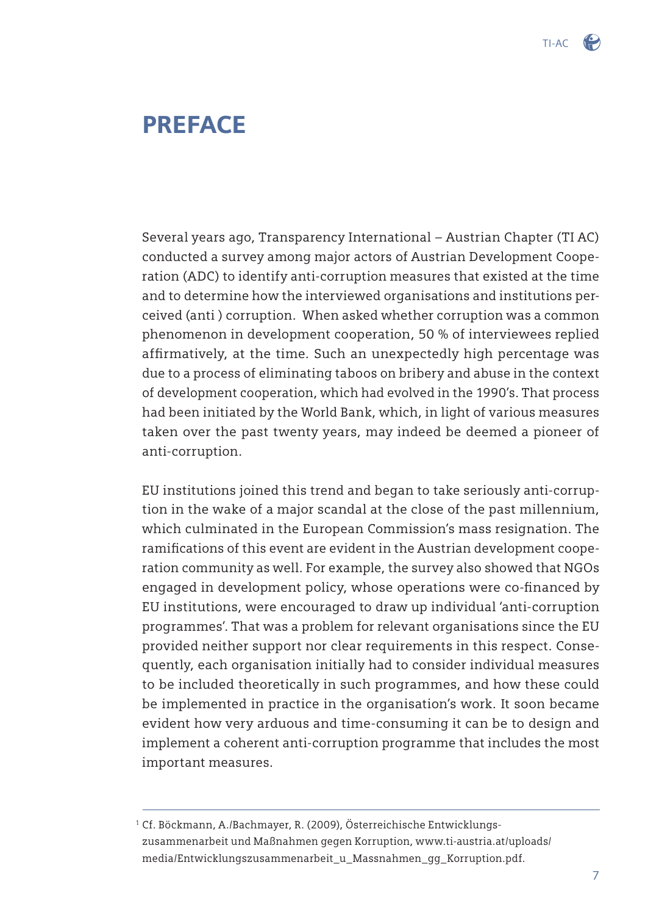# PREFACE

Several years ago, Transparency International – Austrian Chapter (TI AC) conducted a survey among major actors of Austrian Development Cooperation (ADC) to identify anti-corruption measures that existed at the time and to determine how the interviewed organisations and institutions perceived (anti ) corruption. When asked whether corruption was a common phenomenon in development cooperation, 50 % of interviewees replied affirmatively, at the time. Such an unexpectedly high percentage was due to a process of eliminating taboos on bribery and abuse in the context of development cooperation, which had evolved in the 1990's. That process had been initiated by the World Bank, which, in light of various measures taken over the past twenty years, may indeed be deemed a pioneer of anti-corruption.

EU institutions joined this trend and began to take seriously anti-corruption in the wake of a major scandal at the close of the past millennium, which culminated in the European Commission's mass resignation. The ramifications of this event are evident in the Austrian development cooperation community as well. For example, the survey also showed that NGOs engaged in development policy, whose operations were co-financed by EU institutions, were encouraged to draw up individual 'anti-corruption programmes'. That was a problem for relevant organisations since the EU provided neither support nor clear requirements in this respect. Consequently, each organisation initially had to consider individual measures to be included theoretically in such programmes, and how these could be implemented in practice in the organisation's work. It soon became evident how very arduous and time-consuming it can be to design and implement a coherent anti-corruption programme that includes the most important measures.

---

[1] Cf. Böckmann, A./Bachmayer, R. (2009), Österreichische Entwicklungszusammenarbeit und Maßnahmen gegen Korruption, www.ti-austria.at/uploads/media/Entwicklungszusammenarbeit_u_Massnahmen_gg_Korruption.pdf.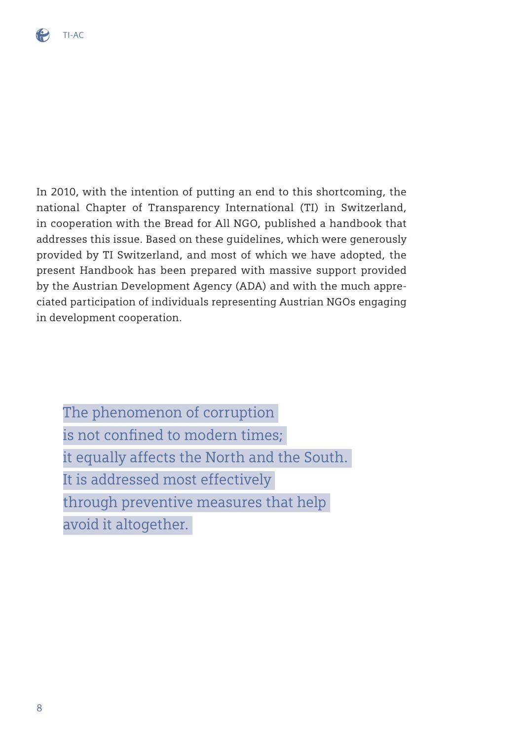In 2010, with the intention of putting an end to this shortcoming, the national Chapter of Transparency International (TI) in Switzerland, in cooperation with the Bread for All NGO, published a handbook that addresses this issue. Based on these guidelines, which were generously provided by TI Switzerland, and most of which we have adopted, the present Handbook has been prepared with massive support provided by the Austrian Development Agency (ADA) and with the much appreciated participation of individuals representing Austrian NGOs engaging in development cooperation.

> The phenomenon of corruption is not confined to modern times; it equally affects the North and the South. It is addressed most effectively through preventive measures that help avoid it altogether.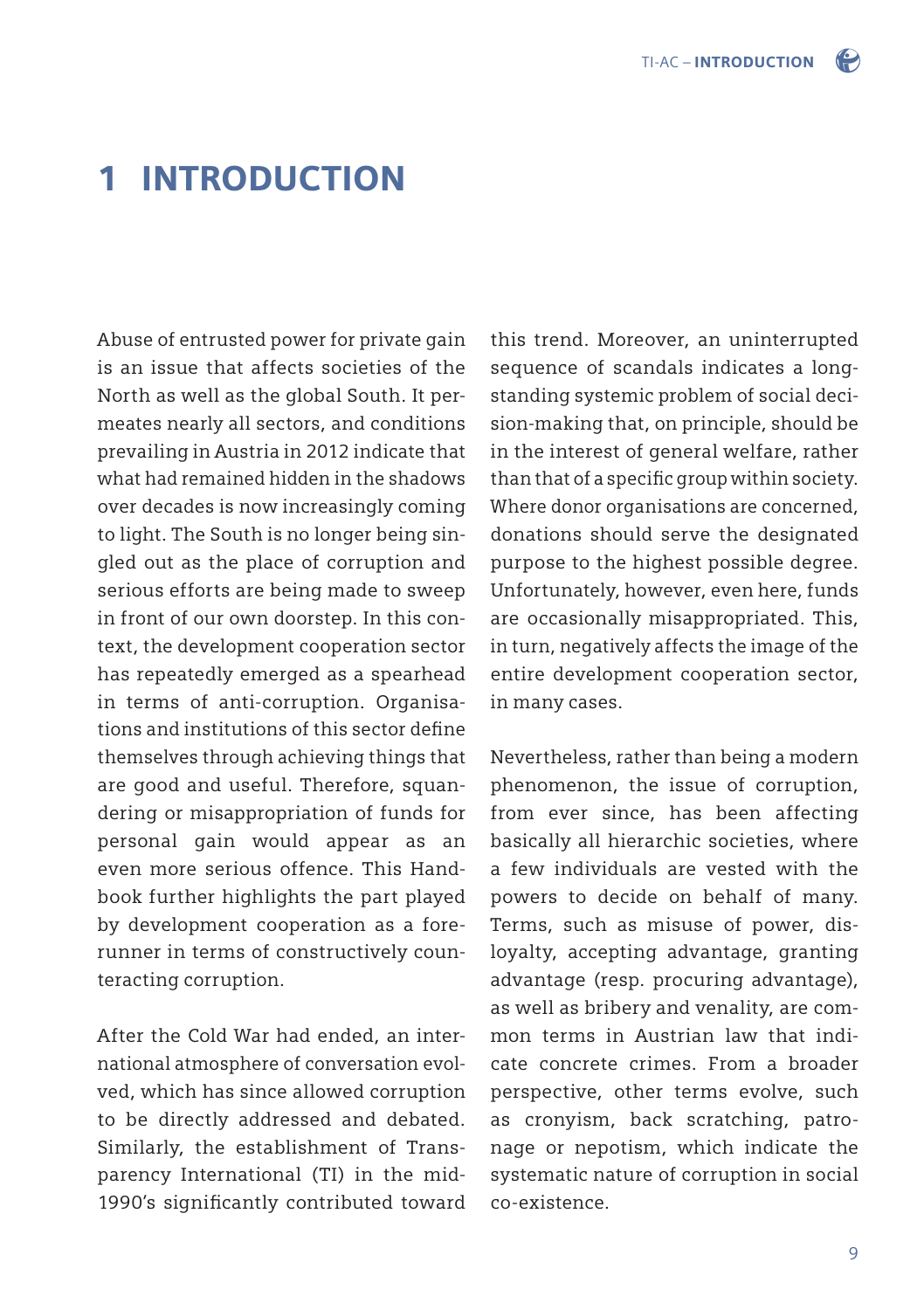# 1 INTRODUCTION

Abuse of entrusted power for private gain is an issue that affects societies of the North as well as the global South. It permeates nearly all sectors, and conditions prevailing in Austria in 2012 indicate that what had remained hidden in the shadows over decades is now increasingly coming to light. The South is no longer being singled out as the place of corruption and serious efforts are being made to sweep in front of our own doorstep. In this context, the development cooperation sector has repeatedly emerged as a spearhead in terms of anti-corruption. Organisations and institutions of this sector define themselves through achieving things that are good and useful. Therefore, squandering or misappropriation of funds for personal gain would appear as an even more serious offence. This Handbook further highlights the part played by development cooperation as a forerunner in terms of constructively counteracting corruption.

After the Cold War had ended, an international atmosphere of conversation evolved, which has since allowed corruption to be directly addressed and debated. Similarly, the establishment of Transparency International (TI) in the mid-1990's significantly contributed toward this trend. Moreover, an uninterrupted sequence of scandals indicates a long-standing systemic problem of social decision-making that, on principle, should be in the interest of general welfare, rather than that of a specific group within society. Where donor organisations are concerned, donations should serve the designated purpose to the highest possible degree. Unfortunately, however, even here, funds are occasionally misappropriated. This, in turn, negatively affects the image of the entire development cooperation sector, in many cases.

Nevertheless, rather than being a modern phenomenon, the issue of corruption, from ever since, has been affecting basically all hierarchic societies, where a few individuals are vested with the powers to decide on behalf of many. Terms, such as misuse of power, disloyalty, accepting advantage, granting advantage (resp. procuring advantage), as well as bribery and venality, are common terms in Austrian law that indicate concrete crimes. From a broader perspective, other terms evolve, such as cronyism, back scratching, patronage or nepotism, which indicate the systematic nature of corruption in social co-existence.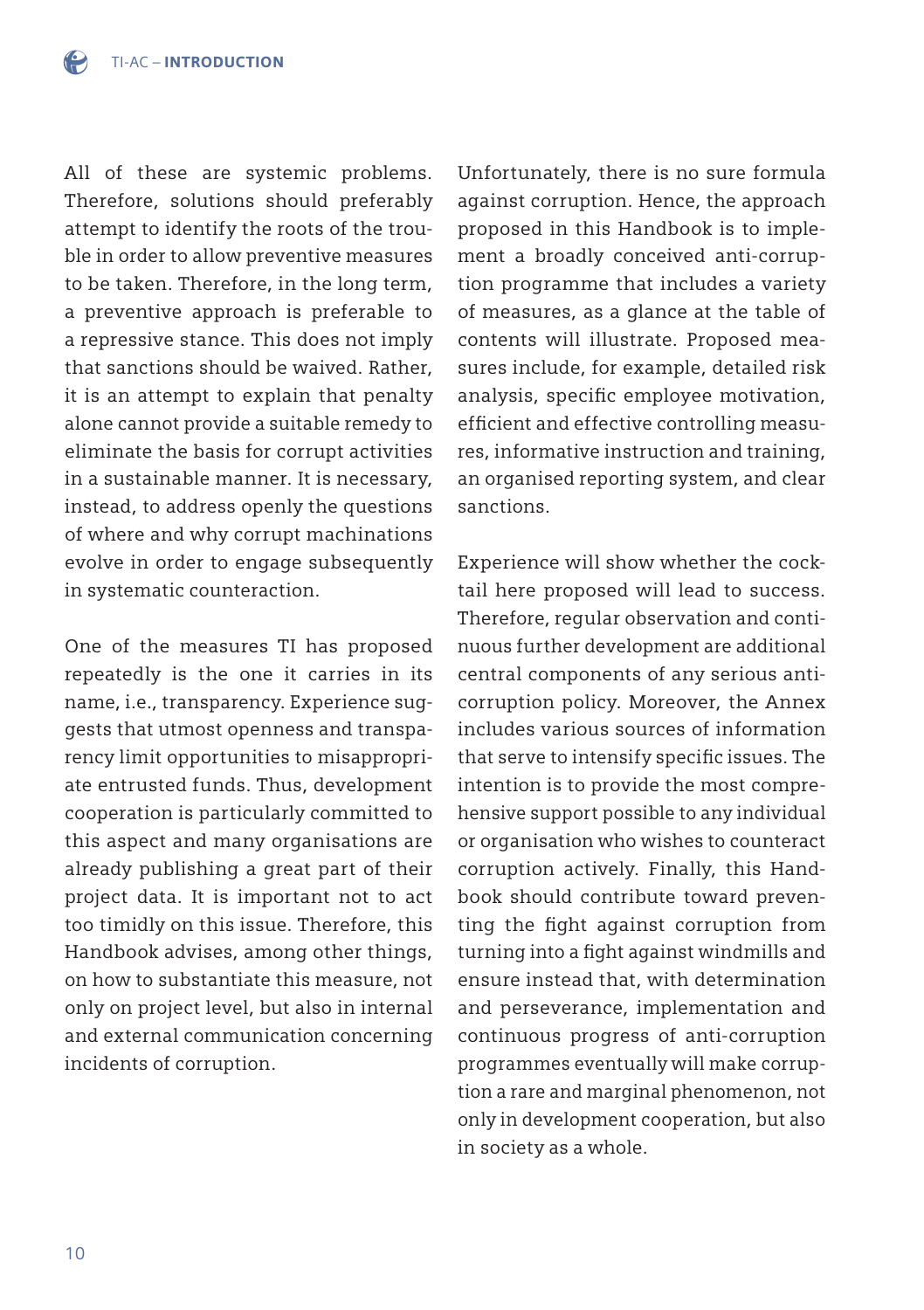All of these are systemic problems. Therefore, solutions should preferably attempt to identify the roots of the trouble in order to allow preventive measures to be taken. Therefore, in the long term, a preventive approach is preferable to a repressive stance. This does not imply that sanctions should be waived. Rather, it is an attempt to explain that penalty alone cannot provide a suitable remedy to eliminate the basis for corrupt activities in a sustainable manner. It is necessary, instead, to address openly the questions of where and why corrupt machinations evolve in order to engage subsequently in systematic counteraction.

One of the measures TI has proposed repeatedly is the one it carries in its name, i.e., transparency. Experience suggests that utmost openness and transparency limit opportunities to misappropriate entrusted funds. Thus, development cooperation is particularly committed to this aspect and many organisations are already publishing a great part of their project data. It is important not to act too timidly on this issue. Therefore, this Handbook advises, among other things, on how to substantiate this measure, not only on project level, but also in internal and external communication concerning incidents of corruption.

Unfortunately, there is no sure formula against corruption. Hence, the approach proposed in this Handbook is to implement a broadly conceived anti-corruption programme that includes a variety of measures, as a glance at the table of contents will illustrate. Proposed measures include, for example, detailed risk analysis, specific employee motivation, efficient and effective controlling measures, informative instruction and training, an organised reporting system, and clear sanctions.

Experience will show whether the cocktail here proposed will lead to success. Therefore, regular observation and continuous further development are additional central components of any serious anti-corruption policy. Moreover, the Annex includes various sources of information that serve to intensify specific issues. The intention is to provide the most comprehensive support possible to any individual or organisation who wishes to counteract corruption actively. Finally, this Handbook should contribute toward preventing the fight against corruption from turning into a fight against windmills and ensure instead that, with determination and perseverance, implementation and continuous progress of anti-corruption programmes eventually will make corruption a rare and marginal phenomenon, not only in development cooperation, but also in society as a whole.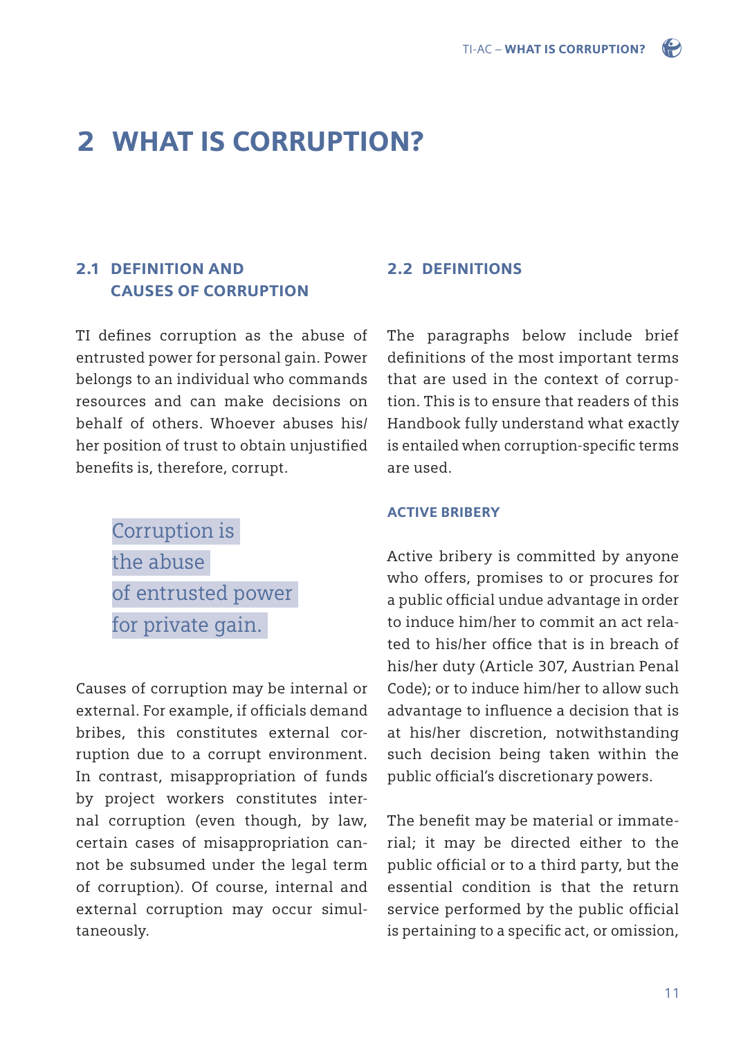# 2 WHAT IS CORRUPTION?

## 2.1 DEFINITION AND CAUSES OF CORRUPTION

TI defines corruption as the abuse of entrusted power for personal gain. Power belongs to an individual who commands resources and can make decisions on behalf of others. Whoever abuses his/her position of trust to obtain unjustified benefits is, therefore, corrupt.

> Corruption is the abuse of entrusted power for private gain.

Causes of corruption may be internal or external. For example, if officials demand bribes, this constitutes external corruption due to a corrupt environment. In contrast, misappropriation of funds by project workers constitutes internal corruption (even though, by law, certain cases of misappropriation cannot be subsumed under the legal term of corruption). Of course, internal and external corruption may occur simultaneously.

## 2.2 DEFINITIONS

The paragraphs below include brief definitions of the most important terms that are used in the context of corruption. This is to ensure that readers of this Handbook fully understand what exactly is entailed when corruption-specific terms are used.

### ACTIVE BRIBERY

Active bribery is committed by anyone who offers, promises to or procures for a public official undue advantage in order to induce him/her to commit an act related to his/her office that is in breach of his/her duty (Article 307, Austrian Penal Code); or to induce him/her to allow such advantage to influence a decision that is at his/her discretion, notwithstanding such decision being taken within the public official's discretionary powers.

The benefit may be material or immaterial; it may be directed either to the public official or to a third party, but the essential condition is that the return service performed by the public official is pertaining to a specific act, or omission,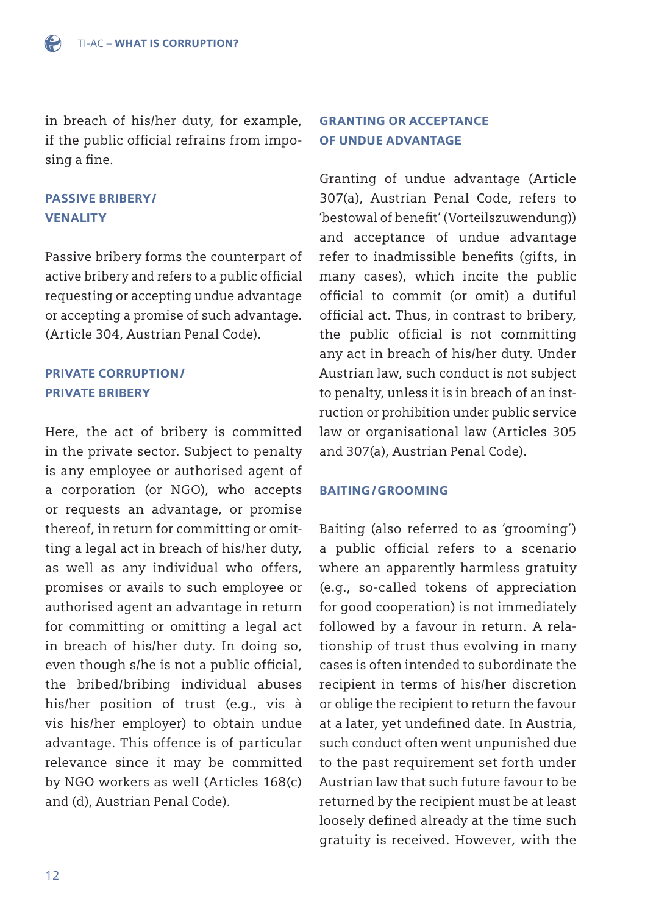in breach of his/her duty, for example, if the public official refrains from imposing a fine.

### PASSIVE BRIBERY / VENALITY

Passive bribery forms the counterpart of active bribery and refers to a public official requesting or accepting undue advantage or accepting a promise of such advantage. (Article 304, Austrian Penal Code).

### PRIVATE CORRUPTION / PRIVATE BRIBERY

Here, the act of bribery is committed in the private sector. Subject to penalty is any employee or authorised agent of a corporation (or NGO), who accepts or requests an advantage, or promise thereof, in return for committing or omitting a legal act in breach of his/her duty, as well as any individual who offers, promises or avails to such employee or authorised agent an advantage in return for committing or omitting a legal act in breach of his/her duty. In doing so, even though s/he is not a public official, the bribed/bribing individual abuses his/her position of trust (e.g., vis à vis his/her employer) to obtain undue advantage. This offence is of particular relevance since it may be committed by NGO workers as well (Articles 168(c) and (d), Austrian Penal Code).

### GRANTING OR ACCEPTANCE OF UNDUE ADVANTAGE

Granting of undue advantage (Article 307(a), Austrian Penal Code, refers to 'bestowal of benefit' (Vorteilszuwendung)) and acceptance of undue advantage refer to inadmissible benefits (gifts, in many cases), which incite the public official to commit (or omit) a dutiful official act. Thus, in contrast to bribery, the public official is not committing any act in breach of his/her duty. Under Austrian law, such conduct is not subject to penalty, unless it is in breach of an instruction or prohibition under public service law or organisational law (Articles 305 and 307(a), Austrian Penal Code).

### BAITING / GROOMING

Baiting (also referred to as 'grooming') a public official refers to a scenario where an apparently harmless gratuity (e.g., so-called tokens of appreciation for good cooperation) is not immediately followed by a favour in return. A relationship of trust thus evolving in many cases is often intended to subordinate the recipient in terms of his/her discretion or oblige the recipient to return the favour at a later, yet undefined date. In Austria, such conduct often went unpunished due to the past requirement set forth under Austrian law that such future favour to be returned by the recipient must be at least loosely defined already at the time such gratuity is received. However, with the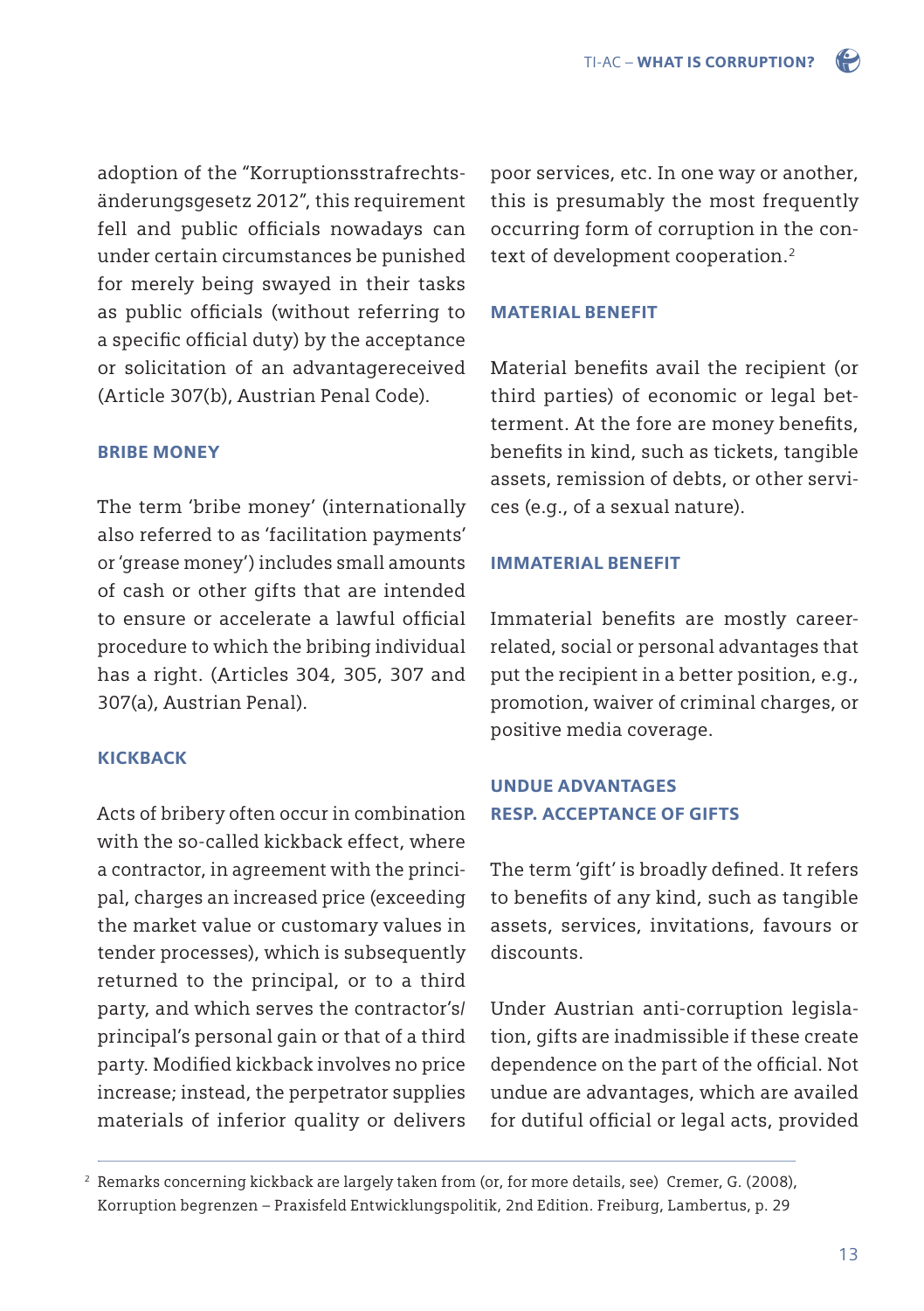adoption of the "Korruptionsstrafrechts­änderungsgesetz 2012", this requirement fell and public officials nowadays can under certain circumstances be punished for merely being swayed in their tasks as public officials (without referring to a specific official duty) by the acceptance or solicitation of an advantagereceived (Article 307(b), Austrian Penal Code).

### BRIBE MONEY

The term 'bribe money' (internationally also referred to as 'facilitation payments' or 'grease money') includes small amounts of cash or other gifts that are intended to ensure or accelerate a lawful official procedure to which the bribing individual has a right. (Articles 304, 305, 307 and 307(a), Austrian Penal).

### KICKBACK

Acts of bribery often occur in combination with the so-called kickback effect, where a contractor, in agreement with the principal, charges an increased price (exceeding the market value or customary values in tender processes), which is subsequently returned to the principal, or to a third party, and which serves the contractor's/principal's personal gain or that of a third party. Modified kickback involves no price increase; instead, the perpetrator supplies materials of inferior quality or delivers poor services, etc. In one way or another, this is presumably the most frequently occurring form of corruption in the context of development cooperation.[2]

### MATERIAL BENEFIT

Material benefits avail the recipient (or third parties) of economic or legal betterment. At the fore are money benefits, benefits in kind, such as tickets, tangible assets, remission of debts, or other services (e.g., of a sexual nature).

### IMMATERIAL BENEFIT

Immaterial benefits are mostly career-related, social or personal advantages that put the recipient in a better position, e.g., promotion, waiver of criminal charges, or positive media coverage.

### UNDUE ADVANTAGES RESP. ACCEPTANCE OF GIFTS

The term 'gift' is broadly defined. It refers to benefits of any kind, such as tangible assets, services, invitations, favours or discounts.

Under Austrian anti-corruption legislation, gifts are inadmissible if these create dependence on the part of the official. Not undue are advantages, which are availed for dutiful official or legal acts, provided

---

[2] Remarks concerning kickback are largely taken from (or, for more details, see) Cremer, G. (2008), Korruption begrenzen – Praxisfeld Entwicklungspolitik, 2nd Edition. Freiburg, Lambertus, p. 29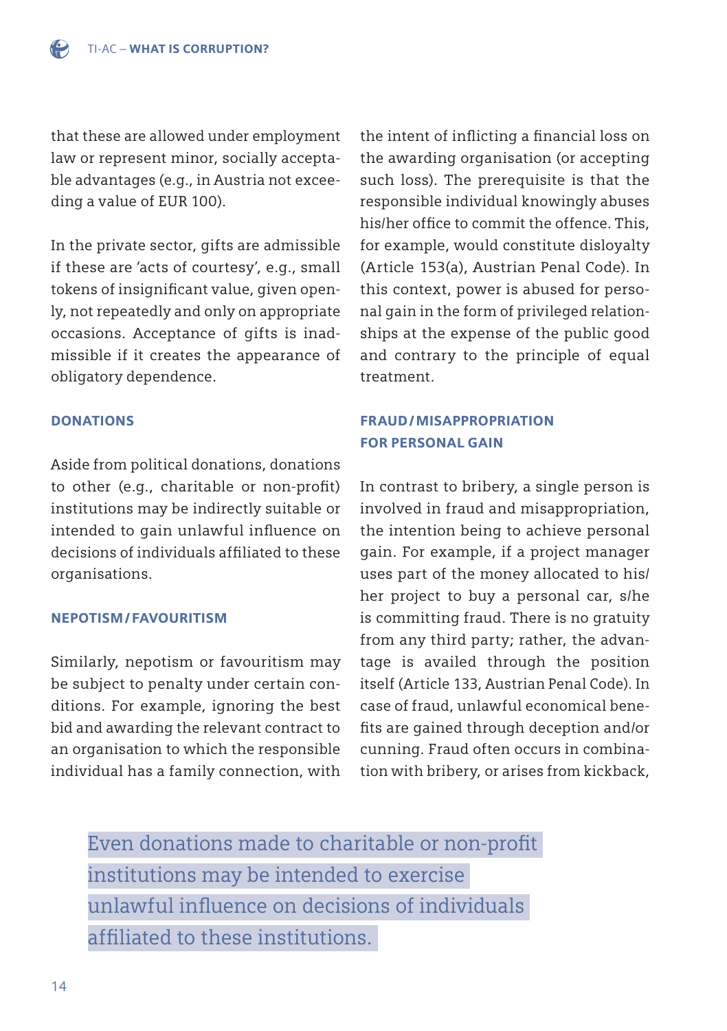that these are allowed under employment law or represent minor, socially acceptable advantages (e.g., in Austria not exceeding a value of EUR 100).

In the private sector, gifts are admissible if these are 'acts of courtesy', e.g., small tokens of insignificant value, given openly, not repeatedly and only on appropriate occasions. Acceptance of gifts is inadmissible if it creates the appearance of obligatory dependence.

### DONATIONS

Aside from political donations, donations to other (e.g., charitable or non-profit) institutions may be indirectly suitable or intended to gain unlawful influence on decisions of individuals affiliated to these organisations.

### NEPOTISM / FAVOURITISM

Similarly, nepotism or favouritism may be subject to penalty under certain conditions. For example, ignoring the best bid and awarding the relevant contract to an organisation to which the responsible individual has a family connection, with the intent of inflicting a financial loss on the awarding organisation (or accepting such loss). The prerequisite is that the responsible individual knowingly abuses his/her office to commit the offence. This, for example, would constitute disloyalty (Article 153(a), Austrian Penal Code). In this context, power is abused for personal gain in the form of privileged relationships at the expense of the public good and contrary to the principle of equal treatment.

### FRAUD / MISAPPROPRIATION FOR PERSONAL GAIN

In contrast to bribery, a single person is involved in fraud and misappropriation, the intention being to achieve personal gain. For example, if a project manager uses part of the money allocated to his/her project to buy a personal car, s/he is committing fraud. There is no gratuity from any third party; rather, the advantage is availed through the position itself (Article 133, Austrian Penal Code). In case of fraud, unlawful economical benefits are gained through deception and/or cunning. Fraud often occurs in combination with bribery, or arises from kickback,

> Even donations made to charitable or non-profit institutions may be intended to exercise unlawful influence on decisions of individuals affiliated to these institutions.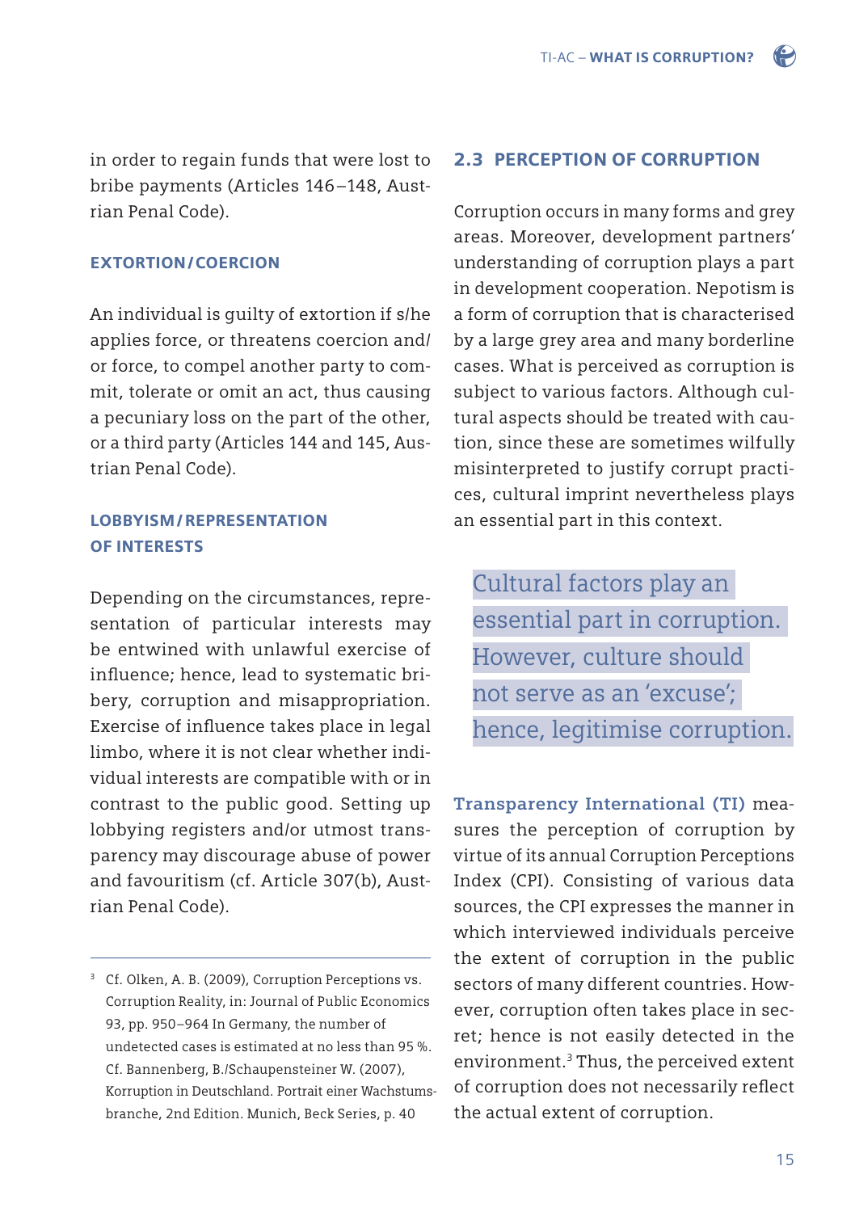in order to regain funds that were lost to bribe payments (Articles 146–148, Austrian Penal Code).

### EXTORTION/COERCION

An individual is guilty of extortion if s/he applies force, or threatens coercion and/or force, to compel another party to commit, tolerate or omit an act, thus causing a pecuniary loss on the part of the other, or a third party (Articles 144 and 145, Austrian Penal Code).

### LOBBYISM/REPRESENTATION OF INTERESTS

Depending on the circumstances, representation of particular interests may be entwined with unlawful exercise of influence; hence, lead to systematic bribery, corruption and misappropriation. Exercise of influence takes place in legal limbo, where it is not clear whether individual interests are compatible with or in contrast to the public good. Setting up lobbying registers and/or utmost transparency may discourage abuse of power and favouritism (cf. Article 307(b), Austrian Penal Code).

## 2.3 PERCEPTION OF CORRUPTION

Corruption occurs in many forms and grey areas. Moreover, development partners' understanding of corruption plays a part in development cooperation. Nepotism is a form of corruption that is characterised by a large grey area and many borderline cases. What is perceived as corruption is subject to various factors. Although cultural aspects should be treated with caution, since these are sometimes wilfully misinterpreted to justify corrupt practices, cultural imprint nevertheless plays an essential part in this context.

> Cultural factors play an essential part in corruption. However, culture should not serve as an 'excuse'; hence, legitimise corruption.

**Transparency International (TI)** measures the perception of corruption by virtue of its annual Corruption Perceptions Index (CPI). Consisting of various data sources, the CPI expresses the manner in which interviewed individuals perceive the extent of corruption in the public sectors of many different countries. However, corruption often takes place in secret; hence is not easily detected in the environment.[3] Thus, the perceived extent of corruption does not necessarily reflect the actual extent of corruption.

---

[3] Cf. Olken, A. B. (2009), Corruption Perceptions vs. Corruption Reality, in: Journal of Public Economics 93, pp. 950–964 In Germany, the number of undetected cases is estimated at no less than 95 %. Cf. Bannenberg, B./Schaupensteiner W. (2007), Korruption in Deutschland. Portrait einer Wachstumsbranche, 2nd Edition. Munich, Beck Series, p. 40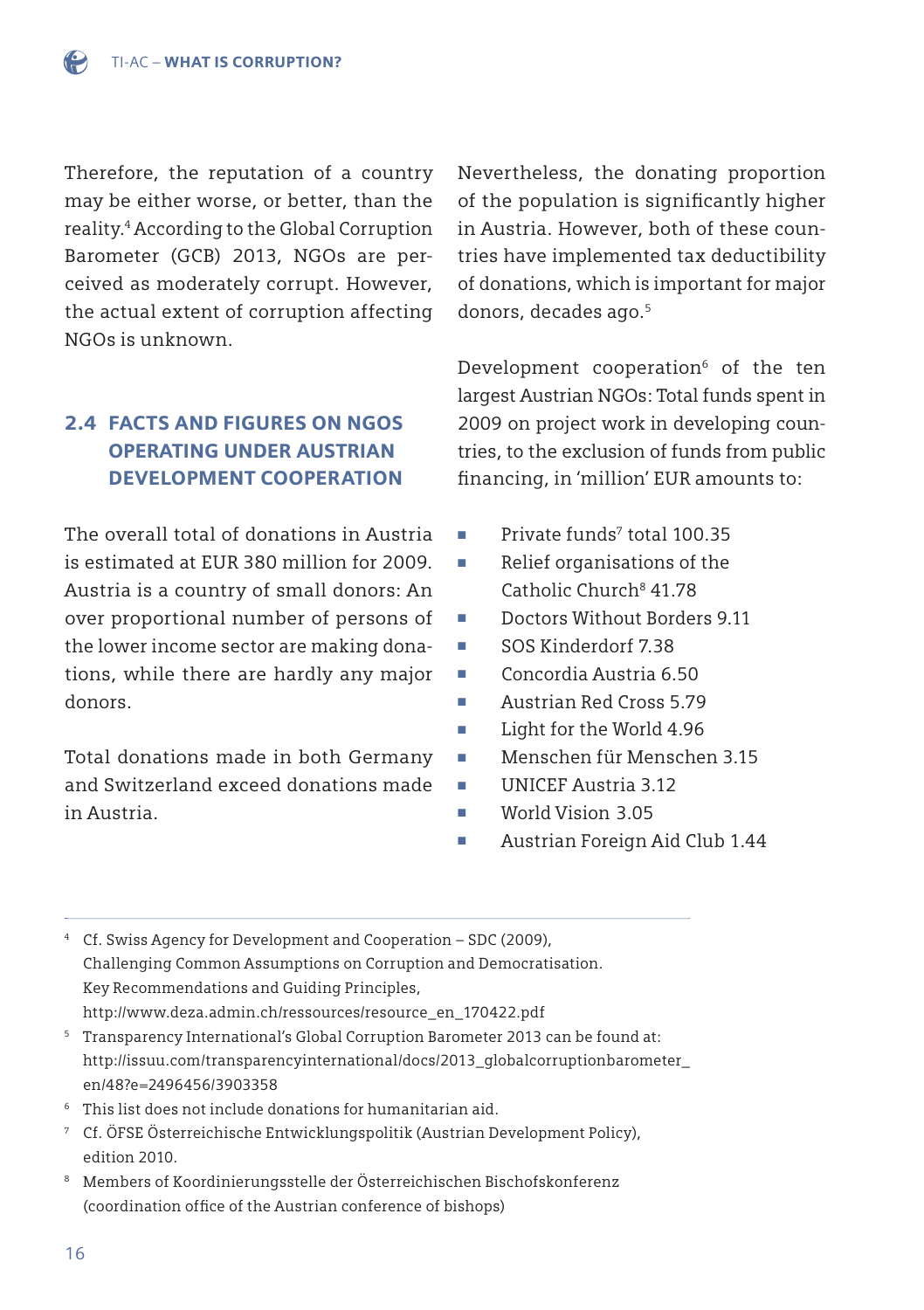Therefore, the reputation of a country may be either worse, or better, than the reality.[4] According to the Global Corruption Barometer (GCB) 2013, NGOs are perceived as moderately corrupt. However, the actual extent of corruption affecting NGOs is unknown.

## 2.4 FACTS AND FIGURES ON NGOS OPERATING UNDER AUSTRIAN DEVELOPMENT COOPERATION

The overall total of donations in Austria is estimated at EUR 380 million for 2009. Austria is a country of small donors: An over proportional number of persons of the lower income sector are making donations, while there are hardly any major donors.

Total donations made in both Germany and Switzerland exceed donations made in Austria.

Nevertheless, the donating proportion of the population is significantly higher in Austria. However, both of these countries have implemented tax deductibility of donations, which is important for major donors, decades ago.[5]

Development cooperation[6] of the ten largest Austrian NGOs: Total funds spent in 2009 on project work in developing countries, to the exclusion of funds from public financing, in 'million' EUR amounts to:

- Private funds[7] total 100.35
- Relief organisations of the Catholic Church[8] 41.78
- Doctors Without Borders 9.11
- SOS Kinderdorf 7.38
- Concordia Austria 6.50
- Austrian Red Cross 5.79
- Light for the World 4.96
- Menschen für Menschen 3.15
- UNICEF Austria 3.12
- World Vision 3.05
- Austrian Foreign Aid Club 1.44

---

[4] Cf. Swiss Agency for Development and Cooperation – SDC (2009), Challenging Common Assumptions on Corruption and Democratisation. Key Recommendations and Guiding Principles, http://www.deza.admin.ch/ressources/resource_en_170422.pdf

[5] Transparency International's Global Corruption Barometer 2013 can be found at: http://issuu.com/transparencyinternational/docs/2013_globalcorruptionbarometer_en/48?e=2496456/3903358

[6] This list does not include donations for humanitarian aid.

[7] Cf. ÖFSE Österreichische Entwicklungspolitik (Austrian Development Policy), edition 2010.

[8] Members of Koordinierungsstelle der Österreichischen Bischofskonferenz (coordination office of the Austrian conference of bishops)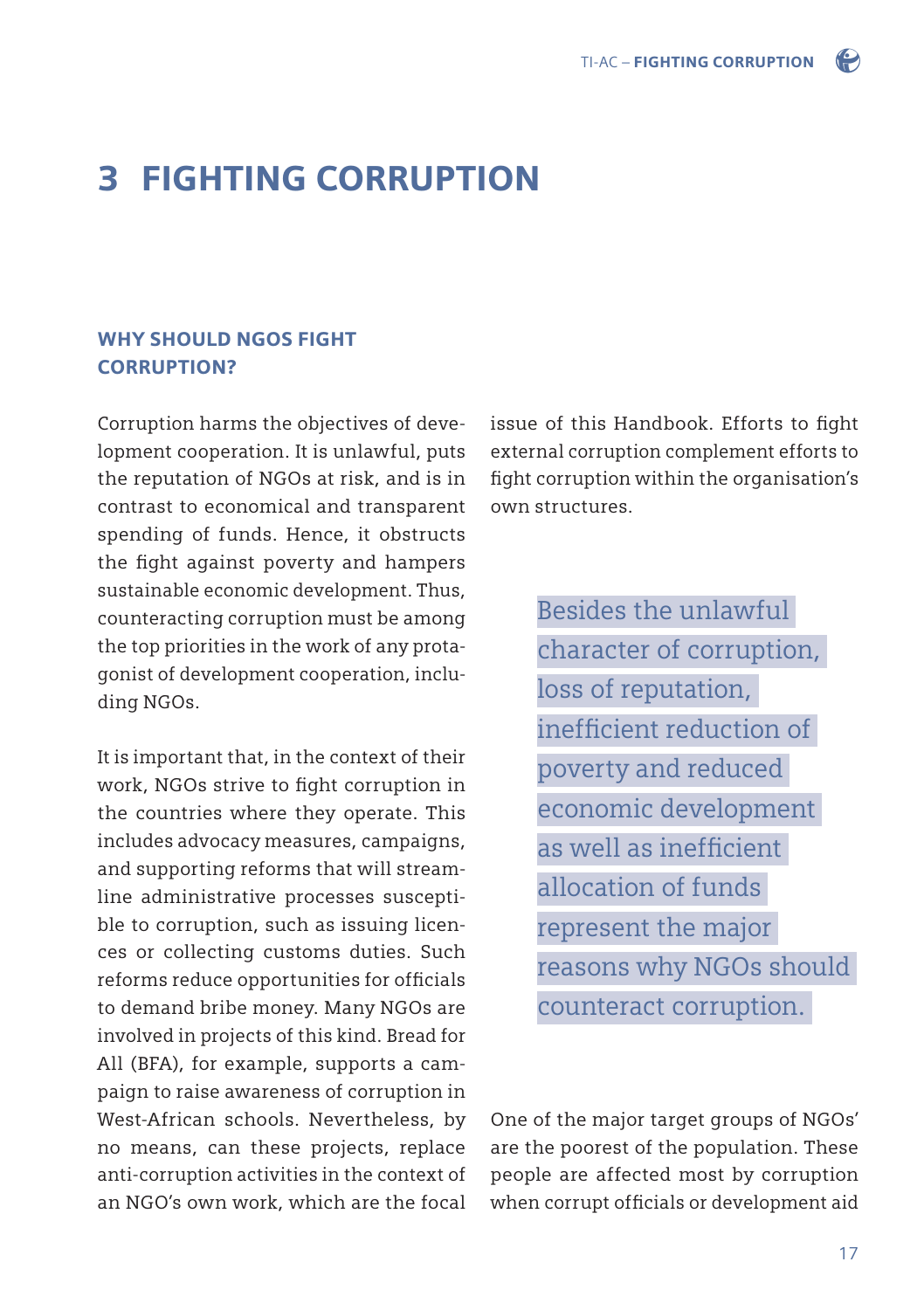# 3 FIGHTING CORRUPTION

### WHY SHOULD NGOS FIGHT CORRUPTION?

Corruption harms the objectives of development cooperation. It is unlawful, puts the reputation of NGOs at risk, and is in contrast to economical and transparent spending of funds. Hence, it obstructs the fight against poverty and hampers sustainable economic development. Thus, counteracting corruption must be among the top priorities in the work of any protagonist of development cooperation, including NGOs.

It is important that, in the context of their work, NGOs strive to fight corruption in the countries where they operate. This includes advocacy measures, campaigns, and supporting reforms that will streamline administrative processes susceptible to corruption, such as issuing licences or collecting customs duties. Such reforms reduce opportunities for officials to demand bribe money. Many NGOs are involved in projects of this kind. Bread for All (BFA), for example, supports a campaign to raise awareness of corruption in West-African schools. Nevertheless, by no means, can these projects, replace anti-corruption activities in the context of an NGO's own work, which are the focal issue of this Handbook. Efforts to fight external corruption complement efforts to fight corruption within the organisation's own structures.

> Besides the unlawful character of corruption, loss of reputation, inefficient reduction of poverty and reduced economic development as well as inefficient allocation of funds represent the major reasons why NGOs should counteract corruption.

One of the major target groups of NGOs' are the poorest of the population. These people are affected most by corruption when corrupt officials or development aid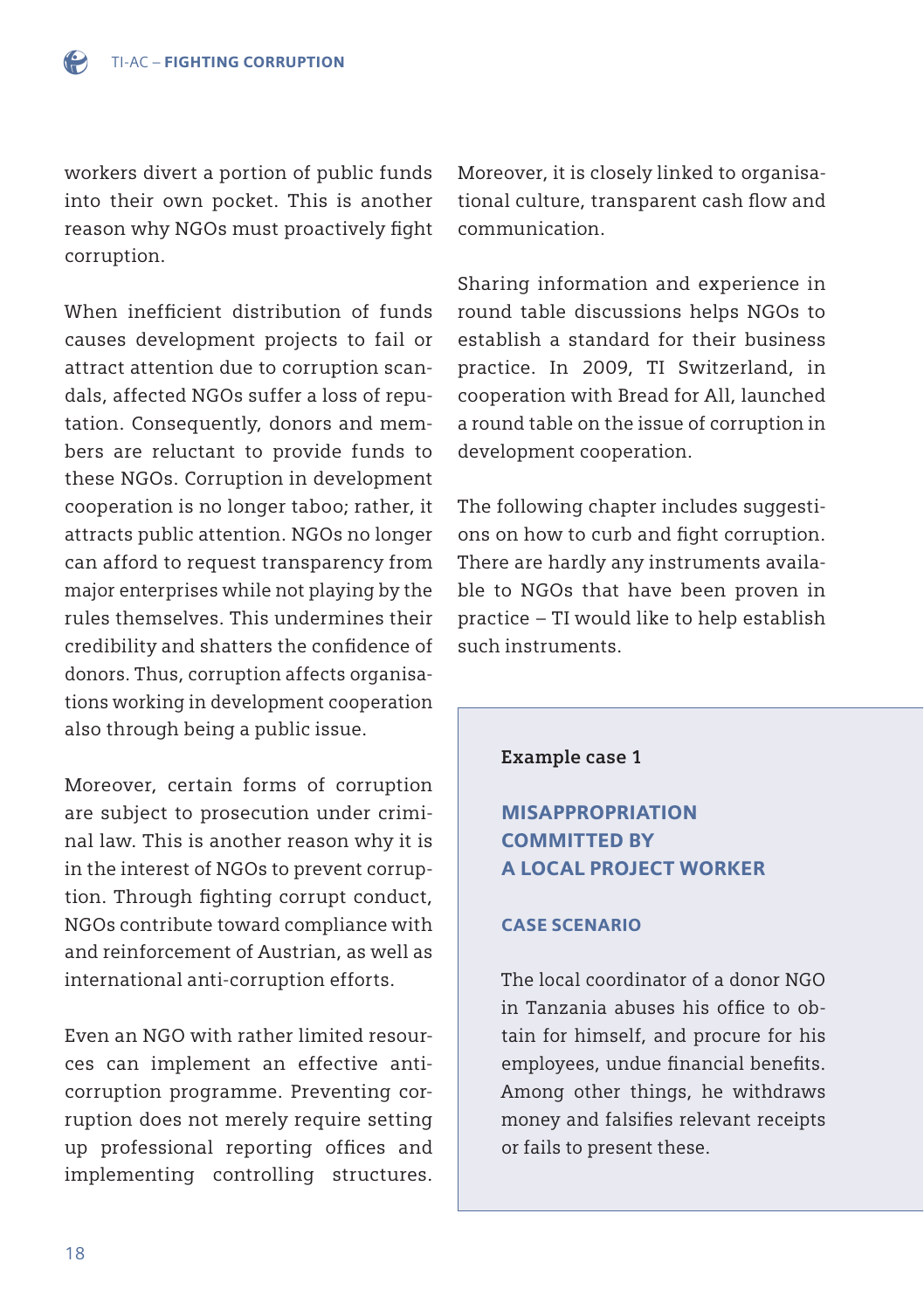workers divert a portion of public funds into their own pocket. This is another reason why NGOs must proactively fight corruption.

When inefficient distribution of funds causes development projects to fail or attract attention due to corruption scandals, affected NGOs suffer a loss of reputation. Consequently, donors and members are reluctant to provide funds to these NGOs. Corruption in development cooperation is no longer taboo; rather, it attracts public attention. NGOs no longer can afford to request transparency from major enterprises while not playing by the rules themselves. This undermines their credibility and shatters the confidence of donors. Thus, corruption affects organisations working in development cooperation also through being a public issue.

Moreover, certain forms of corruption are subject to prosecution under criminal law. This is another reason why it is in the interest of NGOs to prevent corruption. Through fighting corrupt conduct, NGOs contribute toward compliance with and reinforcement of Austrian, as well as international anti-corruption efforts.

Even an NGO with rather limited resources can implement an effective anti-corruption programme. Preventing corruption does not merely require setting up professional reporting offices and implementing controlling structures. Moreover, it is closely linked to organisational culture, transparent cash flow and communication.

Sharing information and experience in round table discussions helps NGOs to establish a standard for their business practice. In 2009, TI Switzerland, in cooperation with Bread for All, launched a round table on the issue of corruption in development cooperation.

The following chapter includes suggestions on how to curb and fight corruption. There are hardly any instruments available to NGOs that have been proven in practice – TI would like to help establish such instruments.

**Example case 1**

## MISAPPROPRIATION COMMITTED BY A LOCAL PROJECT WORKER

### CASE SCENARIO

The local coordinator of a donor NGO in Tanzania abuses his office to obtain for himself, and procure for his employees, undue financial benefits. Among other things, he withdraws money and falsifies relevant receipts or fails to present these.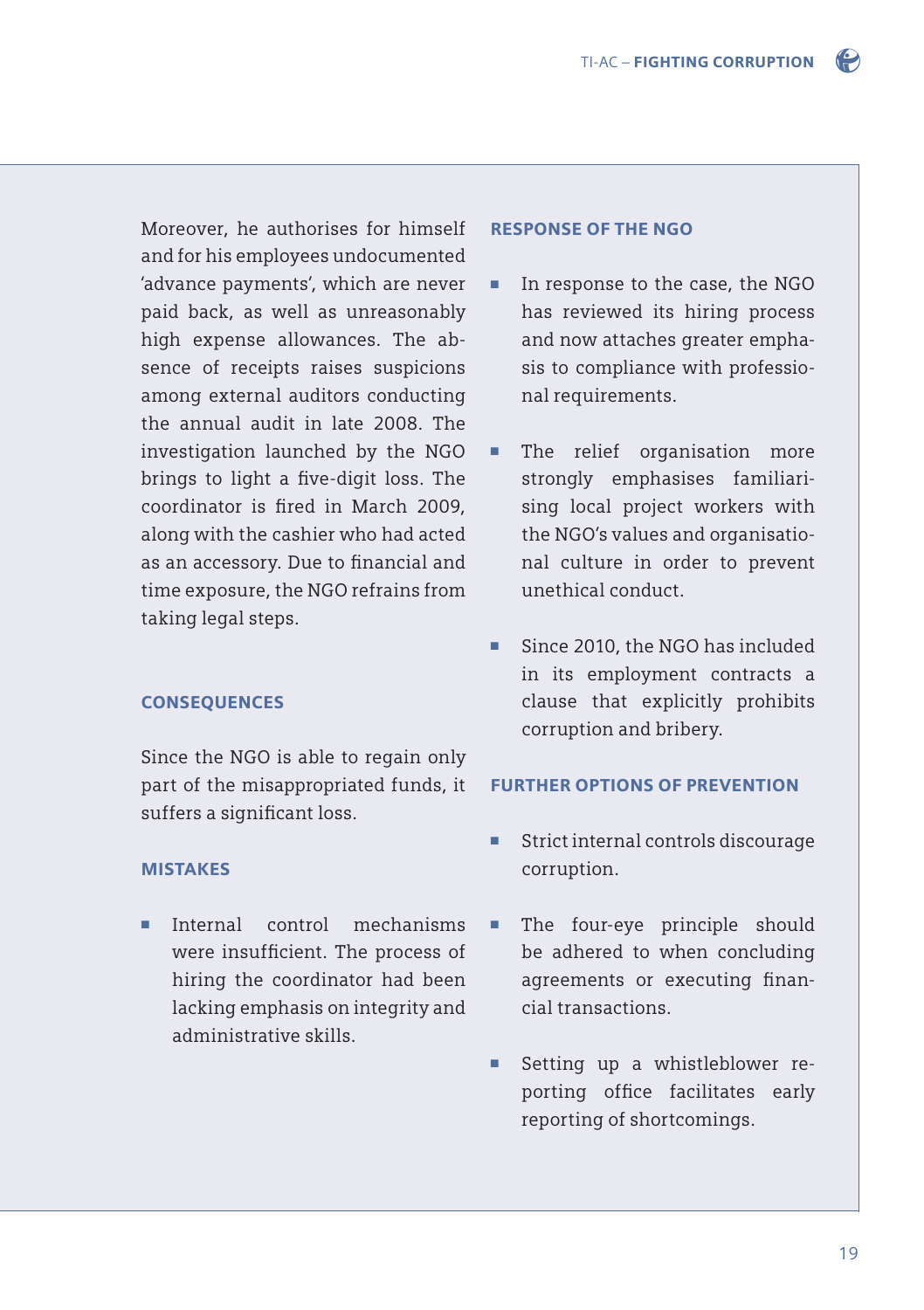Moreover, he authorises for himself and for his employees undocumented 'advance payments', which are never paid back, as well as unreasonably high expense allowances. The absence of receipts raises suspicions among external auditors conducting the annual audit in late 2008. The investigation launched by the NGO brings to light a five-digit loss. The coordinator is fired in March 2009, along with the cashier who had acted as an accessory. Due to financial and time exposure, the NGO refrains from taking legal steps.

### CONSEQUENCES

Since the NGO is able to regain only part of the misappropriated funds, it suffers a significant loss.

### MISTAKES

- Internal control mechanisms were insufficient. The process of hiring the coordinator had been lacking emphasis on integrity and administrative skills.

### RESPONSE OF THE NGO

- In response to the case, the NGO has reviewed its hiring process and now attaches greater emphasis to compliance with professional requirements.
- The relief organisation more strongly emphasises familiarising local project workers with the NGO's values and organisational culture in order to prevent unethical conduct.
- Since 2010, the NGO has included in its employment contracts a clause that explicitly prohibits corruption and bribery.

### FURTHER OPTIONS OF PREVENTION

- Strict internal controls discourage corruption.
- The four-eye principle should be adhered to when concluding agreements or executing financial transactions.
- Setting up a whistleblower reporting office facilitates early reporting of shortcomings.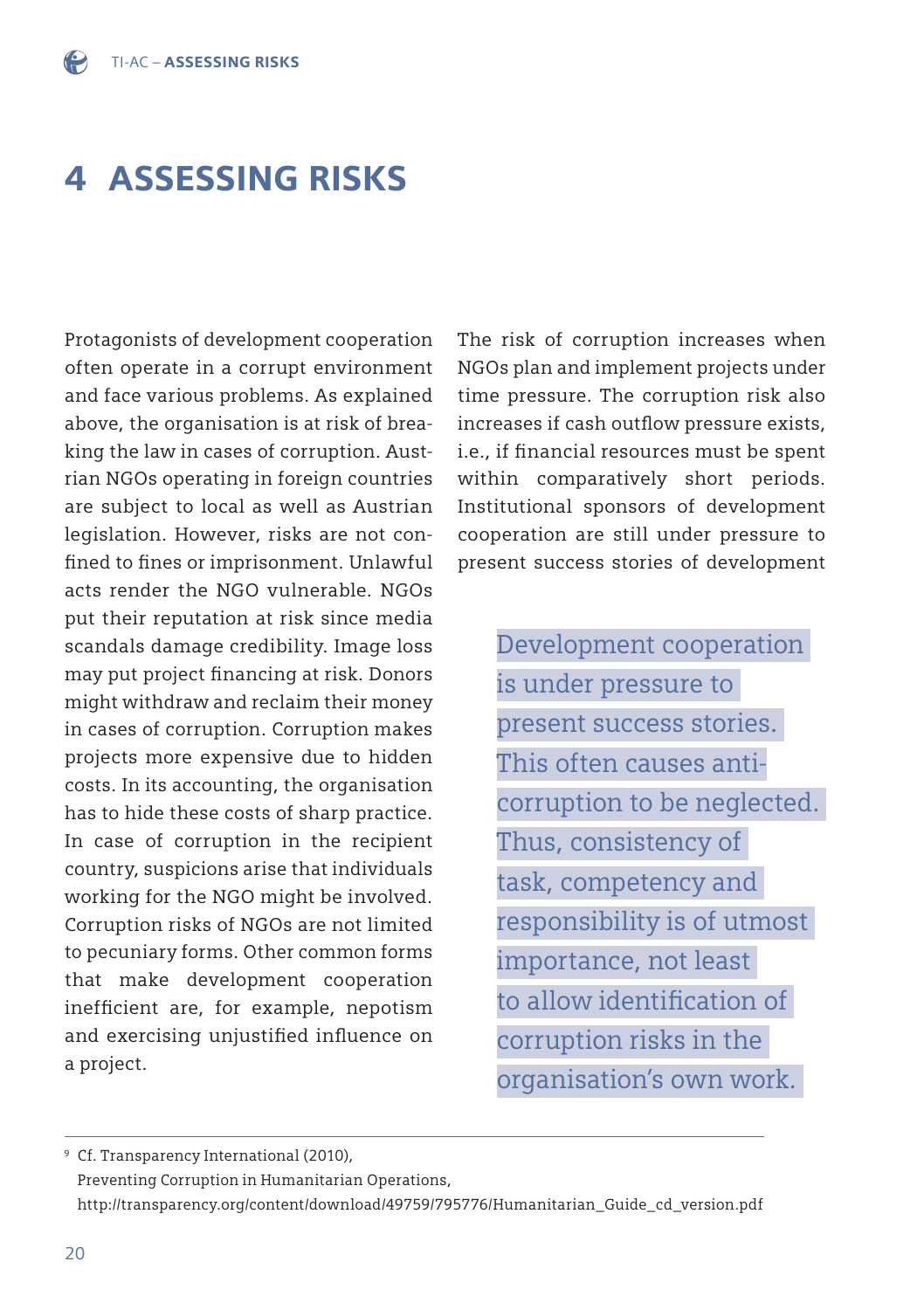# 4 ASSESSING RISKS

Protagonists of development cooperation often operate in a corrupt environment and face various problems. As explained above, the organisation is at risk of breaking the law in cases of corruption. Austrian NGOs operating in foreign countries are subject to local as well as Austrian legislation. However, risks are not confined to fines or imprisonment. Unlawful acts render the NGO vulnerable. NGOs put their reputation at risk since media scandals damage credibility. Image loss may put project financing at risk. Donors might withdraw and reclaim their money in cases of corruption. Corruption makes projects more expensive due to hidden costs. In its accounting, the organisation has to hide these costs of sharp practice. In case of corruption in the recipient country, suspicions arise that individuals working for the NGO might be involved. Corruption risks of NGOs are not limited to pecuniary forms. Other common forms that make development cooperation inefficient are, for example, nepotism and exercising unjustified influence on a project.

The risk of corruption increases when NGOs plan and implement projects under time pressure. The corruption risk also increases if cash outflow pressure exists, i.e., if financial resources must be spent within comparatively short periods. Institutional sponsors of development cooperation are still under pressure to present success stories of development

> Development cooperation is under pressure to present success stories. This often causes anti-corruption to be neglected. Thus, consistency of task, competency and responsibility is of utmost importance, not least to allow identification of corruption risks in the organisation's own work.

[9] Cf. Transparency International (2010), Preventing Corruption in Humanitarian Operations, http://transparency.org/content/download/49759/795776/Humanitarian_Guide_cd_version.pdf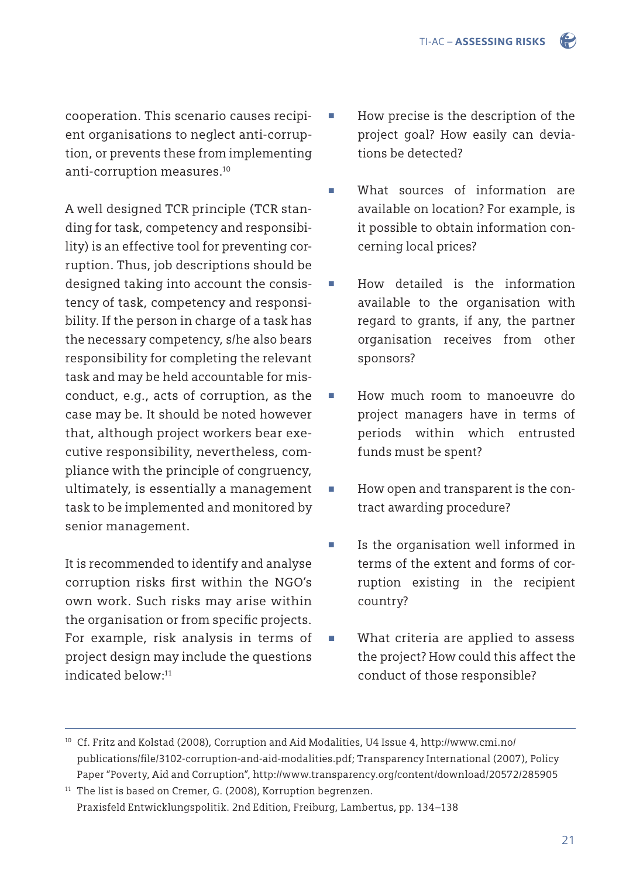cooperation. This scenario causes recipient organisations to neglect anti-corruption, or prevents these from implementing anti-corruption measures.[10]

A well designed TCR principle (TCR standing for task, competency and responsibility) is an effective tool for preventing corruption. Thus, job descriptions should be designed taking into account the consistency of task, competency and responsibility. If the person in charge of a task has the necessary competency, s/he also bears responsibility for completing the relevant task and may be held accountable for misconduct, e.g., acts of corruption, as the case may be. It should be noted however that, although project workers bear executive responsibility, nevertheless, compliance with the principle of congruency, ultimately, is essentially a management task to be implemented and monitored by senior management.

It is recommended to identify and analyse corruption risks first within the NGO's own work. Such risks may arise within the organisation or from specific projects. For example, risk analysis in terms of project design may include the questions indicated below:[11]

- How precise is the description of the project goal? How easily can deviations be detected?
- What sources of information are available on location? For example, is it possible to obtain information concerning local prices?
- How detailed is the information available to the organisation with regard to grants, if any, the partner organisation receives from other sponsors?
- How much room to manoeuvre do project managers have in terms of periods within which entrusted funds must be spent?
- How open and transparent is the contract awarding procedure?
- Is the organisation well informed in terms of the extent and forms of corruption existing in the recipient country?
- What criteria are applied to assess the project? How could this affect the conduct of those responsible?

---

[10] Cf. Fritz and Kolstad (2008), Corruption and Aid Modalities, U4 Issue 4, http://www.cmi.no/publications/file/3102-corruption-and-aid-modalities.pdf; Transparency International (2007), Policy Paper "Poverty, Aid and Corruption", http://www.transparency.org/content/download/20572/285905

[11] The list is based on Cremer, G. (2008), Korruption begrenzen. Praxisfeld Entwicklungspolitik. 2nd Edition, Freiburg, Lambertus, pp. 134–138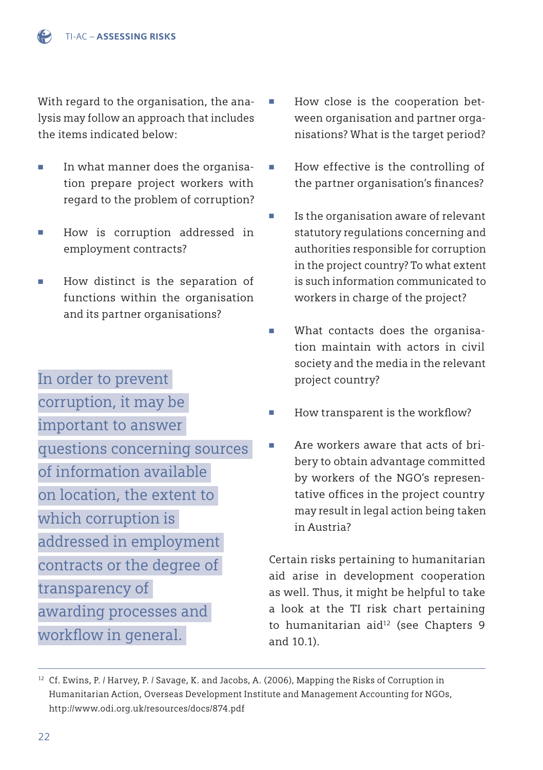With regard to the organisation, the analysis may follow an approach that includes the items indicated below:

- In what manner does the organisation prepare project workers with regard to the problem of corruption?
- How is corruption addressed in employment contracts?
- How distinct is the separation of functions within the organisation and its partner organisations?

In order to prevent corruption, it may be important to answer questions concerning sources of information available on location, the extent to which corruption is addressed in employment contracts or the degree of transparency of awarding processes and workflow in general.

- How close is the cooperation between organisation and partner organisations? What is the target period?
- How effective is the controlling of the partner organisation's finances?
- Is the organisation aware of relevant statutory regulations concerning and authorities responsible for corruption in the project country? To what extent is such information communicated to workers in charge of the project?
- What contacts does the organisation maintain with actors in civil society and the media in the relevant project country?
- How transparent is the workflow?
- Are workers aware that acts of bribery to obtain advantage committed by workers of the NGO's representative offices in the project country may result in legal action being taken in Austria?

Certain risks pertaining to humanitarian aid arise in development cooperation as well. Thus, it might be helpful to take a look at the TI risk chart pertaining to humanitarian aid[12] (see Chapters 9 and 10.1).

[12] Cf. Ewins, P. / Harvey, P. / Savage, K. and Jacobs, A. (2006), Mapping the Risks of Corruption in Humanitarian Action, Overseas Development Institute and Management Accounting for NGOs, http://www.odi.org.uk/resources/docs/874.pdf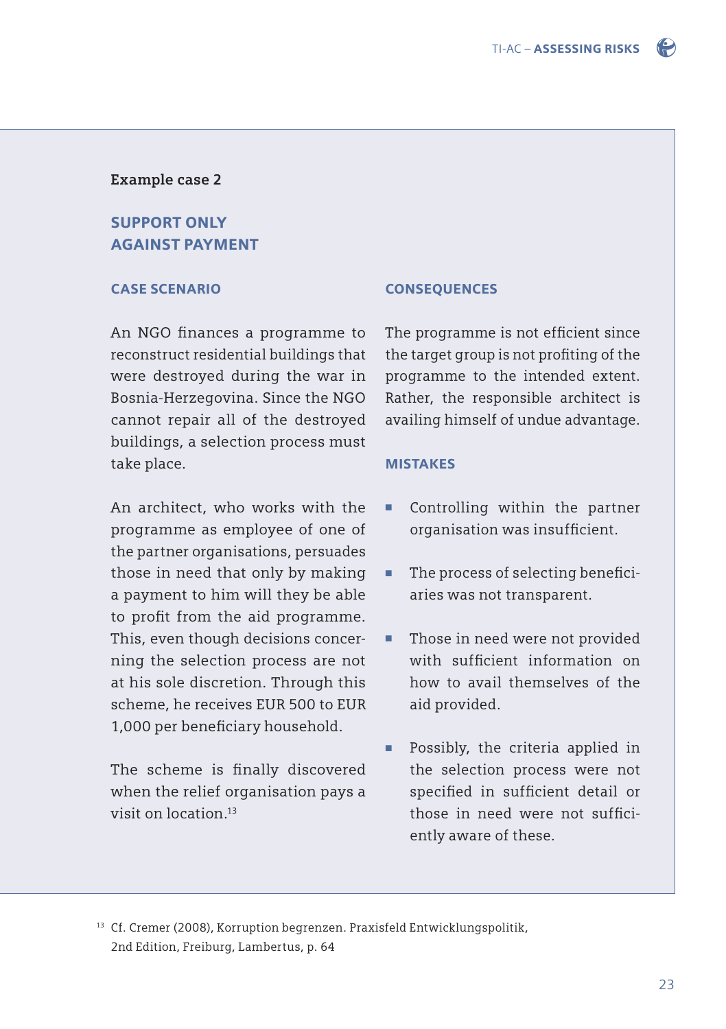**Example case 2**

## SUPPORT ONLY AGAINST PAYMENT

### CASE SCENARIO

An NGO finances a programme to reconstruct residential buildings that were destroyed during the war in Bosnia-Herzegovina. Since the NGO cannot repair all of the destroyed buildings, a selection process must take place.

An architect, who works with the programme as employee of one of the partner organisations, persuades those in need that only by making a payment to him will they be able to profit from the aid programme. This, even though decisions concerning the selection process are not at his sole discretion. Through this scheme, he receives EUR 500 to EUR 1,000 per beneficiary household.

The scheme is finally discovered when the relief organisation pays a visit on location.[13]

### CONSEQUENCES

The programme is not efficient since the target group is not profiting of the programme to the intended extent. Rather, the responsible architect is availing himself of undue advantage.

### MISTAKES

- Controlling within the partner organisation was insufficient.
- The process of selecting beneficiaries was not transparent.
- Those in need were not provided with sufficient information on how to avail themselves of the aid provided.
- Possibly, the criteria applied in the selection process were not specified in sufficient detail or those in need were not sufficiently aware of these.

[13] Cf. Cremer (2008), Korruption begrenzen. Praxisfeld Entwicklungspolitik, 2nd Edition, Freiburg, Lambertus, p. 64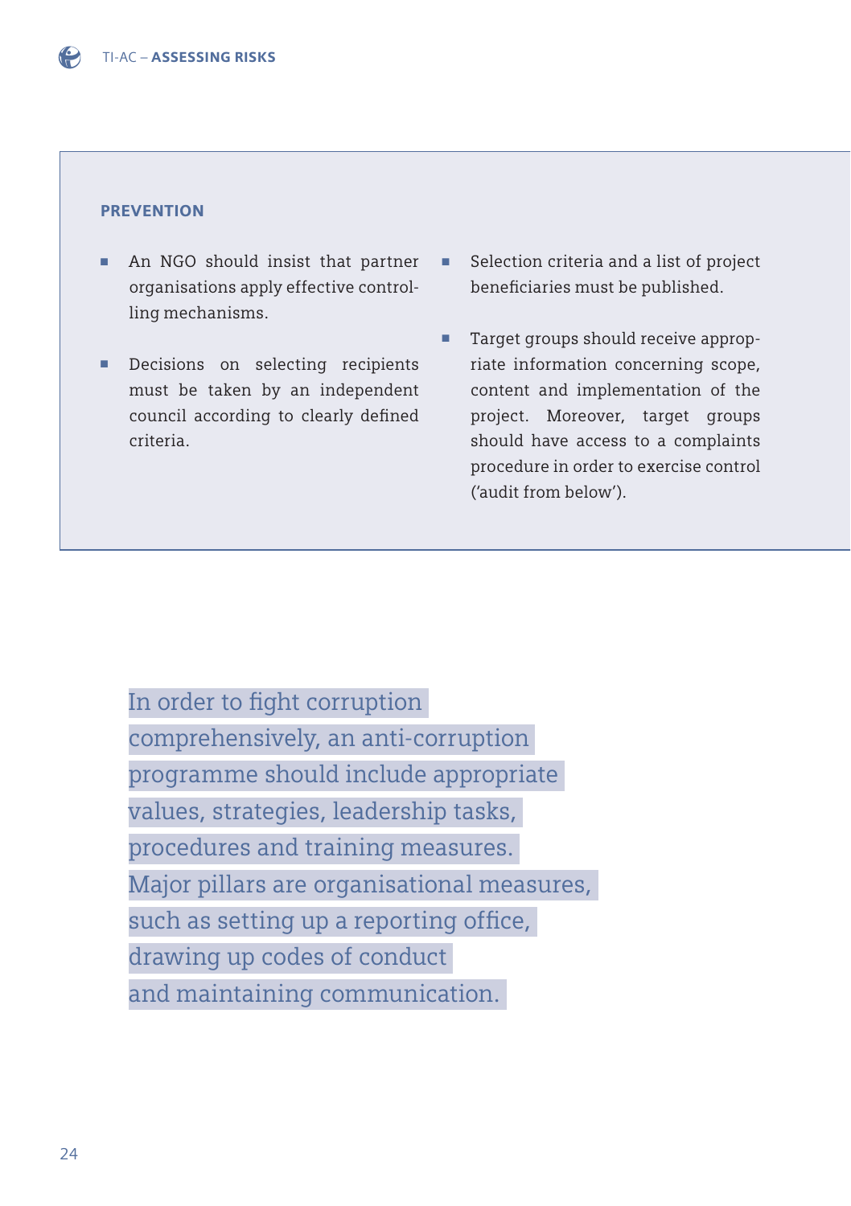### PREVENTION

- An NGO should insist that partner organisations apply effective controlling mechanisms.
- Decisions on selecting recipients must be taken by an independent council according to clearly defined criteria.
- Selection criteria and a list of project beneficiaries must be published.
- Target groups should receive appropriate information concerning scope, content and implementation of the project. Moreover, target groups should have access to a complaints procedure in order to exercise control ('audit from below').

In order to fight corruption comprehensively, an anti-corruption programme should include appropriate values, strategies, leadership tasks, procedures and training measures. Major pillars are organisational measures, such as setting up a reporting office, drawing up codes of conduct and maintaining communication.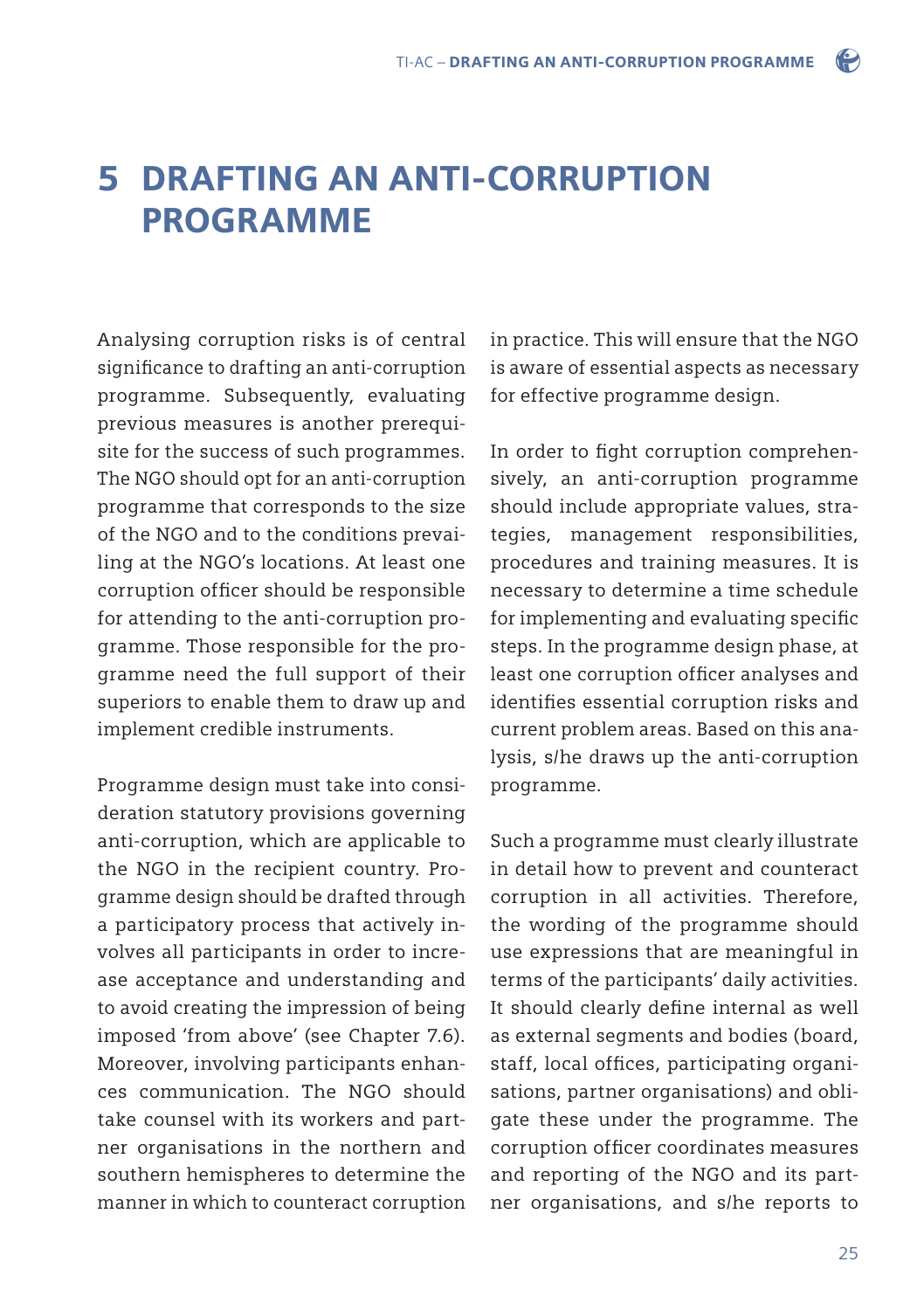# 5 DRAFTING AN ANTI-CORRUPTION PROGRAMME

Analysing corruption risks is of central significance to drafting an anti-corruption programme. Subsequently, evaluating previous measures is another prerequisite for the success of such programmes. The NGO should opt for an anti-corruption programme that corresponds to the size of the NGO and to the conditions prevailing at the NGO's locations. At least one corruption officer should be responsible for attending to the anti-corruption programme. Those responsible for the programme need the full support of their superiors to enable them to draw up and implement credible instruments.

Programme design must take into consideration statutory provisions governing anti-corruption, which are applicable to the NGO in the recipient country. Programme design should be drafted through a participatory process that actively involves all participants in order to increase acceptance and understanding and to avoid creating the impression of being imposed 'from above' (see Chapter 7.6). Moreover, involving participants enhances communication. The NGO should take counsel with its workers and partner organisations in the northern and southern hemispheres to determine the manner in which to counteract corruption in practice. This will ensure that the NGO is aware of essential aspects as necessary for effective programme design.

In order to fight corruption comprehensively, an anti-corruption programme should include appropriate values, strategies, management responsibilities, procedures and training measures. It is necessary to determine a time schedule for implementing and evaluating specific steps. In the programme design phase, at least one corruption officer analyses and identifies essential corruption risks and current problem areas. Based on this analysis, s/he draws up the anti-corruption programme.

Such a programme must clearly illustrate in detail how to prevent and counteract corruption in all activities. Therefore, the wording of the programme should use expressions that are meaningful in terms of the participants' daily activities. It should clearly define internal as well as external segments and bodies (board, staff, local offices, participating organisations, partner organisations) and obligate these under the programme. The corruption officer coordinates measures and reporting of the NGO and its partner organisations, and s/he reports to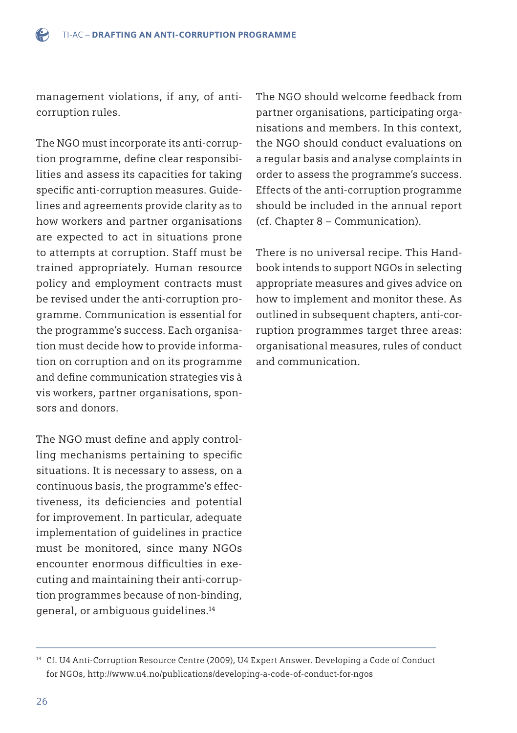management violations, if any, of anti-corruption rules.

The NGO must incorporate its anti-corruption programme, define clear responsibilities and assess its capacities for taking specific anti-corruption measures. Guidelines and agreements provide clarity as to how workers and partner organisations are expected to act in situations prone to attempts at corruption. Staff must be trained appropriately. Human resource policy and employment contracts must be revised under the anti-corruption programme. Communication is essential for the programme's success. Each organisation must decide how to provide information on corruption and on its programme and define communication strategies vis à vis workers, partner organisations, sponsors and donors.

The NGO must define and apply controlling mechanisms pertaining to specific situations. It is necessary to assess, on a continuous basis, the programme's effectiveness, its deficiencies and potential for improvement. In particular, adequate implementation of guidelines in practice must be monitored, since many NGOs encounter enormous difficulties in executing and maintaining their anti-corruption programmes because of non-binding, general, or ambiguous guidelines.[14]

The NGO should welcome feedback from partner organisations, participating organisations and members. In this context, the NGO should conduct evaluations on a regular basis and analyse complaints in order to assess the programme's success. Effects of the anti-corruption programme should be included in the annual report (cf. Chapter 8 – Communication).

There is no universal recipe. This Handbook intends to support NGOs in selecting appropriate measures and gives advice on how to implement and monitor these. As outlined in subsequent chapters, anti-corruption programmes target three areas: organisational measures, rules of conduct and communication.

---

[14] Cf. U4 Anti-Corruption Resource Centre (2009), U4 Expert Answer. Developing a Code of Conduct for NGOs, http://www.u4.no/publications/developing-a-code-of-conduct-for-ngos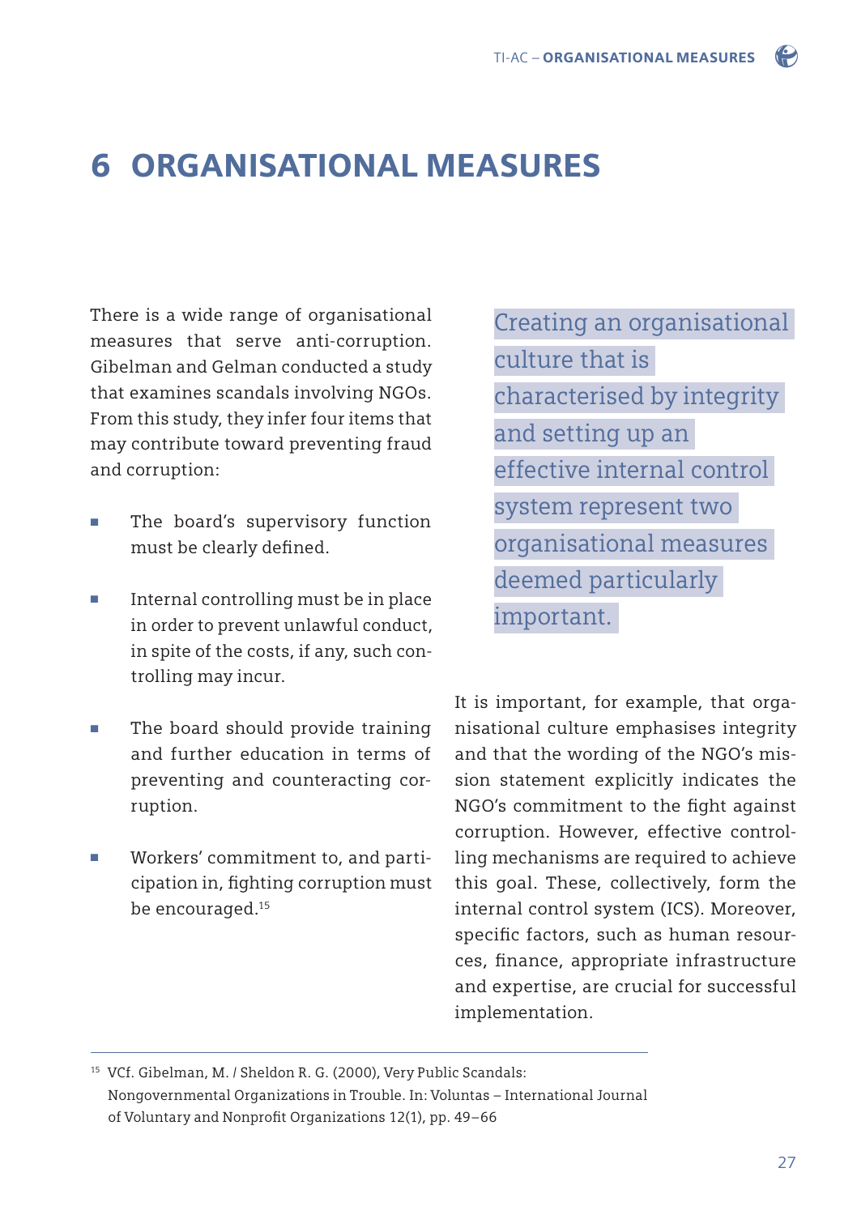# 6 ORGANISATIONAL MEASURES

There is a wide range of organisational measures that serve anti-corruption. Gibelman and Gelman conducted a study that examines scandals involving NGOs. From this study, they infer four items that may contribute toward preventing fraud and corruption:

- The board's supervisory function must be clearly defined.
- Internal controlling must be in place in order to prevent unlawful conduct, in spite of the costs, if any, such controlling may incur.
- The board should provide training and further education in terms of preventing and counteracting corruption.
- Workers' commitment to, and participation in, fighting corruption must be encouraged.[15]

Creating an organisational culture that is characterised by integrity and setting up an effective internal control system represent two organisational measures deemed particularly important.

It is important, for example, that organisational culture emphasises integrity and that the wording of the NGO's mission statement explicitly indicates the NGO's commitment to the fight against corruption. However, effective controlling mechanisms are required to achieve this goal. These, collectively, form the internal control system (ICS). Moreover, specific factors, such as human resources, finance, appropriate infrastructure and expertise, are crucial for successful implementation.

---

[15] VCf. Gibelman, M. / Sheldon R. G. (2000), Very Public Scandals: Nongovernmental Organizations in Trouble. In: Voluntas – International Journal of Voluntary and Nonprofit Organizations 12(1), pp. 49–66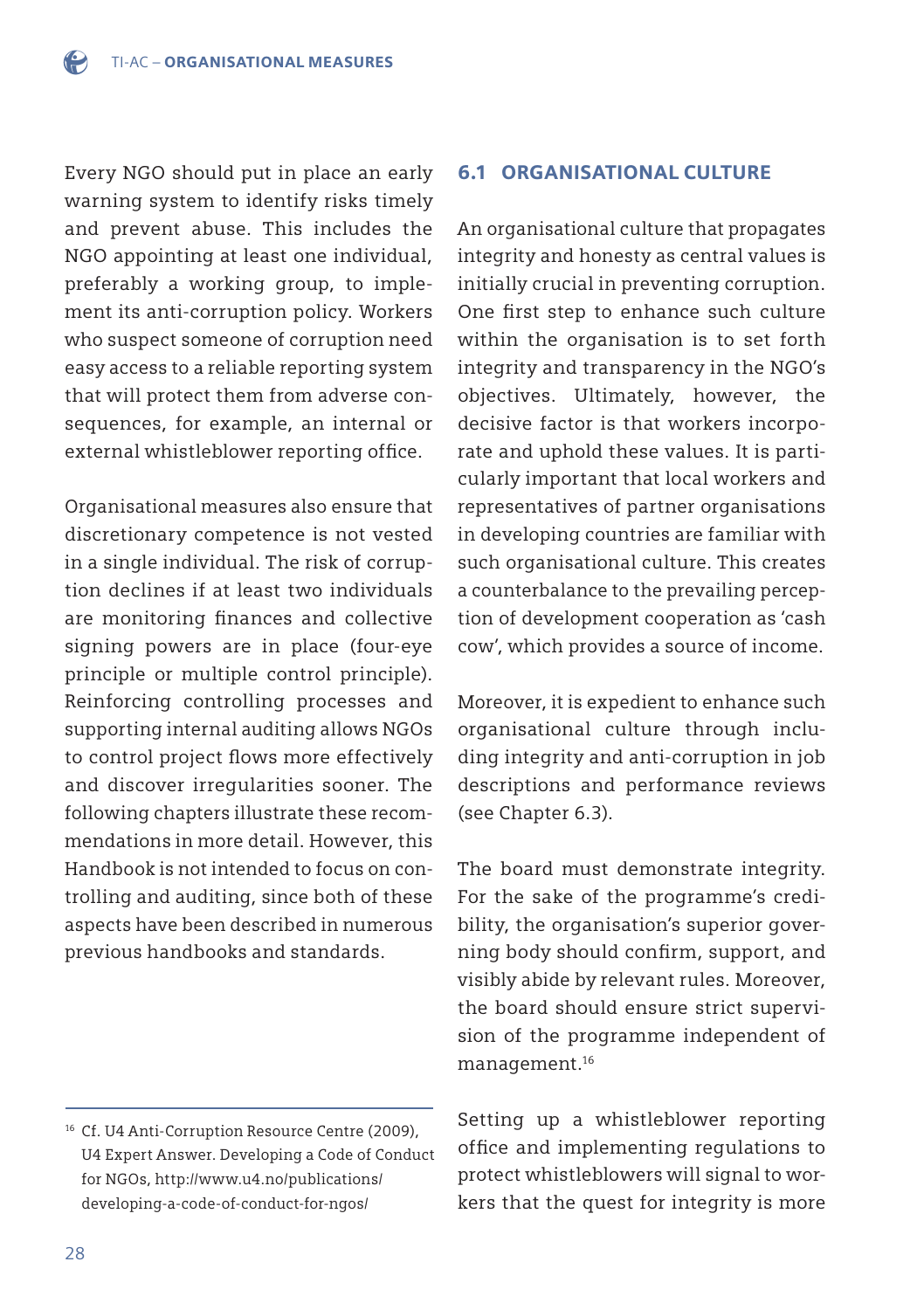Every NGO should put in place an early warning system to identify risks timely and prevent abuse. This includes the NGO appointing at least one individual, preferably a working group, to implement its anti-corruption policy. Workers who suspect someone of corruption need easy access to a reliable reporting system that will protect them from adverse consequences, for example, an internal or external whistleblower reporting office.

Organisational measures also ensure that discretionary competence is not vested in a single individual. The risk of corruption declines if at least two individuals are monitoring finances and collective signing powers are in place (four-eye principle or multiple control principle). Reinforcing controlling processes and supporting internal auditing allows NGOs to control project flows more effectively and discover irregularities sooner. The following chapters illustrate these recommendations in more detail. However, this Handbook is not intended to focus on controlling and auditing, since both of these aspects have been described in numerous previous handbooks and standards.

## 6.1 ORGANISATIONAL CULTURE

An organisational culture that propagates integrity and honesty as central values is initially crucial in preventing corruption. One first step to enhance such culture within the organisation is to set forth integrity and transparency in the NGO's objectives. Ultimately, however, the decisive factor is that workers incorporate and uphold these values. It is particularly important that local workers and representatives of partner organisations in developing countries are familiar with such organisational culture. This creates a counterbalance to the prevailing perception of development cooperation as 'cash cow', which provides a source of income.

Moreover, it is expedient to enhance such organisational culture through including integrity and anti-corruption in job descriptions and performance reviews (see Chapter 6.3).

The board must demonstrate integrity. For the sake of the programme's credibility, the organisation's superior governing body should confirm, support, and visibly abide by relevant rules. Moreover, the board should ensure strict supervision of the programme independent of management.[16]

Setting up a whistleblower reporting office and implementing regulations to protect whistleblowers will signal to workers that the quest for integrity is more

[16] Cf. U4 Anti-Corruption Resource Centre (2009), U4 Expert Answer. Developing a Code of Conduct for NGOs, http://www.u4.no/publications/developing-a-code-of-conduct-for-ngos/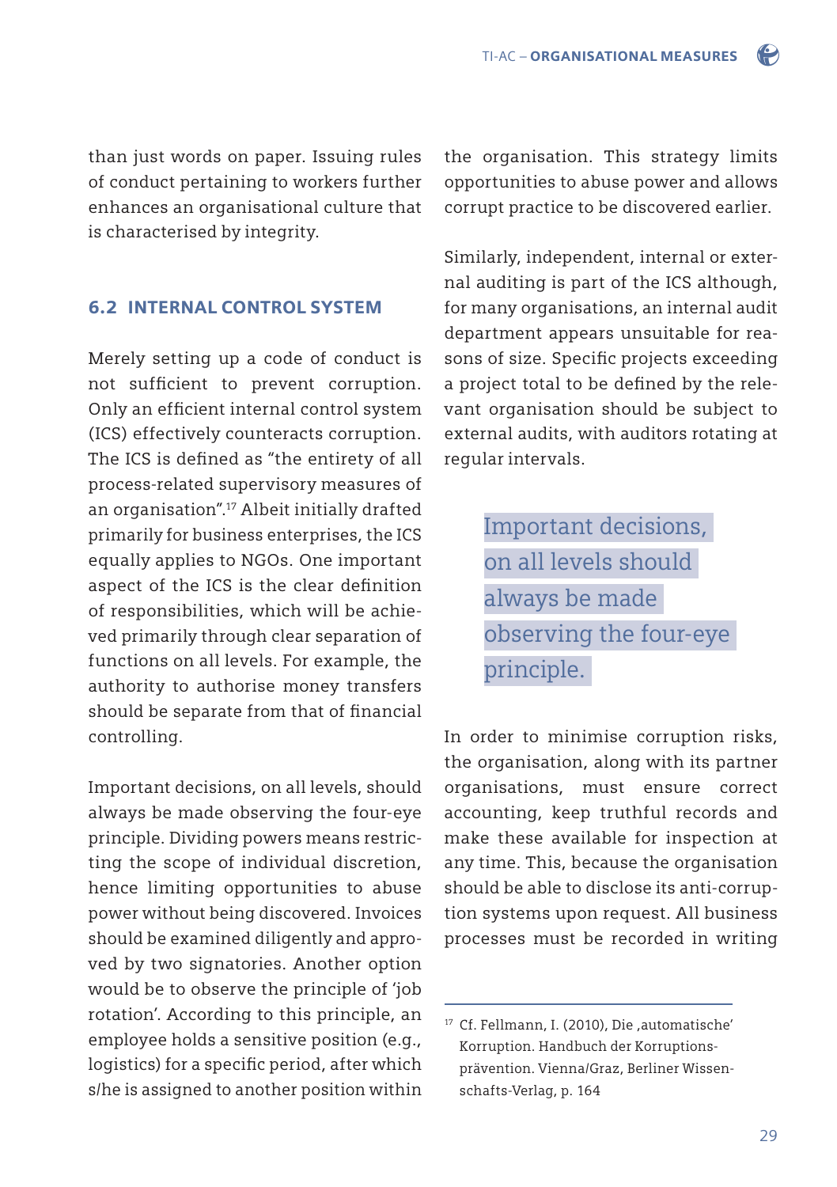than just words on paper. Issuing rules of conduct pertaining to workers further enhances an organisational culture that is characterised by integrity.

## 6.2 INTERNAL CONTROL SYSTEM

Merely setting up a code of conduct is not sufficient to prevent corruption. Only an efficient internal control system (ICS) effectively counteracts corruption. The ICS is defined as "the entirety of all process-related supervisory measures of an organisation".[17] Albeit initially drafted primarily for business enterprises, the ICS equally applies to NGOs. One important aspect of the ICS is the clear definition of responsibilities, which will be achieved primarily through clear separation of functions on all levels. For example, the authority to authorise money transfers should be separate from that of financial controlling.

Important decisions, on all levels, should always be made observing the four-eye principle. Dividing powers means restricting the scope of individual discretion, hence limiting opportunities to abuse power without being discovered. Invoices should be examined diligently and approved by two signatories. Another option would be to observe the principle of 'job rotation'. According to this principle, an employee holds a sensitive position (e.g., logistics) for a specific period, after which s/he is assigned to another position within the organisation. This strategy limits opportunities to abuse power and allows corrupt practice to be discovered earlier.

Similarly, independent, internal or external auditing is part of the ICS although, for many organisations, an internal audit department appears unsuitable for reasons of size. Specific projects exceeding a project total to be defined by the relevant organisation should be subject to external audits, with auditors rotating at regular intervals.

> Important decisions, on all levels should always be made observing the four-eye principle.

In order to minimise corruption risks, the organisation, along with its partner organisations, must ensure correct accounting, keep truthful records and make these available for inspection at any time. This, because the organisation should be able to disclose its anti-corruption systems upon request. All business processes must be recorded in writing

[17] Cf. Fellmann, I. (2010), Die ‚automatische' Korruption. Handbuch der Korruptionsprävention. Vienna/Graz, Berliner Wissenschafts-Verlag, p. 164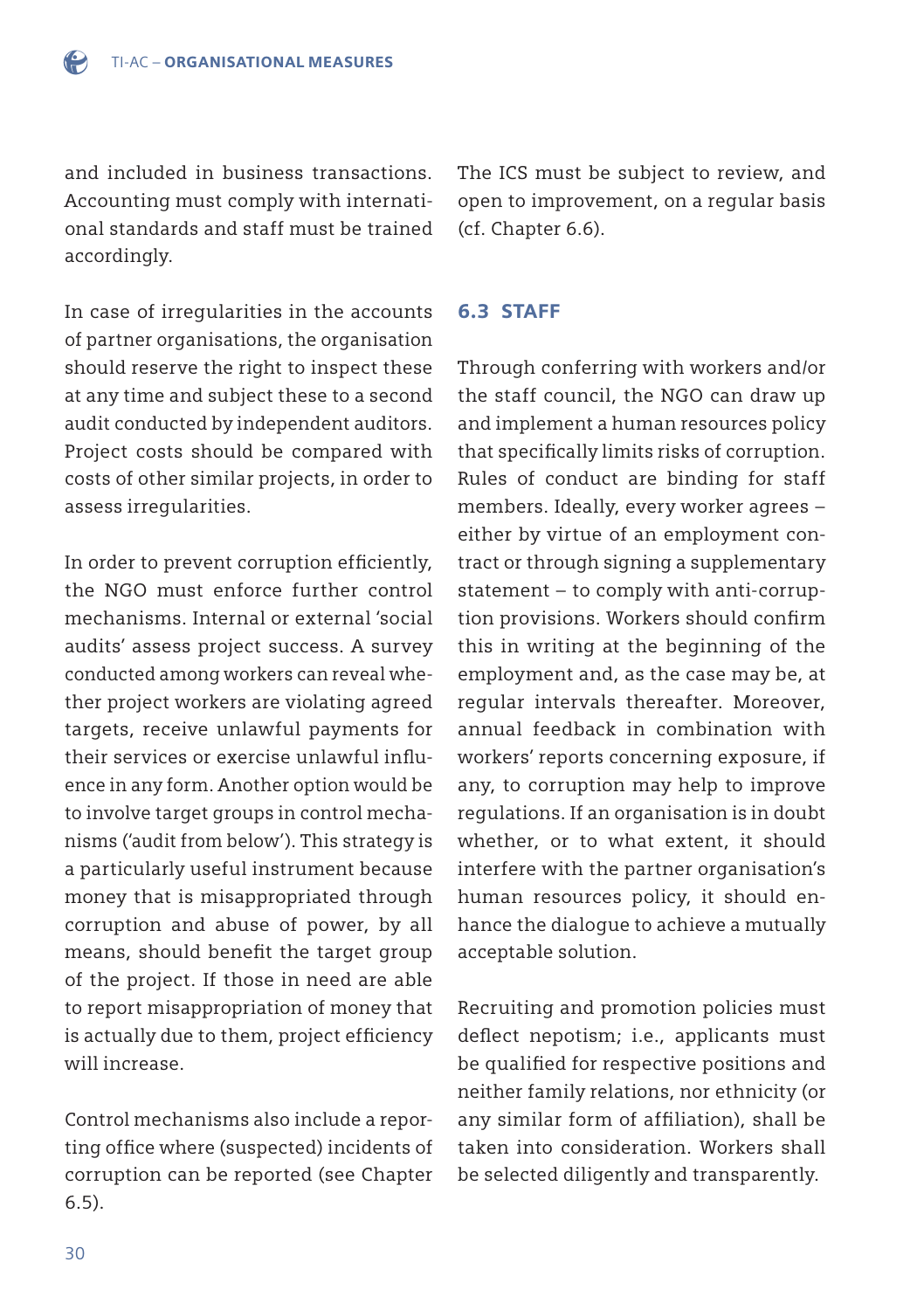and included in business transactions. Accounting must comply with international standards and staff must be trained accordingly.

In case of irregularities in the accounts of partner organisations, the organisation should reserve the right to inspect these at any time and subject these to a second audit conducted by independent auditors. Project costs should be compared with costs of other similar projects, in order to assess irregularities.

In order to prevent corruption efficiently, the NGO must enforce further control mechanisms. Internal or external 'social audits' assess project success. A survey conducted among workers can reveal whether project workers are violating agreed targets, receive unlawful payments for their services or exercise unlawful influence in any form. Another option would be to involve target groups in control mechanisms ('audit from below'). This strategy is a particularly useful instrument because money that is misappropriated through corruption and abuse of power, by all means, should benefit the target group of the project. If those in need are able to report misappropriation of money that is actually due to them, project efficiency will increase.

Control mechanisms also include a reporting office where (suspected) incidents of corruption can be reported (see Chapter 6.5).

The ICS must be subject to review, and open to improvement, on a regular basis (cf. Chapter 6.6).

## 6.3 STAFF

Through conferring with workers and/or the staff council, the NGO can draw up and implement a human resources policy that specifically limits risks of corruption. Rules of conduct are binding for staff members. Ideally, every worker agrees – either by virtue of an employment contract or through signing a supplementary statement – to comply with anti-corruption provisions. Workers should confirm this in writing at the beginning of the employment and, as the case may be, at regular intervals thereafter. Moreover, annual feedback in combination with workers' reports concerning exposure, if any, to corruption may help to improve regulations. If an organisation is in doubt whether, or to what extent, it should interfere with the partner organisation's human resources policy, it should enhance the dialogue to achieve a mutually acceptable solution.

Recruiting and promotion policies must deflect nepotism; i.e., applicants must be qualified for respective positions and neither family relations, nor ethnicity (or any similar form of affiliation), shall be taken into consideration. Workers shall be selected diligently and transparently.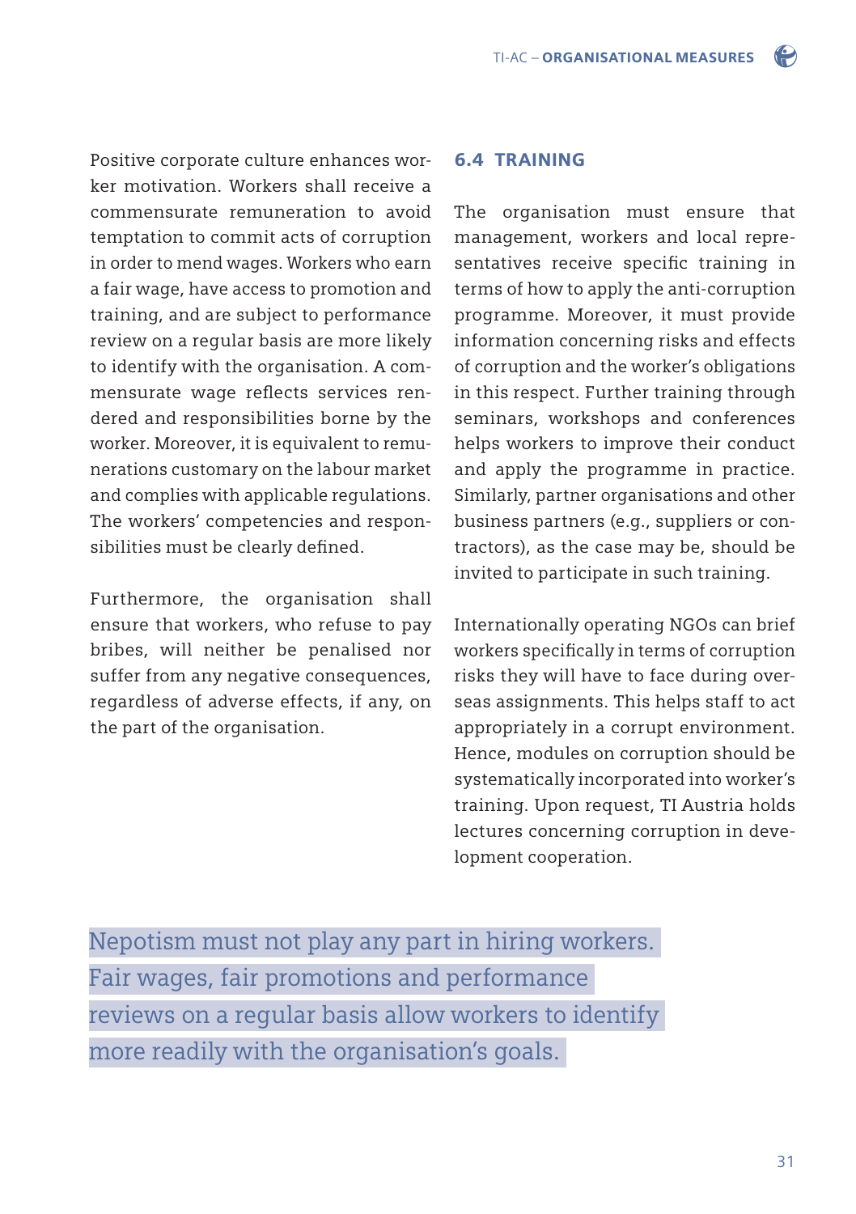Positive corporate culture enhances worker motivation. Workers shall receive a commensurate remuneration to avoid temptation to commit acts of corruption in order to mend wages. Workers who earn a fair wage, have access to promotion and training, and are subject to performance review on a regular basis are more likely to identify with the organisation. A commensurate wage reflects services rendered and responsibilities borne by the worker. Moreover, it is equivalent to remunerations customary on the labour market and complies with applicable regulations. The workers' competencies and responsibilities must be clearly defined.

Furthermore, the organisation shall ensure that workers, who refuse to pay bribes, will neither be penalised nor suffer from any negative consequences, regardless of adverse effects, if any, on the part of the organisation.

## 6.4 TRAINING

The organisation must ensure that management, workers and local representatives receive specific training in terms of how to apply the anti-corruption programme. Moreover, it must provide information concerning risks and effects of corruption and the worker's obligations in this respect. Further training through seminars, workshops and conferences helps workers to improve their conduct and apply the programme in practice. Similarly, partner organisations and other business partners (e.g., suppliers or contractors), as the case may be, should be invited to participate in such training.

Internationally operating NGOs can brief workers specifically in terms of corruption risks they will have to face during overseas assignments. This helps staff to act appropriately in a corrupt environment. Hence, modules on corruption should be systematically incorporated into worker's training. Upon request, TI Austria holds lectures concerning corruption in development cooperation.

> Nepotism must not play any part in hiring workers. Fair wages, fair promotions and performance reviews on a regular basis allow workers to identify more readily with the organisation's goals.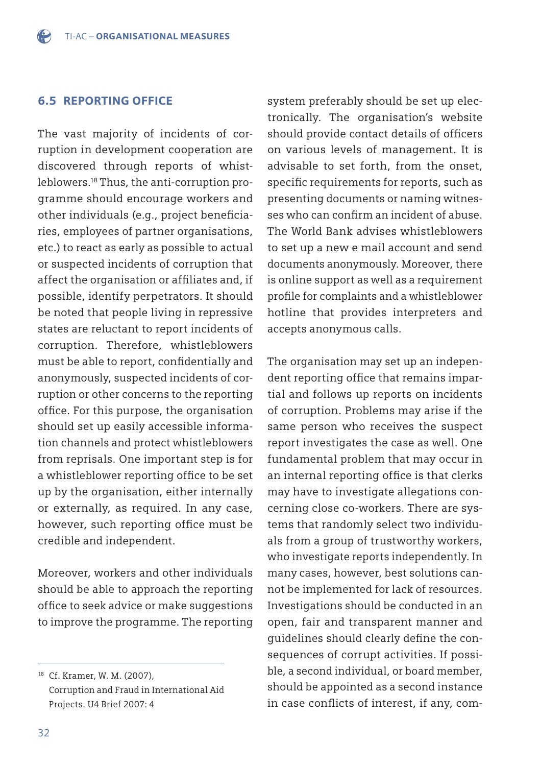## 6.5 REPORTING OFFICE

The vast majority of incidents of corruption in development cooperation are discovered through reports of whistleblowers.[18] Thus, the anti-corruption programme should encourage workers and other individuals (e.g., project beneficiaries, employees of partner organisations, etc.) to react as early as possible to actual or suspected incidents of corruption that affect the organisation or affiliates and, if possible, identify perpetrators. It should be noted that people living in repressive states are reluctant to report incidents of corruption. Therefore, whistleblowers must be able to report, confidentially and anonymously, suspected incidents of corruption or other concerns to the reporting office. For this purpose, the organisation should set up easily accessible information channels and protect whistleblowers from reprisals. One important step is for a whistleblower reporting office to be set up by the organisation, either internally or externally, as required. In any case, however, such reporting office must be credible and independent.

Moreover, workers and other individuals should be able to approach the reporting office to seek advice or make suggestions to improve the programme. The reporting system preferably should be set up electronically. The organisation's website should provide contact details of officers on various levels of management. It is advisable to set forth, from the onset, specific requirements for reports, such as presenting documents or naming witnesses who can confirm an incident of abuse. The World Bank advises whistleblowers to set up a new e mail account and send documents anonymously. Moreover, there is online support as well as a requirement profile for complaints and a whistleblower hotline that provides interpreters and accepts anonymous calls.

The organisation may set up an independent reporting office that remains impartial and follows up reports on incidents of corruption. Problems may arise if the same person who receives the suspect report investigates the case as well. One fundamental problem that may occur in an internal reporting office is that clerks may have to investigate allegations concerning close co-workers. There are systems that randomly select two individuals from a group of trustworthy workers, who investigate reports independently. In many cases, however, best solutions cannot be implemented for lack of resources. Investigations should be conducted in an open, fair and transparent manner and guidelines should clearly define the consequences of corrupt activities. If possible, a second individual, or board member, should be appointed as a second instance in case conflicts of interest, if any, com-

---

[18] Cf. Kramer, W. M. (2007), Corruption and Fraud in International Aid Projects. U4 Brief 2007: 4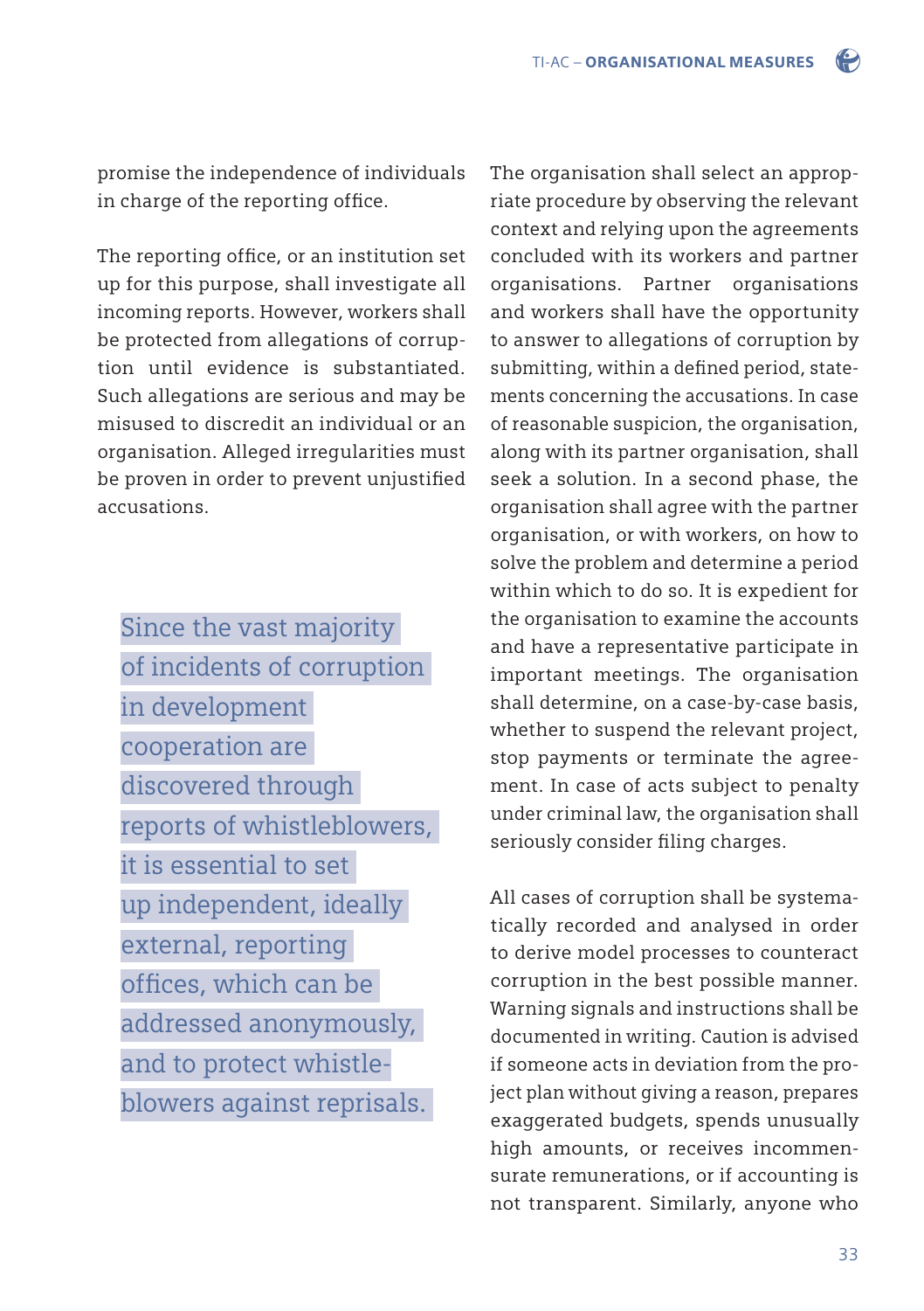promise the independence of individuals in charge of the reporting office.

The reporting office, or an institution set up for this purpose, shall investigate all incoming reports. However, workers shall be protected from allegations of corruption until evidence is substantiated. Such allegations are serious and may be misused to discredit an individual or an organisation. Alleged irregularities must be proven in order to prevent unjustified accusations.

> Since the vast majority of incidents of corruption in development cooperation are discovered through reports of whistleblowers, it is essential to set up independent, ideally external, reporting offices, which can be addressed anonymously, and to protect whistleblowers against reprisals.

The organisation shall select an appropriate procedure by observing the relevant context and relying upon the agreements concluded with its workers and partner organisations. Partner organisations and workers shall have the opportunity to answer to allegations of corruption by submitting, within a defined period, statements concerning the accusations. In case of reasonable suspicion, the organisation, along with its partner organisation, shall seek a solution. In a second phase, the organisation shall agree with the partner organisation, or with workers, on how to solve the problem and determine a period within which to do so. It is expedient for the organisation to examine the accounts and have a representative participate in important meetings. The organisation shall determine, on a case-by-case basis, whether to suspend the relevant project, stop payments or terminate the agreement. In case of acts subject to penalty under criminal law, the organisation shall seriously consider filing charges.

All cases of corruption shall be systematically recorded and analysed in order to derive model processes to counteract corruption in the best possible manner. Warning signals and instructions shall be documented in writing. Caution is advised if someone acts in deviation from the project plan without giving a reason, prepares exaggerated budgets, spends unusually high amounts, or receives incommensurate remunerations, or if accounting is not transparent. Similarly, anyone who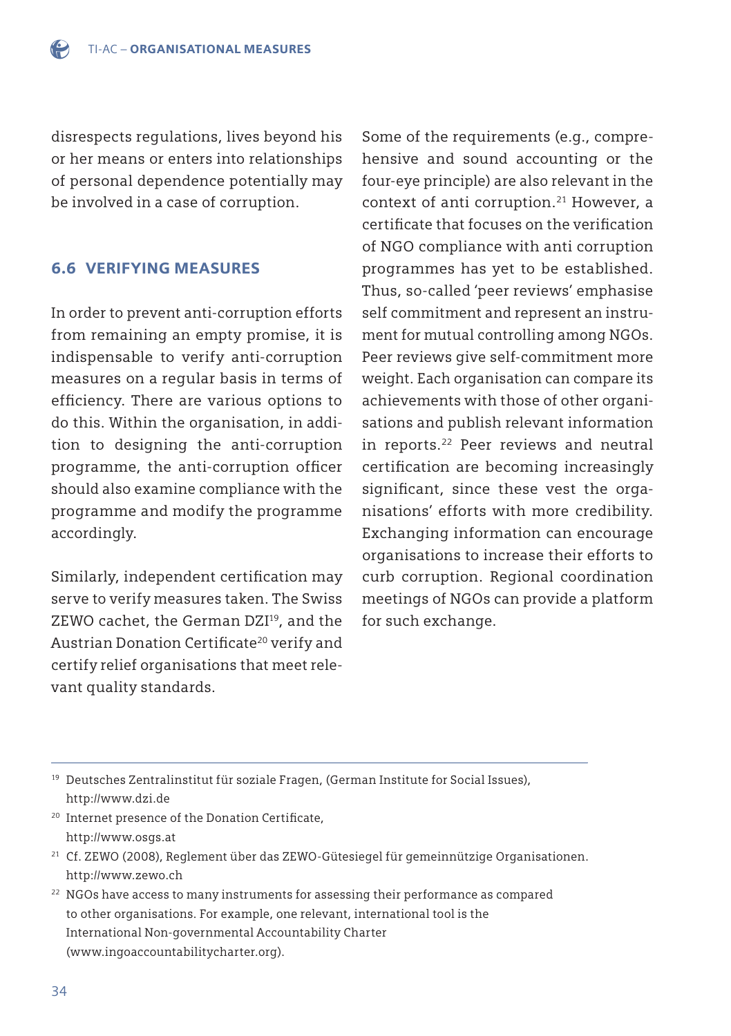disrespects regulations, lives beyond his or her means or enters into relationships of personal dependence potentially may be involved in a case of corruption.

### 6.6 VERIFYING MEASURES

In order to prevent anti-corruption efforts from remaining an empty promise, it is indispensable to verify anti-corruption measures on a regular basis in terms of efficiency. There are various options to do this. Within the organisation, in addition to designing the anti-corruption programme, the anti-corruption officer should also examine compliance with the programme and modify the programme accordingly.

Similarly, independent certification may serve to verify measures taken. The Swiss ZEWO cachet, the German DZI[19], and the Austrian Donation Certificate[20] verify and certify relief organisations that meet relevant quality standards.

Some of the requirements (e.g., comprehensive and sound accounting or the four-eye principle) are also relevant in the context of anti corruption.[21] However, a certificate that focuses on the verification of NGO compliance with anti corruption programmes has yet to be established. Thus, so-called 'peer reviews' emphasise self commitment and represent an instrument for mutual controlling among NGOs. Peer reviews give self-commitment more weight. Each organisation can compare its achievements with those of other organisations and publish relevant information in reports.[22] Peer reviews and neutral certification are becoming increasingly significant, since these vest the organisations' efforts with more credibility. Exchanging information can encourage organisations to increase their efforts to curb corruption. Regional coordination meetings of NGOs can provide a platform for such exchange.

---

[19] Deutsches Zentralinstitut für soziale Fragen, (German Institute for Social Issues), http://www.dzi.de

[20] Internet presence of the Donation Certificate, http://www.osgs.at

[21] Cf. ZEWO (2008), Reglement über das ZEWO-Gütesiegel für gemeinnützige Organisationen. http://www.zewo.ch

[22] NGOs have access to many instruments for assessing their performance as compared to other organisations. For example, one relevant, international tool is the International Non-governmental Accountability Charter (www.ingoaccountabilitycharter.org).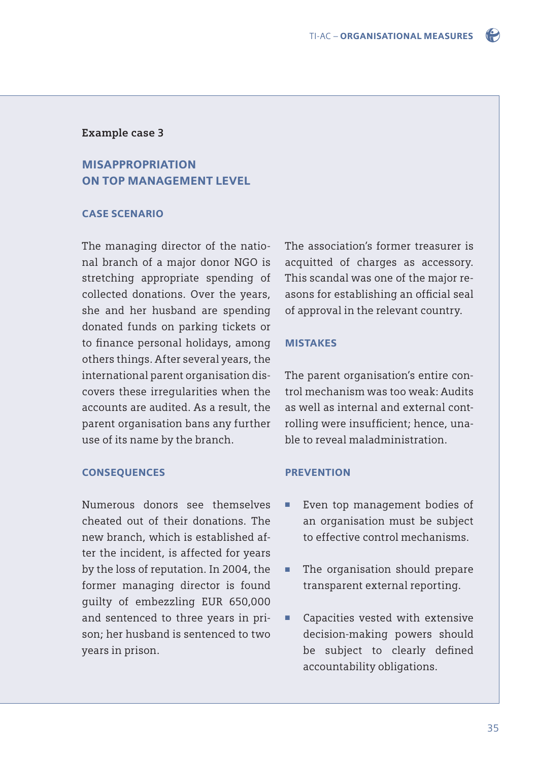**Example case 3**

## MISAPPROPRIATION ON TOP MANAGEMENT LEVEL

### CASE SCENARIO

The managing director of the national branch of a major donor NGO is stretching appropriate spending of collected donations. Over the years, she and her husband are spending donated funds on parking tickets or to finance personal holidays, among others things. After several years, the international parent organisation discovers these irregularities when the accounts are audited. As a result, the parent organisation bans any further use of its name by the branch.

### CONSEQUENCES

Numerous donors see themselves cheated out of their donations. The new branch, which is established after the incident, is affected for years by the loss of reputation. In 2004, the former managing director is found guilty of embezzling EUR 650,000 and sentenced to three years in prison; her husband is sentenced to two years in prison.

The association's former treasurer is acquitted of charges as accessory. This scandal was one of the major reasons for establishing an official seal of approval in the relevant country.

### MISTAKES

The parent organisation's entire control mechanism was too weak: Audits as well as internal and external controlling were insufficient; hence, unable to reveal maladministration.

### PREVENTION

- Even top management bodies of an organisation must be subject to effective control mechanisms.
- The organisation should prepare transparent external reporting.
- Capacities vested with extensive decision-making powers should be subject to clearly defined accountability obligations.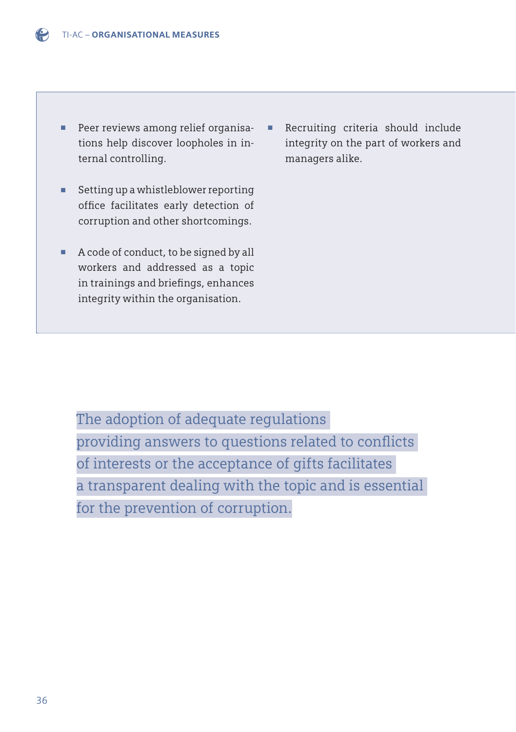- Peer reviews among relief organisations help discover loopholes in internal controlling.
- Setting up a whistleblower reporting office facilitates early detection of corruption and other shortcomings.
- A code of conduct, to be signed by all workers and addressed as a topic in trainings and briefings, enhances integrity within the organisation.
- Recruiting criteria should include integrity on the part of workers and managers alike.

The adoption of adequate regulations providing answers to questions related to conflicts of interests or the acceptance of gifts facilitates a transparent dealing with the topic and is essential for the prevention of corruption.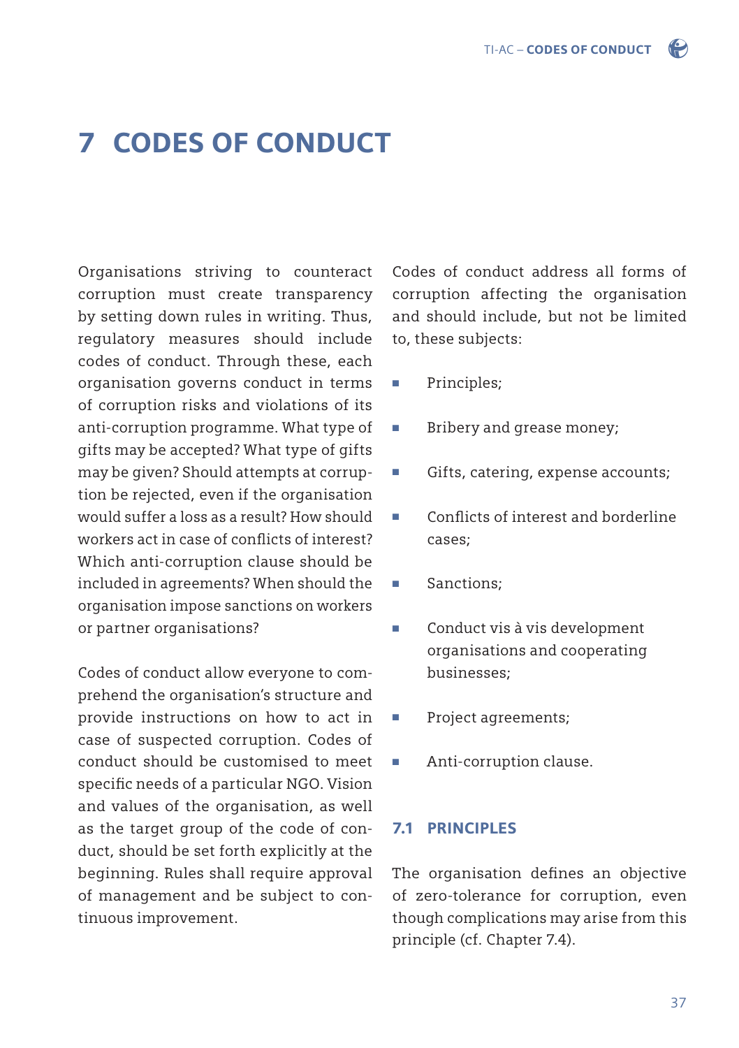# 7 CODES OF CONDUCT

Organisations striving to counteract corruption must create transparency by setting down rules in writing. Thus, regulatory measures should include codes of conduct. Through these, each organisation governs conduct in terms of corruption risks and violations of its anti-corruption programme. What type of gifts may be accepted? What type of gifts may be given? Should attempts at corruption be rejected, even if the organisation would suffer a loss as a result? How should workers act in case of conflicts of interest? Which anti-corruption clause should be included in agreements? When should the organisation impose sanctions on workers or partner organisations?

Codes of conduct allow everyone to comprehend the organisation's structure and provide instructions on how to act in case of suspected corruption. Codes of conduct should be customised to meet specific needs of a particular NGO. Vision and values of the organisation, as well as the target group of the code of conduct, should be set forth explicitly at the beginning. Rules shall require approval of management and be subject to continuous improvement.

Codes of conduct address all forms of corruption affecting the organisation and should include, but not be limited to, these subjects:

- Principles;
- Bribery and grease money;
- Gifts, catering, expense accounts;
- Conflicts of interest and borderline cases;
- Sanctions;
- Conduct vis à vis development organisations and cooperating businesses;
- Project agreements;
- Anti-corruption clause.

## 7.1 PRINCIPLES

The organisation defines an objective of zero-tolerance for corruption, even though complications may arise from this principle (cf. Chapter 7.4).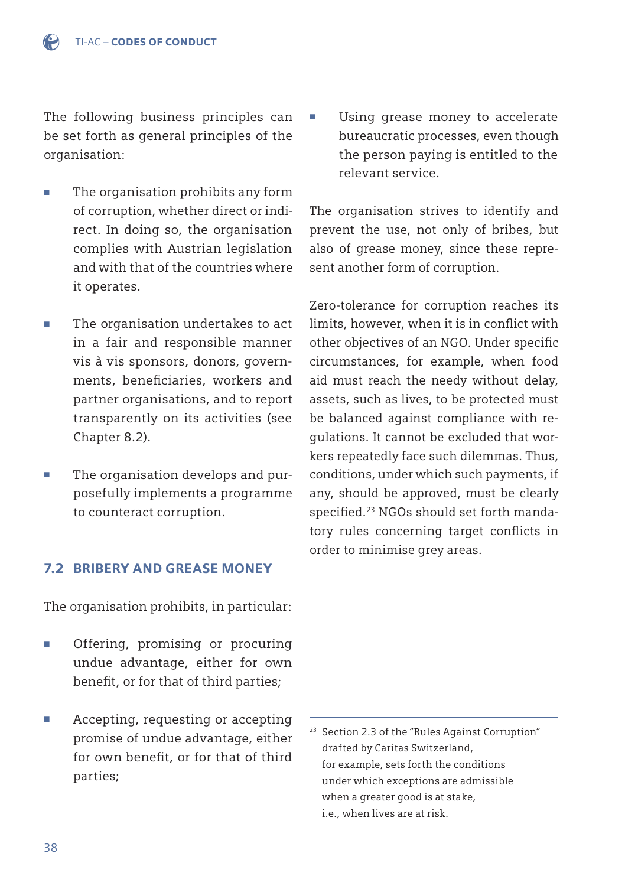The following business principles can be set forth as general principles of the organisation:

- The organisation prohibits any form of corruption, whether direct or indirect. In doing so, the organisation complies with Austrian legislation and with that of the countries where it operates.
- The organisation undertakes to act in a fair and responsible manner vis à vis sponsors, donors, governments, beneficiaries, workers and partner organisations, and to report transparently on its activities (see Chapter 8.2).
- The organisation develops and purposefully implements a programme to counteract corruption.

## 7.2 BRIBERY AND GREASE MONEY

The organisation prohibits, in particular:

- Offering, promising or procuring undue advantage, either for own benefit, or for that of third parties;
- Accepting, requesting or accepting promise of undue advantage, either for own benefit, or for that of third parties;
- Using grease money to accelerate bureaucratic processes, even though the person paying is entitled to the relevant service.

The organisation strives to identify and prevent the use, not only of bribes, but also of grease money, since these represent another form of corruption.

Zero-tolerance for corruption reaches its limits, however, when it is in conflict with other objectives of an NGO. Under specific circumstances, for example, when food aid must reach the needy without delay, assets, such as lives, to be protected must be balanced against compliance with regulations. It cannot be excluded that workers repeatedly face such dilemmas. Thus, conditions, under which such payments, if any, should be approved, must be clearly specified.[23] NGOs should set forth mandatory rules concerning target conflicts in order to minimise grey areas.

[23] Section 2.3 of the "Rules Against Corruption" drafted by Caritas Switzerland, for example, sets forth the conditions under which exceptions are admissible when a greater good is at stake, i.e., when lives are at risk.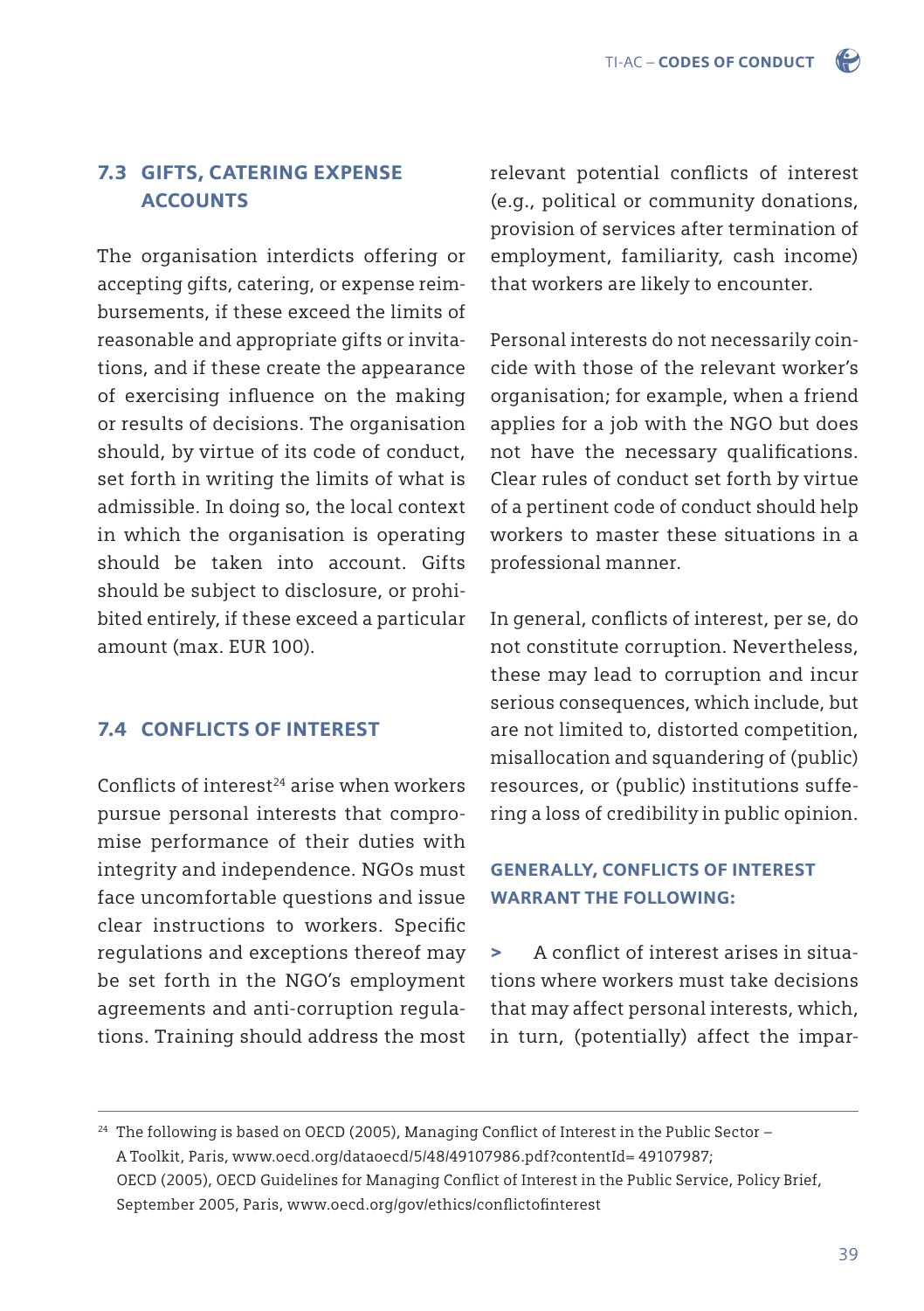## 7.3 GIFTS, CATERING EXPENSE ACCOUNTS

The organisation interdicts offering or accepting gifts, catering, or expense reimbursements, if these exceed the limits of reasonable and appropriate gifts or invitations, and if these create the appearance of exercising influence on the making or results of decisions. The organisation should, by virtue of its code of conduct, set forth in writing the limits of what is admissible. In doing so, the local context in which the organisation is operating should be taken into account. Gifts should be subject to disclosure, or prohibited entirely, if these exceed a particular amount (max. EUR 100).

## 7.4 CONFLICTS OF INTEREST

Conflicts of interest[24] arise when workers pursue personal interests that compromise performance of their duties with integrity and independence. NGOs must face uncomfortable questions and issue clear instructions to workers. Specific regulations and exceptions thereof may be set forth in the NGO's employment agreements and anti-corruption regulations. Training should address the most relevant potential conflicts of interest (e.g., political or community donations, provision of services after termination of employment, familiarity, cash income) that workers are likely to encounter.

Personal interests do not necessarily coincide with those of the relevant worker's organisation; for example, when a friend applies for a job with the NGO but does not have the necessary qualifications. Clear rules of conduct set forth by virtue of a pertinent code of conduct should help workers to master these situations in a professional manner.

In general, conflicts of interest, per se, do not constitute corruption. Nevertheless, these may lead to corruption and incur serious consequences, which include, but are not limited to, distorted competition, misallocation and squandering of (public) resources, or (public) institutions suffering a loss of credibility in public opinion.

### GENERALLY, CONFLICTS OF INTEREST WARRANT THE FOLLOWING:

> A conflict of interest arises in situations where workers must take decisions that may affect personal interests, which, in turn, (potentially) affect the impar-

---

[24] The following is based on OECD (2005), Managing Conflict of Interest in the Public Sector – A Toolkit, Paris, www.oecd.org/dataoecd/5/48/49107986.pdf?contentId= 49107987; OECD (2005), OECD Guidelines for Managing Conflict of Interest in the Public Service, Policy Brief, September 2005, Paris, www.oecd.org/gov/ethics/conflictofinterest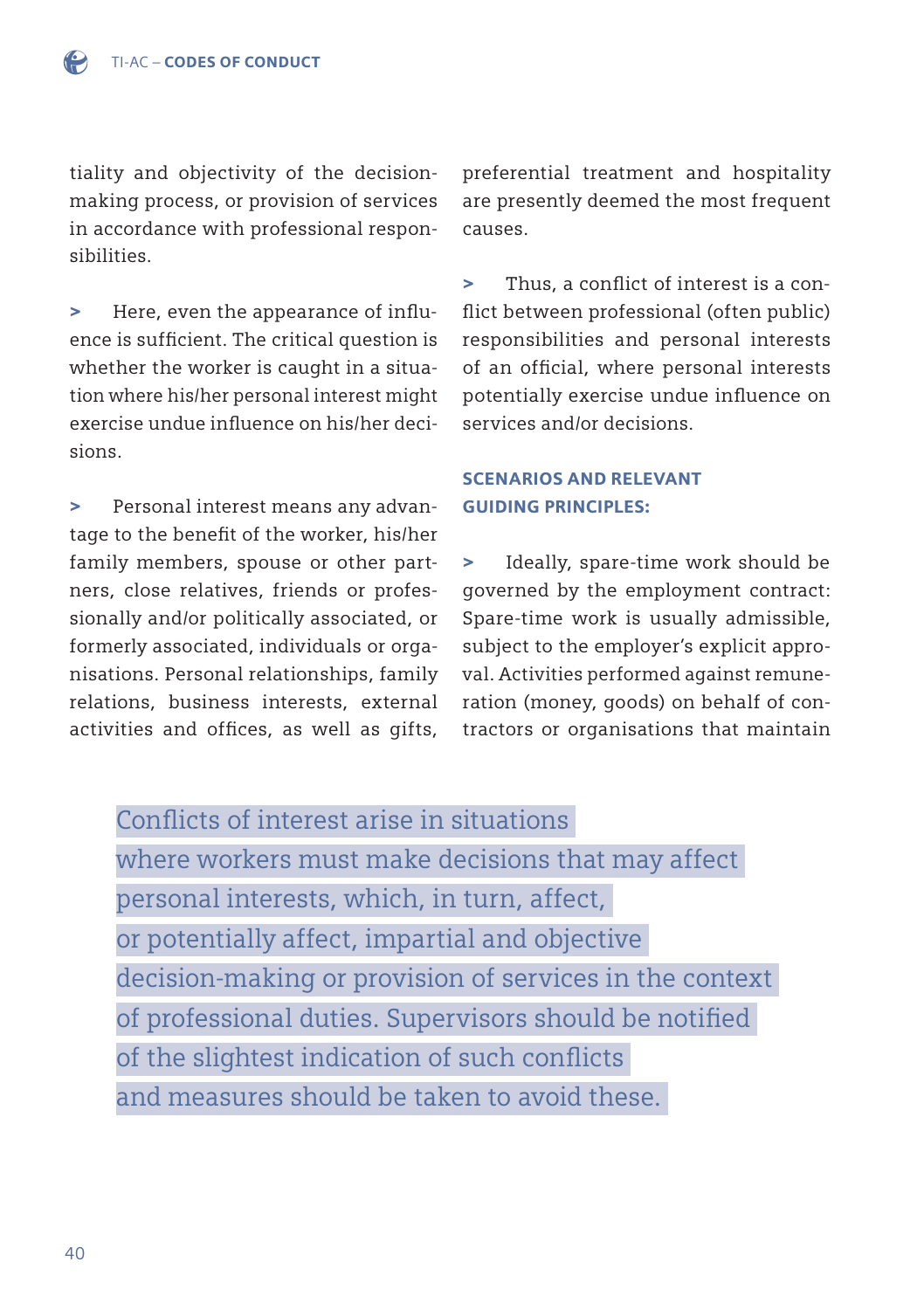tiality and objectivity of the decision-making process, or provision of services in accordance with professional responsibilities.

> Here, even the appearance of influence is sufficient. The critical question is whether the worker is caught in a situation where his/her personal interest might exercise undue influence on his/her decisions.

> Personal interest means any advantage to the benefit of the worker, his/her family members, spouse or other partners, close relatives, friends or professionally and/or politically associated, or formerly associated, individuals or organisations. Personal relationships, family relations, business interests, external activities and offices, as well as gifts, preferential treatment and hospitality are presently deemed the most frequent causes.

> Thus, a conflict of interest is a conflict between professional (often public) responsibilities and personal interests of an official, where personal interests potentially exercise undue influence on services and/or decisions.

**SCENARIOS AND RELEVANT GUIDING PRINCIPLES:**

> Ideally, spare-time work should be governed by the employment contract: Spare-time work is usually admissible, subject to the employer's explicit approval. Activities performed against remuneration (money, goods) on behalf of contractors or organisations that maintain

Conflicts of interest arise in situations where workers must make decisions that may affect personal interests, which, in turn, affect, or potentially affect, impartial and objective decision-making or provision of services in the context of professional duties. Supervisors should be notified of the slightest indication of such conflicts and measures should be taken to avoid these.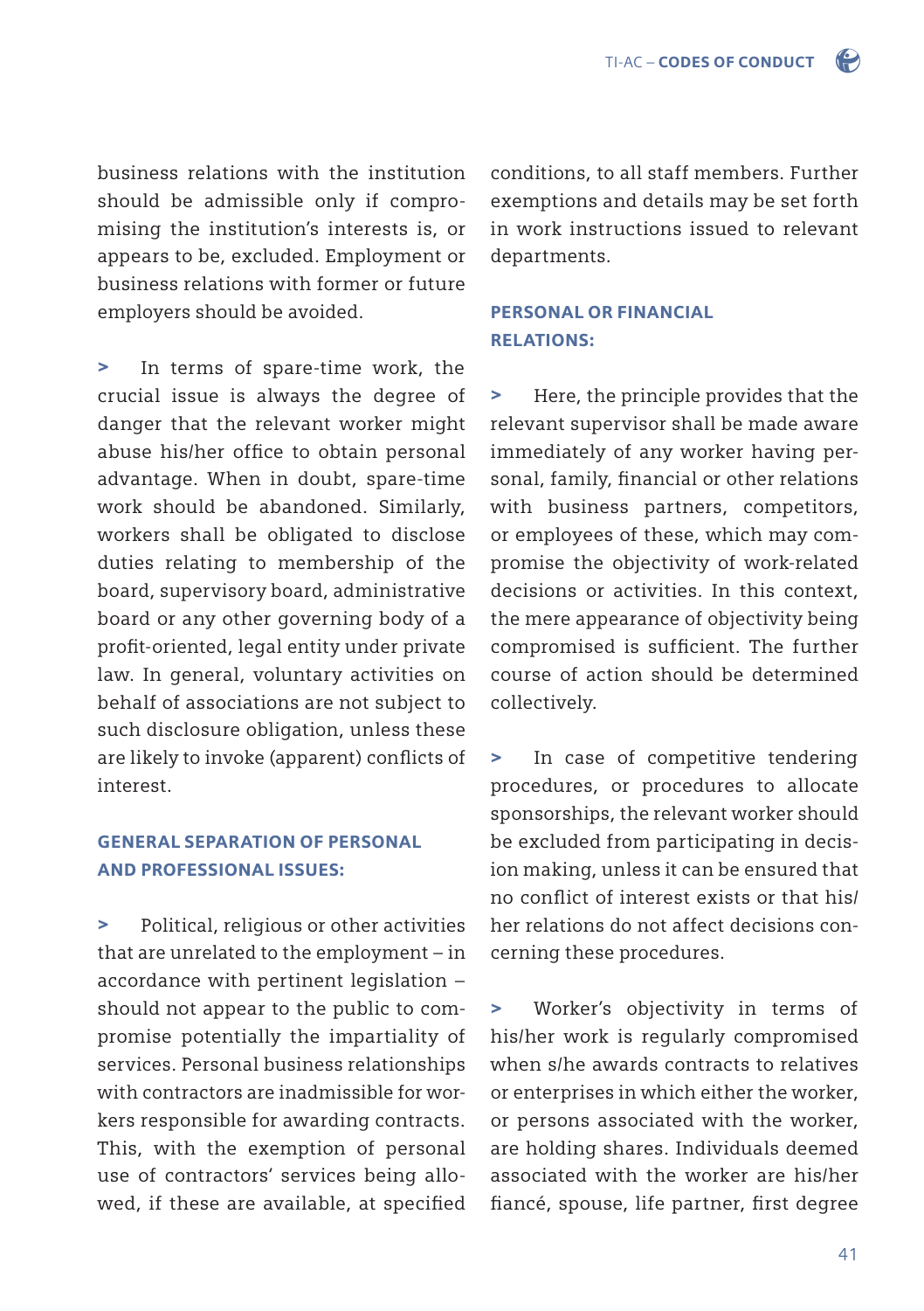business relations with the institution should be admissible only if compromising the institution's interests is, or appears to be, excluded. Employment or business relations with former or future employers should be avoided.

> In terms of spare-time work, the crucial issue is always the degree of danger that the relevant worker might abuse his/her office to obtain personal advantage. When in doubt, spare-time work should be abandoned. Similarly, workers shall be obligated to disclose duties relating to membership of the board, supervisory board, administrative board or any other governing body of a profit-oriented, legal entity under private law. In general, voluntary activities on behalf of associations are not subject to such disclosure obligation, unless these are likely to invoke (apparent) conflicts of interest.

### GENERAL SEPARATION OF PERSONAL AND PROFESSIONAL ISSUES:

> Political, religious or other activities that are unrelated to the employment – in accordance with pertinent legislation – should not appear to the public to compromise potentially the impartiality of services. Personal business relationships with contractors are inadmissible for workers responsible for awarding contracts. This, with the exemption of personal use of contractors' services being allowed, if these are available, at specified conditions, to all staff members. Further exemptions and details may be set forth in work instructions issued to relevant departments.

### PERSONAL OR FINANCIAL RELATIONS:

> Here, the principle provides that the relevant supervisor shall be made aware immediately of any worker having personal, family, financial or other relations with business partners, competitors, or employees of these, which may compromise the objectivity of work-related decisions or activities. In this context, the mere appearance of objectivity being compromised is sufficient. The further course of action should be determined collectively.

> In case of competitive tendering procedures, or procedures to allocate sponsorships, the relevant worker should be excluded from participating in decision making, unless it can be ensured that no conflict of interest exists or that his/her relations do not affect decisions concerning these procedures.

> Worker's objectivity in terms of his/her work is regularly compromised when s/he awards contracts to relatives or enterprises in which either the worker, or persons associated with the worker, are holding shares. Individuals deemed associated with the worker are his/her fiancé, spouse, life partner, first degree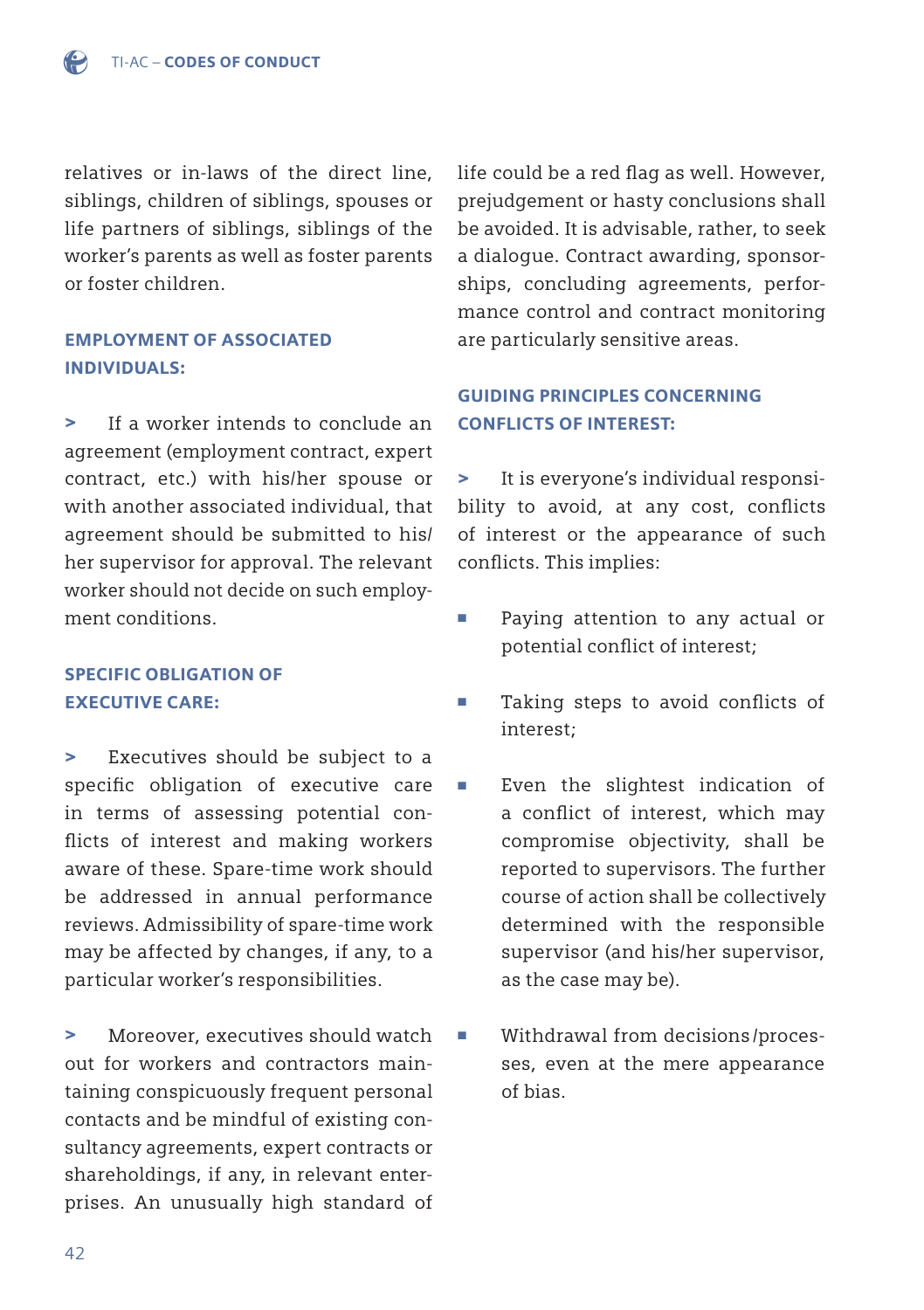relatives or in-laws of the direct line, siblings, children of siblings, spouses or life partners of siblings, siblings of the worker's parents as well as foster parents or foster children.

### EMPLOYMENT OF ASSOCIATED INDIVIDUALS:

> If a worker intends to conclude an agreement (employment contract, expert contract, etc.) with his/her spouse or with another associated individual, that agreement should be submitted to his/her supervisor for approval. The relevant worker should not decide on such employment conditions.

### SPECIFIC OBLIGATION OF EXECUTIVE CARE:

> Executives should be subject to a specific obligation of executive care in terms of assessing potential conflicts of interest and making workers aware of these. Spare-time work should be addressed in annual performance reviews. Admissibility of spare-time work may be affected by changes, if any, to a particular worker's responsibilities.

> Moreover, executives should watch out for workers and contractors maintaining conspicuously frequent personal contacts and be mindful of existing consultancy agreements, expert contracts or shareholdings, if any, in relevant enterprises. An unusually high standard of life could be a red flag as well. However, prejudgement or hasty conclusions shall be avoided. It is advisable, rather, to seek a dialogue. Contract awarding, sponsorships, concluding agreements, performance control and contract monitoring are particularly sensitive areas.

### GUIDING PRINCIPLES CONCERNING CONFLICTS OF INTEREST:

> It is everyone's individual responsibility to avoid, at any cost, conflicts of interest or the appearance of such conflicts. This implies:

- Paying attention to any actual or potential conflict of interest;
- Taking steps to avoid conflicts of interest;
- Even the slightest indication of a conflict of interest, which may compromise objectivity, shall be reported to supervisors. The further course of action shall be collectively determined with the responsible supervisor (and his/her supervisor, as the case may be).
- Withdrawal from decisions/processes, even at the mere appearance of bias.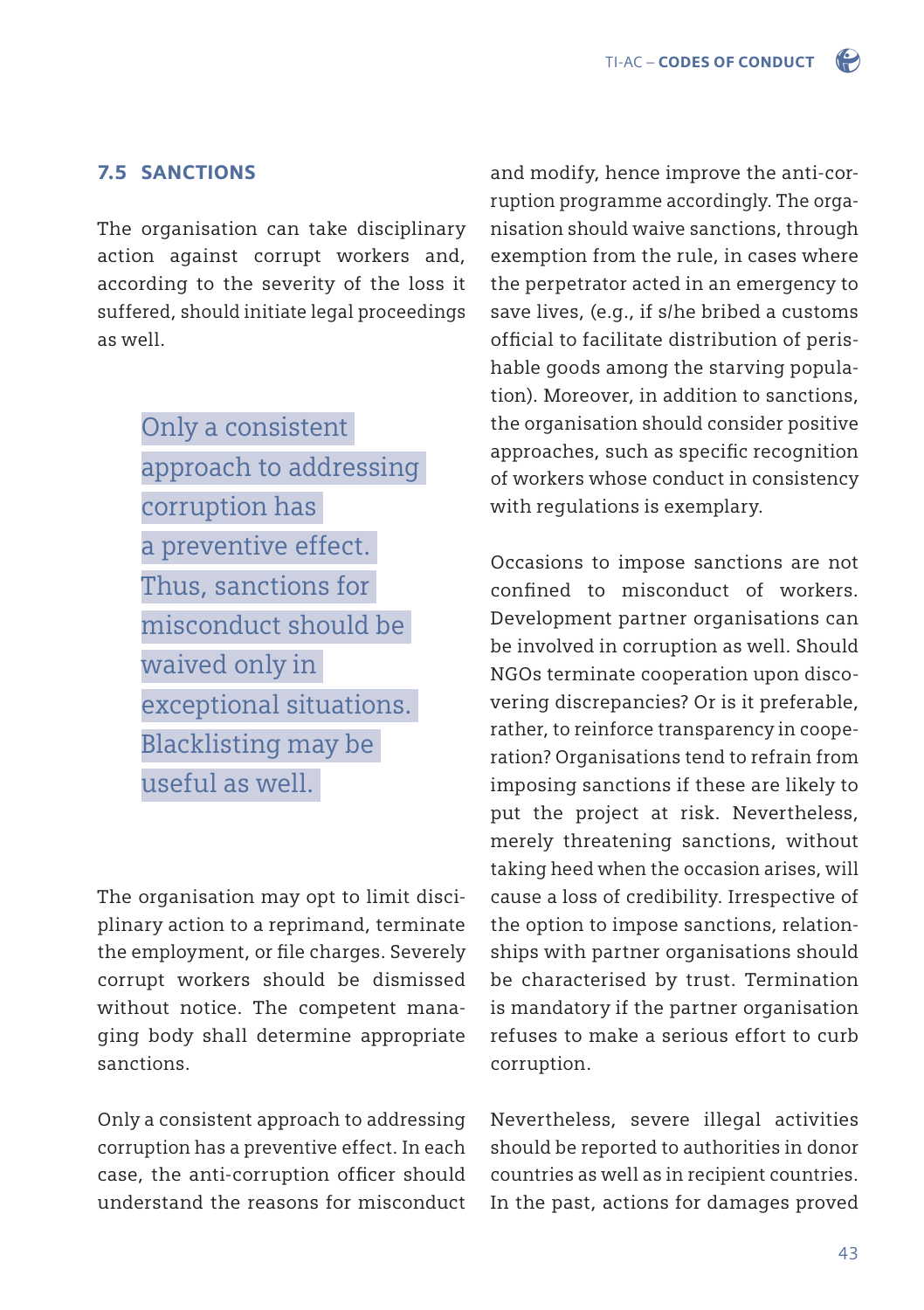## 7.5 SANCTIONS

The organisation can take disciplinary action against corrupt workers and, according to the severity of the loss it suffered, should initiate legal proceedings as well.

> Only a consistent approach to addressing corruption has a preventive effect. Thus, sanctions for misconduct should be waived only in exceptional situations. Blacklisting may be useful as well.

The organisation may opt to limit disciplinary action to a reprimand, terminate the employment, or file charges. Severely corrupt workers should be dismissed without notice. The competent managing body shall determine appropriate sanctions.

Only a consistent approach to addressing corruption has a preventive effect. In each case, the anti-corruption officer should understand the reasons for misconduct and modify, hence improve the anti-corruption programme accordingly. The organisation should waive sanctions, through exemption from the rule, in cases where the perpetrator acted in an emergency to save lives, (e.g., if s/he bribed a customs official to facilitate distribution of perishable goods among the starving population). Moreover, in addition to sanctions, the organisation should consider positive approaches, such as specific recognition of workers whose conduct in consistency with regulations is exemplary.

Occasions to impose sanctions are not confined to misconduct of workers. Development partner organisations can be involved in corruption as well. Should NGOs terminate cooperation upon discovering discrepancies? Or is it preferable, rather, to reinforce transparency in cooperation? Organisations tend to refrain from imposing sanctions if these are likely to put the project at risk. Nevertheless, merely threatening sanctions, without taking heed when the occasion arises, will cause a loss of credibility. Irrespective of the option to impose sanctions, relationships with partner organisations should be characterised by trust. Termination is mandatory if the partner organisation refuses to make a serious effort to curb corruption.

Nevertheless, severe illegal activities should be reported to authorities in donor countries as well as in recipient countries. In the past, actions for damages proved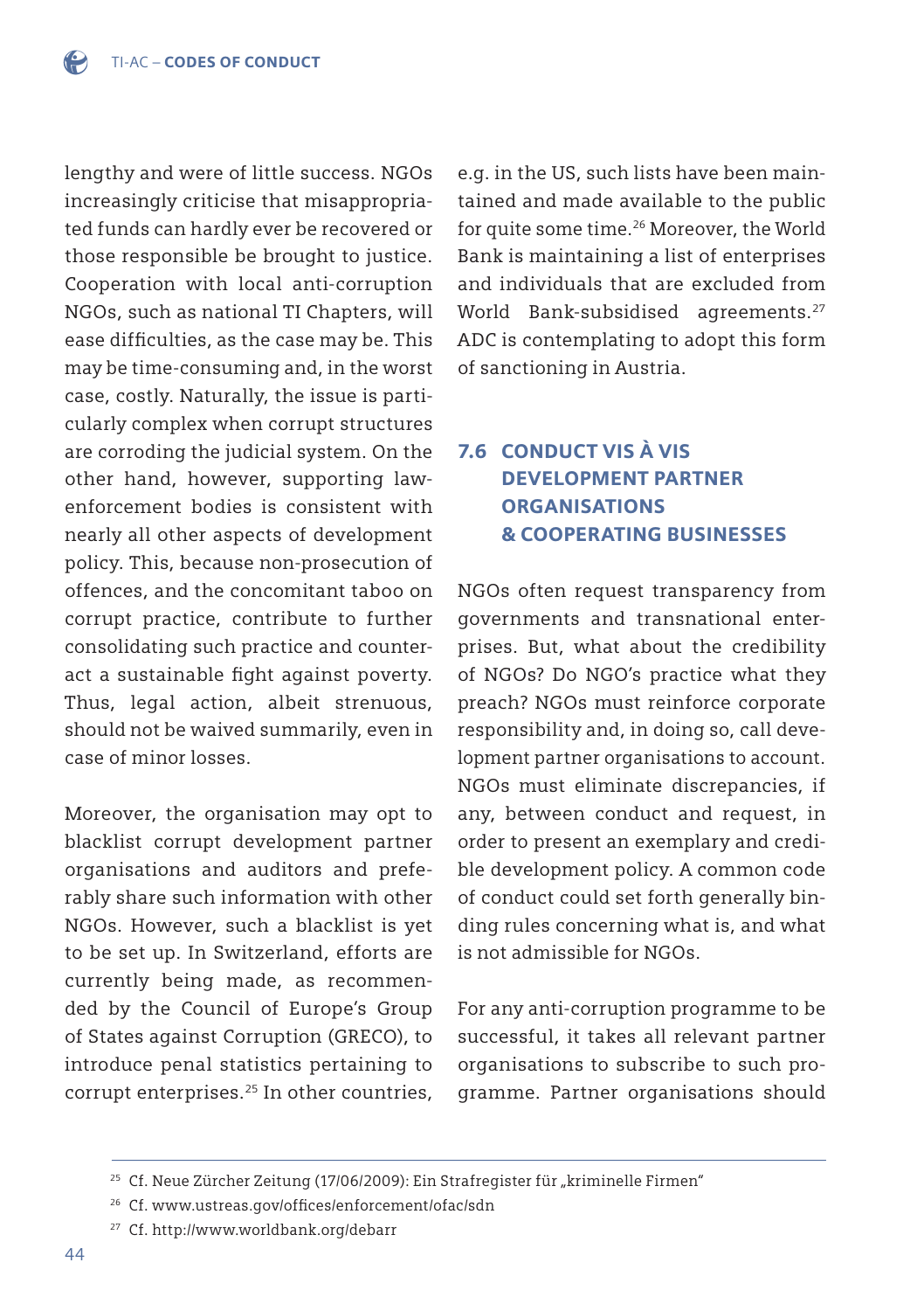lengthy and were of little success. NGOs increasingly criticise that misappropriated funds can hardly ever be recovered or those responsible be brought to justice. Cooperation with local anti-corruption NGOs, such as national TI Chapters, will ease difficulties, as the case may be. This may be time-consuming and, in the worst case, costly. Naturally, the issue is particularly complex when corrupt structures are corroding the judicial system. On the other hand, however, supporting law-enforcement bodies is consistent with nearly all other aspects of development policy. This, because non-prosecution of offences, and the concomitant taboo on corrupt practice, contribute to further consolidating such practice and counteract a sustainable fight against poverty. Thus, legal action, albeit strenuous, should not be waived summarily, even in case of minor losses.

Moreover, the organisation may opt to blacklist corrupt development partner organisations and auditors and preferably share such information with other NGOs. However, such a blacklist is yet to be set up. In Switzerland, efforts are currently being made, as recommended by the Council of Europe's Group of States against Corruption (GRECO), to introduce penal statistics pertaining to corrupt enterprises.[25] In other countries, e.g. in the US, such lists have been maintained and made available to the public for quite some time.[26] Moreover, the World Bank is maintaining a list of enterprises and individuals that are excluded from World Bank-subsidised agreements.[27] ADC is contemplating to adopt this form of sanctioning in Austria.

## 7.6 CONDUCT VIS À VIS DEVELOPMENT PARTNER ORGANISATIONS & COOPERATING BUSINESSES

NGOs often request transparency from governments and transnational enterprises. But, what about the credibility of NGOs? Do NGO's practice what they preach? NGOs must reinforce corporate responsibility and, in doing so, call development partner organisations to account. NGOs must eliminate discrepancies, if any, between conduct and request, in order to present an exemplary and credible development policy. A common code of conduct could set forth generally binding rules concerning what is, and what is not admissible for NGOs.

For any anti-corruption programme to be successful, it takes all relevant partner organisations to subscribe to such programme. Partner organisations should

---

[25] Cf. Neue Zürcher Zeitung (17/06/2009): Ein Strafregister für „kriminelle Firmen"

[26] Cf. www.ustreas.gov/offices/enforcement/ofac/sdn

[27] Cf. http://www.worldbank.org/debarr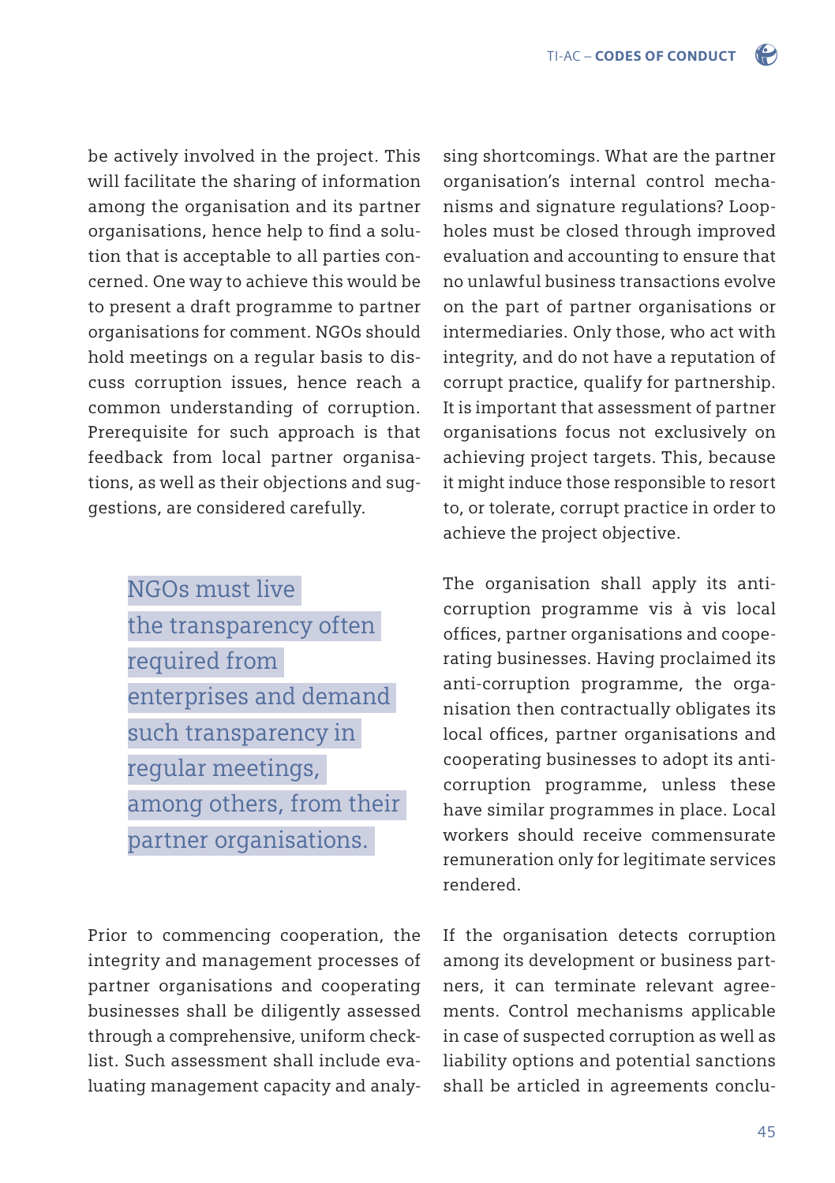be actively involved in the project. This will facilitate the sharing of information among the organisation and its partner organisations, hence help to find a solution that is acceptable to all parties concerned. One way to achieve this would be to present a draft programme to partner organisations for comment. NGOs should hold meetings on a regular basis to discuss corruption issues, hence reach a common understanding of corruption. Prerequisite for such approach is that feedback from local partner organisations, as well as their objections and suggestions, are considered carefully.

> NGOs must live the transparency often required from enterprises and demand such transparency in regular meetings, among others, from their partner organisations.

Prior to commencing cooperation, the integrity and management processes of partner organisations and cooperating businesses shall be diligently assessed through a comprehensive, uniform checklist. Such assessment shall include evaluating management capacity and analysing shortcomings. What are the partner organisation's internal control mechanisms and signature regulations? Loopholes must be closed through improved evaluation and accounting to ensure that no unlawful business transactions evolve on the part of partner organisations or intermediaries. Only those, who act with integrity, and do not have a reputation of corrupt practice, qualify for partnership. It is important that assessment of partner organisations focus not exclusively on achieving project targets. This, because it might induce those responsible to resort to, or tolerate, corrupt practice in order to achieve the project objective.

The organisation shall apply its anti-corruption programme vis à vis local offices, partner organisations and cooperating businesses. Having proclaimed its anti-corruption programme, the organisation then contractually obligates its local offices, partner organisations and cooperating businesses to adopt its anti-corruption programme, unless these have similar programmes in place. Local workers should receive commensurate remuneration only for legitimate services rendered.

If the organisation detects corruption among its development or business partners, it can terminate relevant agreements. Control mechanisms applicable in case of suspected corruption as well as liability options and potential sanctions shall be articled in agreements conclu-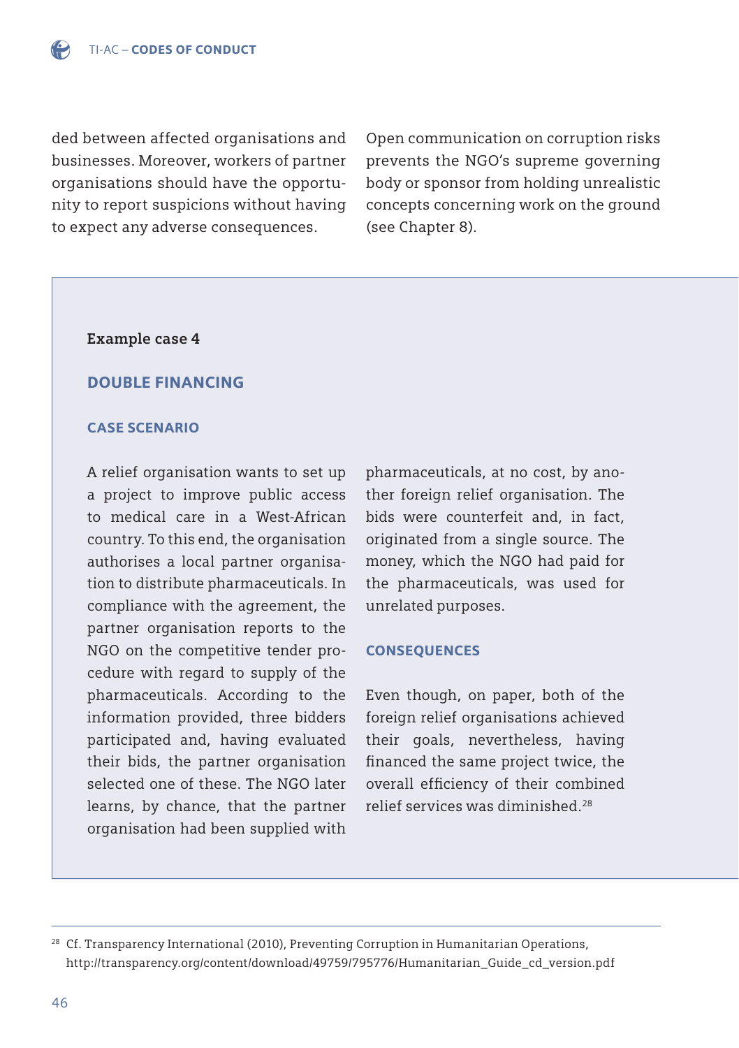ded between affected organisations and businesses. Moreover, workers of partner organisations should have the opportunity to report suspicions without having to expect any adverse consequences.

Open communication on corruption risks prevents the NGO's supreme governing body or sponsor from holding unrealistic concepts concerning work on the ground (see Chapter 8).

**Example case 4**

## DOUBLE FINANCING

### CASE SCENARIO

A relief organisation wants to set up a project to improve public access to medical care in a West-African country. To this end, the organisation authorises a local partner organisation to distribute pharmaceuticals. In compliance with the agreement, the partner organisation reports to the NGO on the competitive tender procedure with regard to supply of the pharmaceuticals. According to the information provided, three bidders participated and, having evaluated their bids, the partner organisation selected one of these. The NGO later learns, by chance, that the partner organisation had been supplied with pharmaceuticals, at no cost, by another foreign relief organisation. The bids were counterfeit and, in fact, originated from a single source. The money, which the NGO had paid for the pharmaceuticals, was used for unrelated purposes.

### CONSEQUENCES

Even though, on paper, both of the foreign relief organisations achieved their goals, nevertheless, having financed the same project twice, the overall efficiency of their combined relief services was diminished.[28]

---

[28] Cf. Transparency International (2010), Preventing Corruption in Humanitarian Operations, http://transparency.org/content/download/49759/795776/Humanitarian_Guide_cd_version.pdf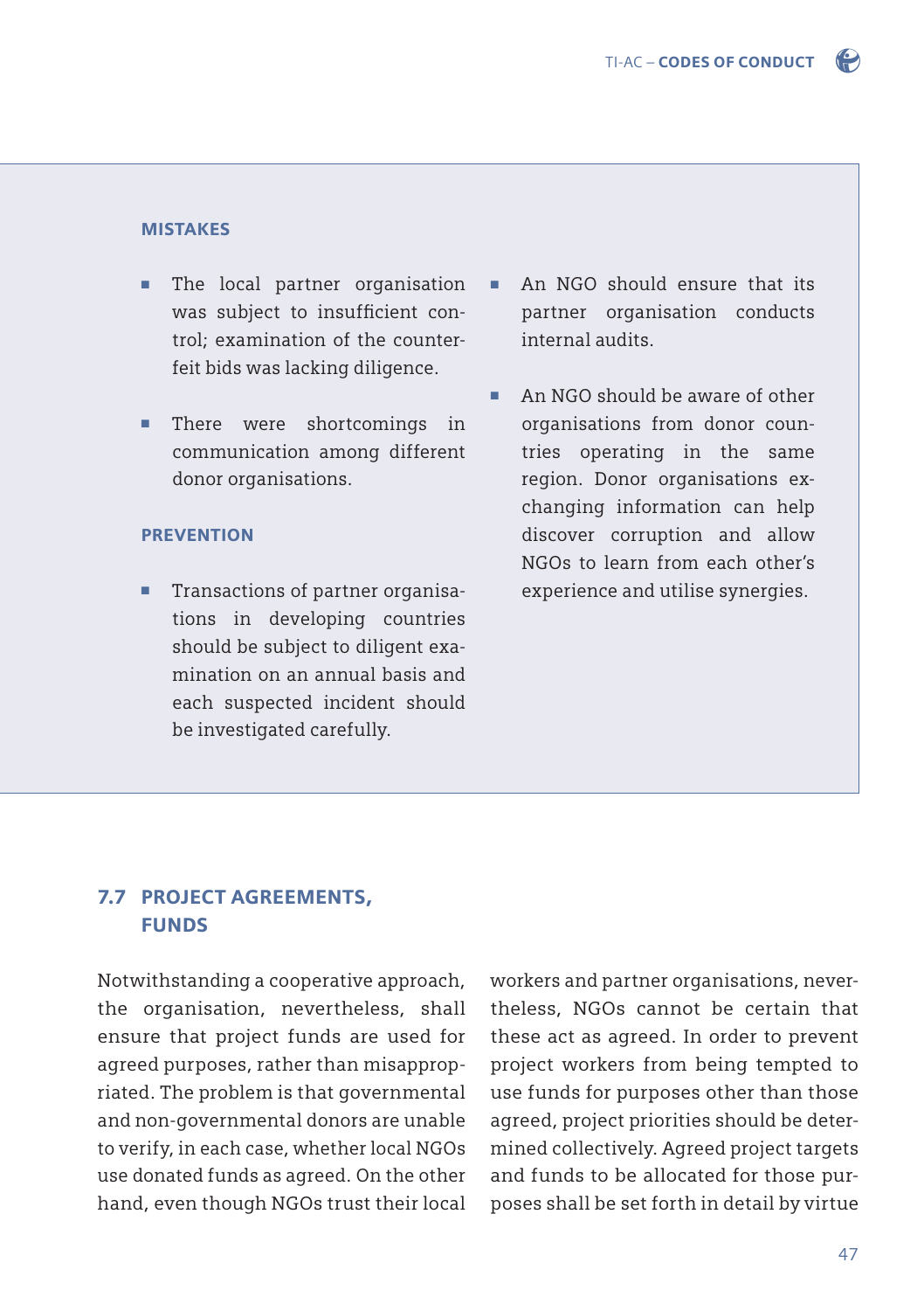#### MISTAKES

- The local partner organisation was subject to insufficient control; examination of the counterfeit bids was lacking diligence.
- There were shortcomings in communication among different donor organisations.

#### PREVENTION

- Transactions of partner organisations in developing countries should be subject to diligent examination on an annual basis and each suspected incident should be investigated carefully.
- An NGO should ensure that its partner organisation conducts internal audits.
- An NGO should be aware of other organisations from donor countries operating in the same region. Donor organisations exchanging information can help discover corruption and allow NGOs to learn from each other's experience and utilise synergies.

## 7.7 PROJECT AGREEMENTS, FUNDS

Notwithstanding a cooperative approach, the organisation, nevertheless, shall ensure that project funds are used for agreed purposes, rather than misappropriated. The problem is that governmental and non-governmental donors are unable to verify, in each case, whether local NGOs use donated funds as agreed. On the other hand, even though NGOs trust their local workers and partner organisations, nevertheless, NGOs cannot be certain that these act as agreed. In order to prevent project workers from being tempted to use funds for purposes other than those agreed, project priorities should be determined collectively. Agreed project targets and funds to be allocated for those purposes shall be set forth in detail by virtue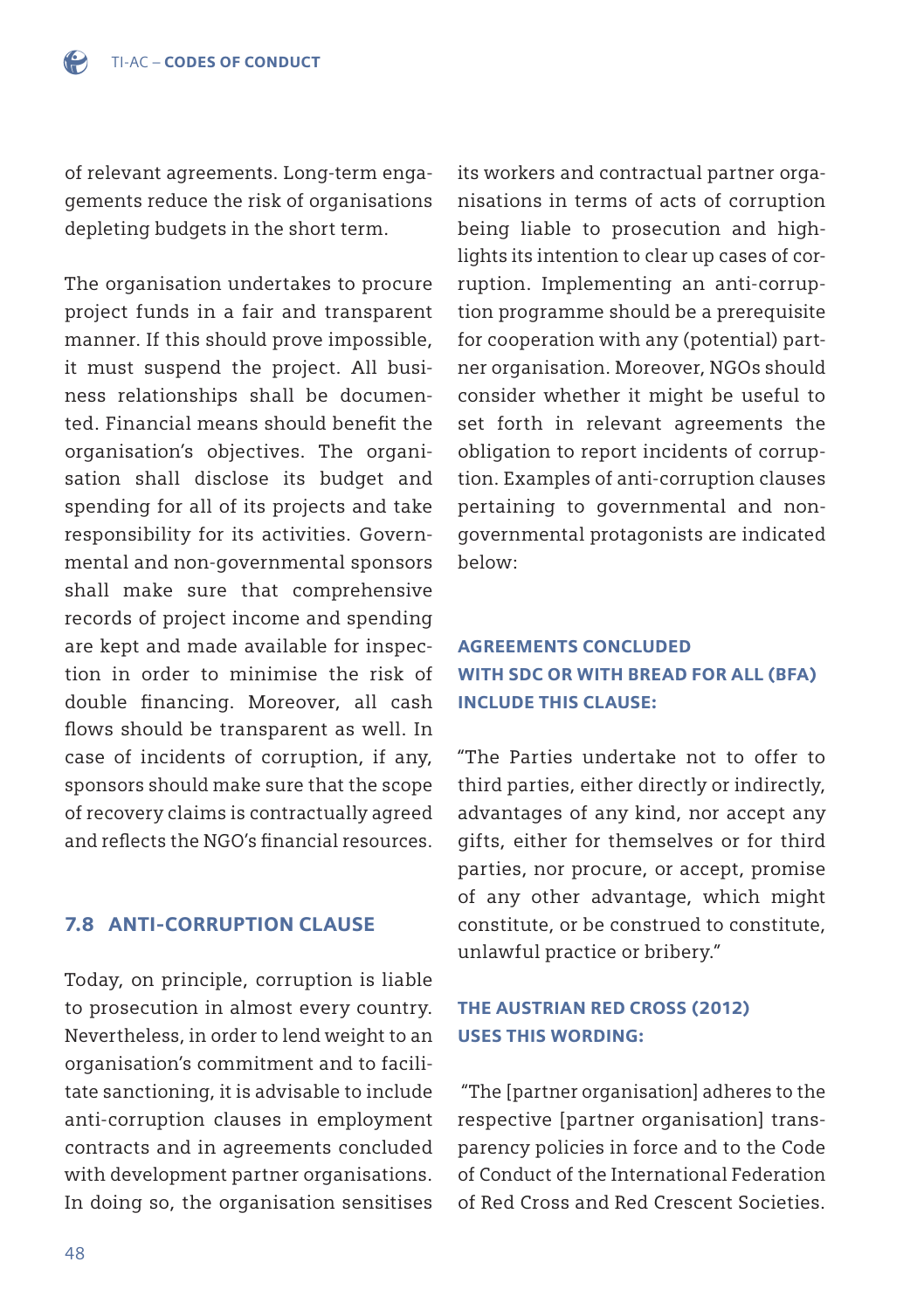of relevant agreements. Long-term engagements reduce the risk of organisations depleting budgets in the short term.

The organisation undertakes to procure project funds in a fair and transparent manner. If this should prove impossible, it must suspend the project. All business relationships shall be documented. Financial means should benefit the organisation's objectives. The organisation shall disclose its budget and spending for all of its projects and take responsibility for its activities. Governmental and non-governmental sponsors shall make sure that comprehensive records of project income and spending are kept and made available for inspection in order to minimise the risk of double financing. Moreover, all cash flows should be transparent as well. In case of incidents of corruption, if any, sponsors should make sure that the scope of recovery claims is contractually agreed and reflects the NGO's financial resources.

## 7.8 ANTI-CORRUPTION CLAUSE

Today, on principle, corruption is liable to prosecution in almost every country. Nevertheless, in order to lend weight to an organisation's commitment and to facilitate sanctioning, it is advisable to include anti-corruption clauses in employment contracts and in agreements concluded with development partner organisations. In doing so, the organisation sensitises its workers and contractual partner organisations in terms of acts of corruption being liable to prosecution and highlights its intention to clear up cases of corruption. Implementing an anti-corruption programme should be a prerequisite for cooperation with any (potential) partner organisation. Moreover, NGOs should consider whether it might be useful to set forth in relevant agreements the obligation to report incidents of corruption. Examples of anti-corruption clauses pertaining to governmental and non-governmental protagonists are indicated below:

### AGREEMENTS CONCLUDED WITH SDC OR WITH BREAD FOR ALL (BFA) INCLUDE THIS CLAUSE:

"The Parties undertake not to offer to third parties, either directly or indirectly, advantages of any kind, nor accept any gifts, either for themselves or for third parties, nor procure, or accept, promise of any other advantage, which might constitute, or be construed to constitute, unlawful practice or bribery."

### THE AUSTRIAN RED CROSS (2012) USES THIS WORDING:

"The [partner organisation] adheres to the respective [partner organisation] transparency policies in force and to the Code of Conduct of the International Federation of Red Cross and Red Crescent Societies.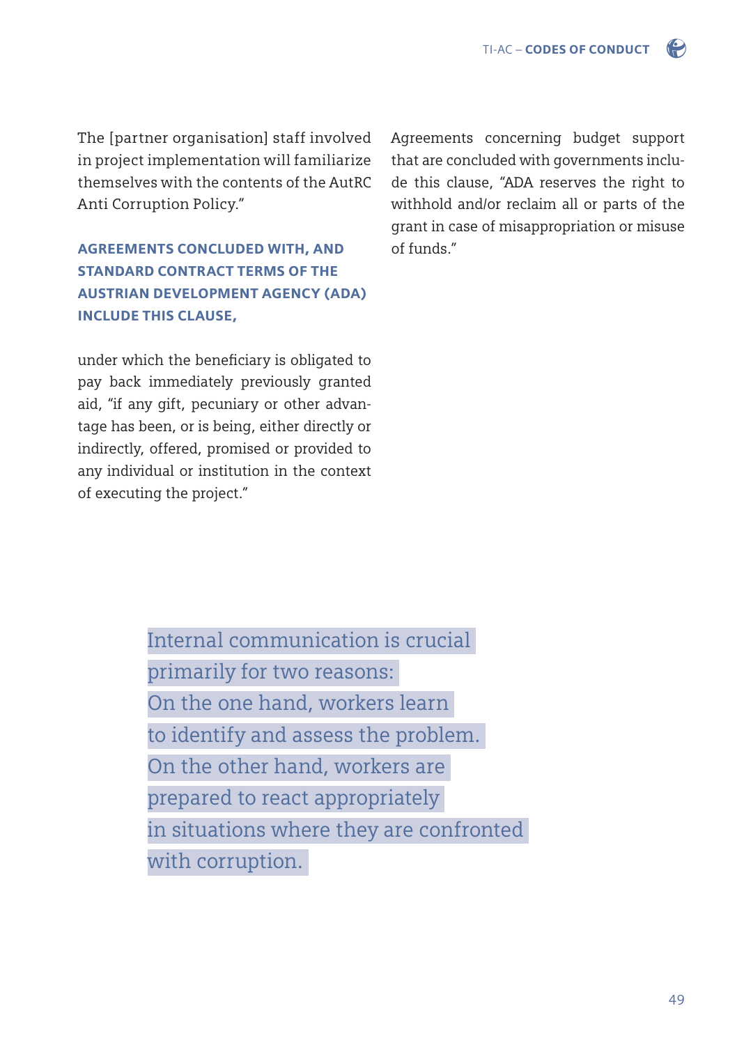The [partner organisation] staff involved in project implementation will familiarize themselves with the contents of the AutRC Anti Corruption Policy."

### AGREEMENTS CONCLUDED WITH, AND STANDARD CONTRACT TERMS OF THE AUSTRIAN DEVELOPMENT AGENCY (ADA) INCLUDE THIS CLAUSE,

under which the beneficiary is obligated to pay back immediately previously granted aid, "if any gift, pecuniary or other advantage has been, or is being, either directly or indirectly, offered, promised or provided to any individual or institution in the context of executing the project."

Agreements concerning budget support that are concluded with governments include this clause, "ADA reserves the right to withhold and/or reclaim all or parts of the grant in case of misappropriation or misuse of funds."

> Internal communication is crucial primarily for two reasons: On the one hand, workers learn to identify and assess the problem. On the other hand, workers are prepared to react appropriately in situations where they are confronted with corruption.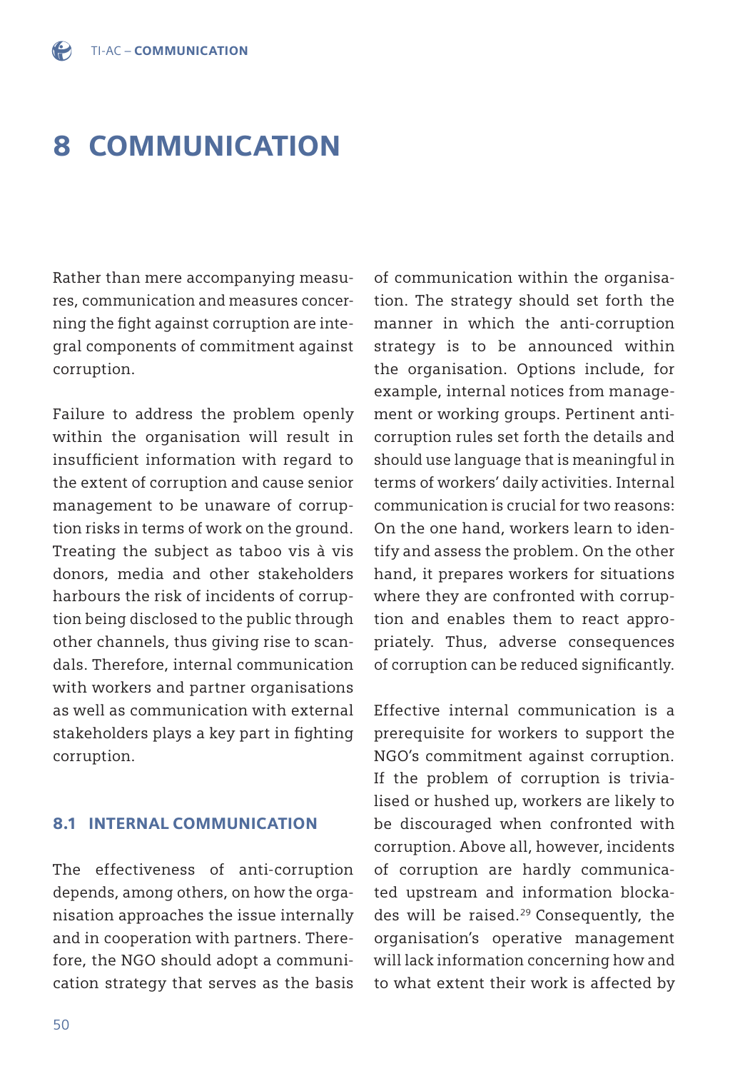// Wrapped in transcription tags as specified
# 8 COMMUNICATION

Rather than mere accompanying measures, communication and measures concerning the fight against corruption are integral components of commitment against corruption.

Failure to address the problem openly within the organisation will result in insufficient information with regard to the extent of corruption and cause senior management to be unaware of corruption risks in terms of work on the ground. Treating the subject as taboo vis à vis donors, media and other stakeholders harbours the risk of incidents of corruption being disclosed to the public through other channels, thus giving rise to scandals. Therefore, internal communication with workers and partner organisations as well as communication with external stakeholders plays a key part in fighting corruption.

## 8.1 INTERNAL COMMUNICATION

The effectiveness of anti-corruption depends, among others, on how the organisation approaches the issue internally and in cooperation with partners. Therefore, the NGO should adopt a communication strategy that serves as the basis of communication within the organisation. The strategy should set forth the manner in which the anti-corruption strategy is to be announced within the organisation. Options include, for example, internal notices from management or working groups. Pertinent anti-corruption rules set forth the details and should use language that is meaningful in terms of workers' daily activities. Internal communication is crucial for two reasons: On the one hand, workers learn to identify and assess the problem. On the other hand, it prepares workers for situations where they are confronted with corruption and enables them to react appropriately. Thus, adverse consequences of corruption can be reduced significantly.

Effective internal communication is a prerequisite for workers to support the NGO's commitment against corruption. If the problem of corruption is trivialised or hushed up, workers are likely to be discouraged when confronted with corruption. Above all, however, incidents of corruption are hardly communicated upstream and information blockades will be raised.[29] Consequently, the organisation's operative management will lack information concerning how and to what extent their work is affected by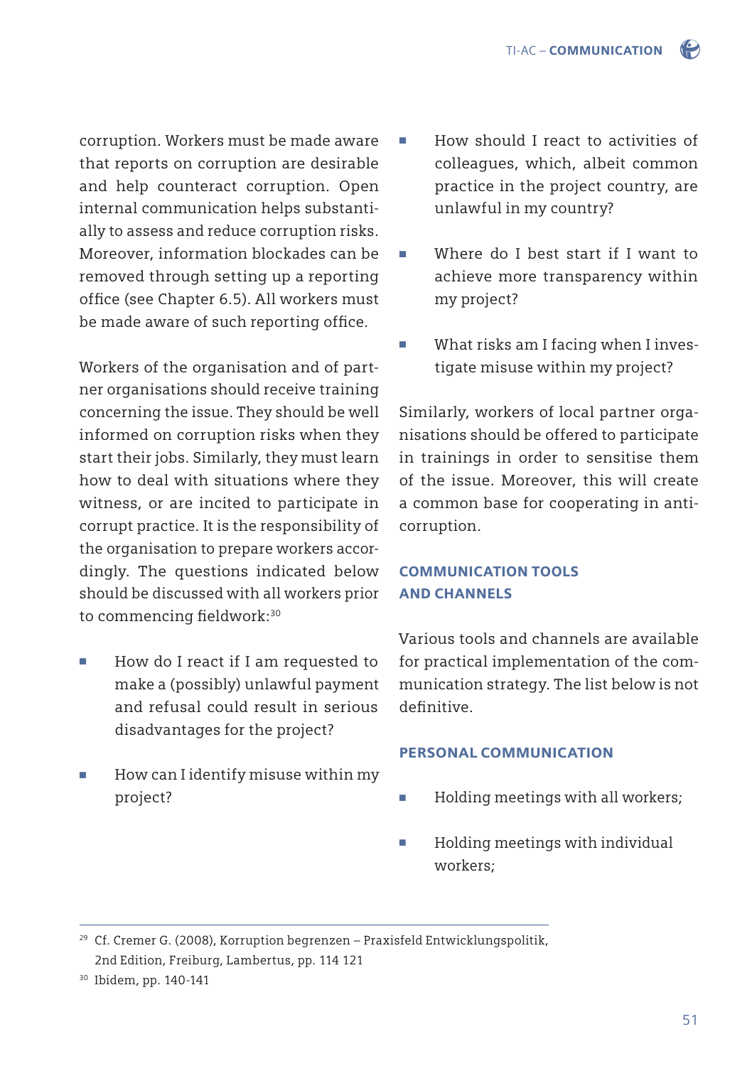corruption. Workers must be made aware that reports on corruption are desirable and help counteract corruption. Open internal communication helps substantially to assess and reduce corruption risks. Moreover, information blockades can be removed through setting up a reporting office (see Chapter 6.5). All workers must be made aware of such reporting office.

Workers of the organisation and of partner organisations should receive training concerning the issue. They should be well informed on corruption risks when they start their jobs. Similarly, they must learn how to deal with situations where they witness, or are incited to participate in corrupt practice. It is the responsibility of the organisation to prepare workers accordingly. The questions indicated below should be discussed with all workers prior to commencing fieldwork:[30]

- How do I react if I am requested to make a (possibly) unlawful payment and refusal could result in serious disadvantages for the project?
- How can I identify misuse within my project?
- How should I react to activities of colleagues, which, albeit common practice in the project country, are unlawful in my country?
- Where do I best start if I want to achieve more transparency within my project?
- What risks am I facing when I investigate misuse within my project?

Similarly, workers of local partner organisations should be offered to participate in trainings in order to sensitise them of the issue. Moreover, this will create a common base for cooperating in anti-corruption.

### COMMUNICATION TOOLS AND CHANNELS

Various tools and channels are available for practical implementation of the communication strategy. The list below is not definitive.

#### PERSONAL COMMUNICATION

- Holding meetings with all workers;
- Holding meetings with individual workers;

---

[29] Cf. Cremer G. (2008), Korruption begrenzen – Praxisfeld Entwicklungspolitik, 2nd Edition, Freiburg, Lambertus, pp. 114 121

[30] Ibidem, pp. 140-141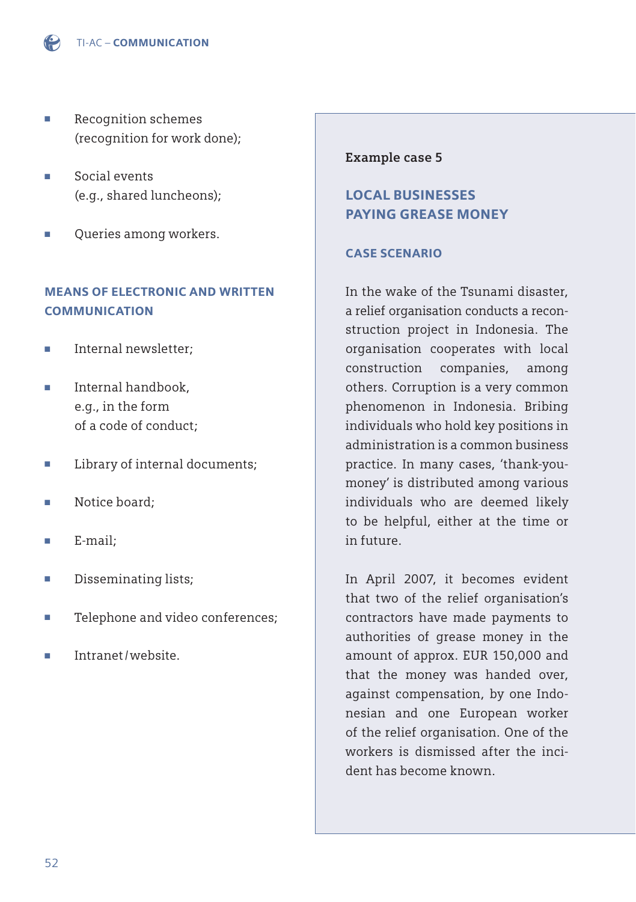- Recognition schemes (recognition for work done);
- Social events (e.g., shared luncheons);
- Queries among workers.

### MEANS OF ELECTRONIC AND WRITTEN COMMUNICATION

- Internal newsletter;
- Internal handbook, e.g., in the form of a code of conduct;
- Library of internal documents;
- Notice board;
- E-mail;
- Disseminating lists;
- Telephone and video conferences;
- Intranet / website.

**Example case 5**

## LOCAL BUSINESSES PAYING GREASE MONEY

### CASE SCENARIO

In the wake of the Tsunami disaster, a relief organisation conducts a reconstruction project in Indonesia. The organisation cooperates with local construction companies, among others. Corruption is a very common phenomenon in Indonesia. Bribing individuals who hold key positions in administration is a common business practice. In many cases, 'thank-you-money' is distributed among various individuals who are deemed likely to be helpful, either at the time or in future.

In April 2007, it becomes evident that two of the relief organisation's contractors have made payments to authorities of grease money in the amount of approx. EUR 150,000 and that the money was handed over, against compensation, by one Indonesian and one European worker of the relief organisation. One of the workers is dismissed after the incident has become known.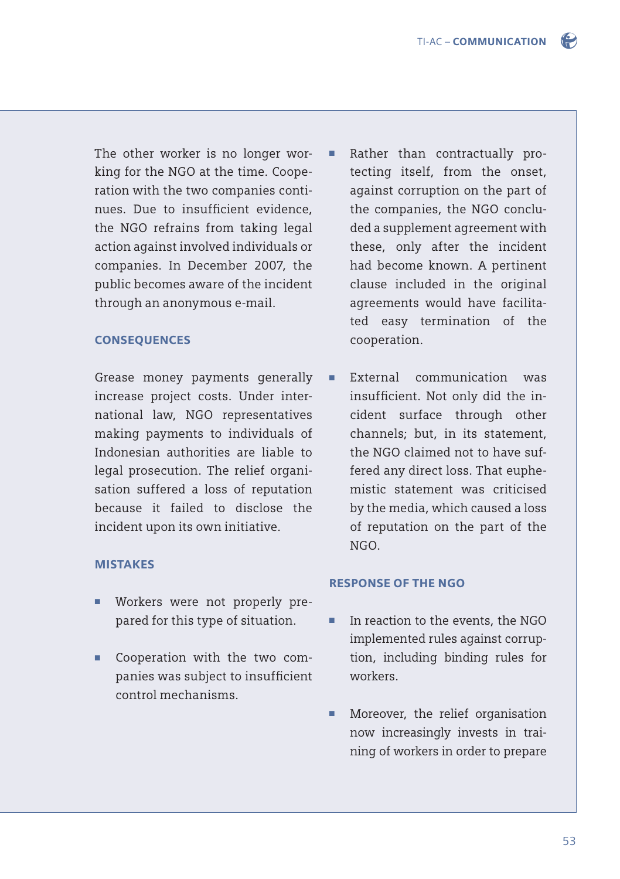The other worker is no longer working for the NGO at the time. Cooperation with the two companies continues. Due to insufficient evidence, the NGO refrains from taking legal action against involved individuals or companies. In December 2007, the public becomes aware of the incident through an anonymous e-mail.

### CONSEQUENCES

Grease money payments generally increase project costs. Under international law, NGO representatives making payments to individuals of Indonesian authorities are liable to legal prosecution. The relief organisation suffered a loss of reputation because it failed to disclose the incident upon its own initiative.

### MISTAKES

- Workers were not properly prepared for this type of situation.
- Cooperation with the two companies was subject to insufficient control mechanisms.
- Rather than contractually protecting itself, from the onset, against corruption on the part of the companies, the NGO concluded a supplement agreement with these, only after the incident had become known. A pertinent clause included in the original agreements would have facilitated easy termination of the cooperation.
- External communication was insufficient. Not only did the incident surface through other channels; but, in its statement, the NGO claimed not to have suffered any direct loss. That euphemistic statement was criticised by the media, which caused a loss of reputation on the part of the NGO.

### RESPONSE OF THE NGO

- In reaction to the events, the NGO implemented rules against corruption, including binding rules for workers.
- Moreover, the relief organisation now increasingly invests in training of workers in order to prepare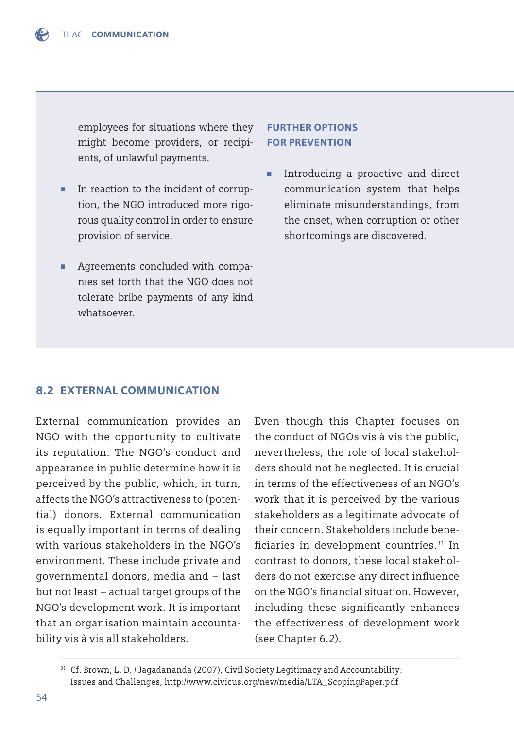employees for situations where they might become providers, or recipients, of unlawful payments.

- In reaction to the incident of corruption, the NGO introduced more rigorous quality control in order to ensure provision of service.
- Agreements concluded with companies set forth that the NGO does not tolerate bribe payments of any kind whatsoever.

**FURTHER OPTIONS FOR PREVENTION**

- Introducing a proactive and direct communication system that helps eliminate misunderstandings, from the onset, when corruption or other shortcomings are discovered.

## 8.2 EXTERNAL COMMUNICATION

External communication provides an NGO with the opportunity to cultivate its reputation. The NGO's conduct and appearance in public determine how it is perceived by the public, which, in turn, affects the NGO's attractiveness to (potential) donors. External communication is equally important in terms of dealing with various stakeholders in the NGO's environment. These include private and governmental donors, media and – last but not least – actual target groups of the NGO's development work. It is important that an organisation maintain accountability vis à vis all stakeholders.

Even though this Chapter focuses on the conduct of NGOs vis à vis the public, nevertheless, the role of local stakeholders should not be neglected. It is crucial in terms of the effectiveness of an NGO's work that it is perceived by the various stakeholders as a legitimate advocate of their concern. Stakeholders include beneficiaries in development countries.[31] In contrast to donors, these local stakeholders do not exercise any direct influence on the NGO's financial situation. However, including these significantly enhances the effectiveness of development work (see Chapter 6.2).

[31] Cf. Brown, L. D. / Jagadananda (2007), Civil Society Legitimacy and Accountability: Issues and Challenges, http://www.civicus.org/new/media/LTA_ScopingPaper.pdf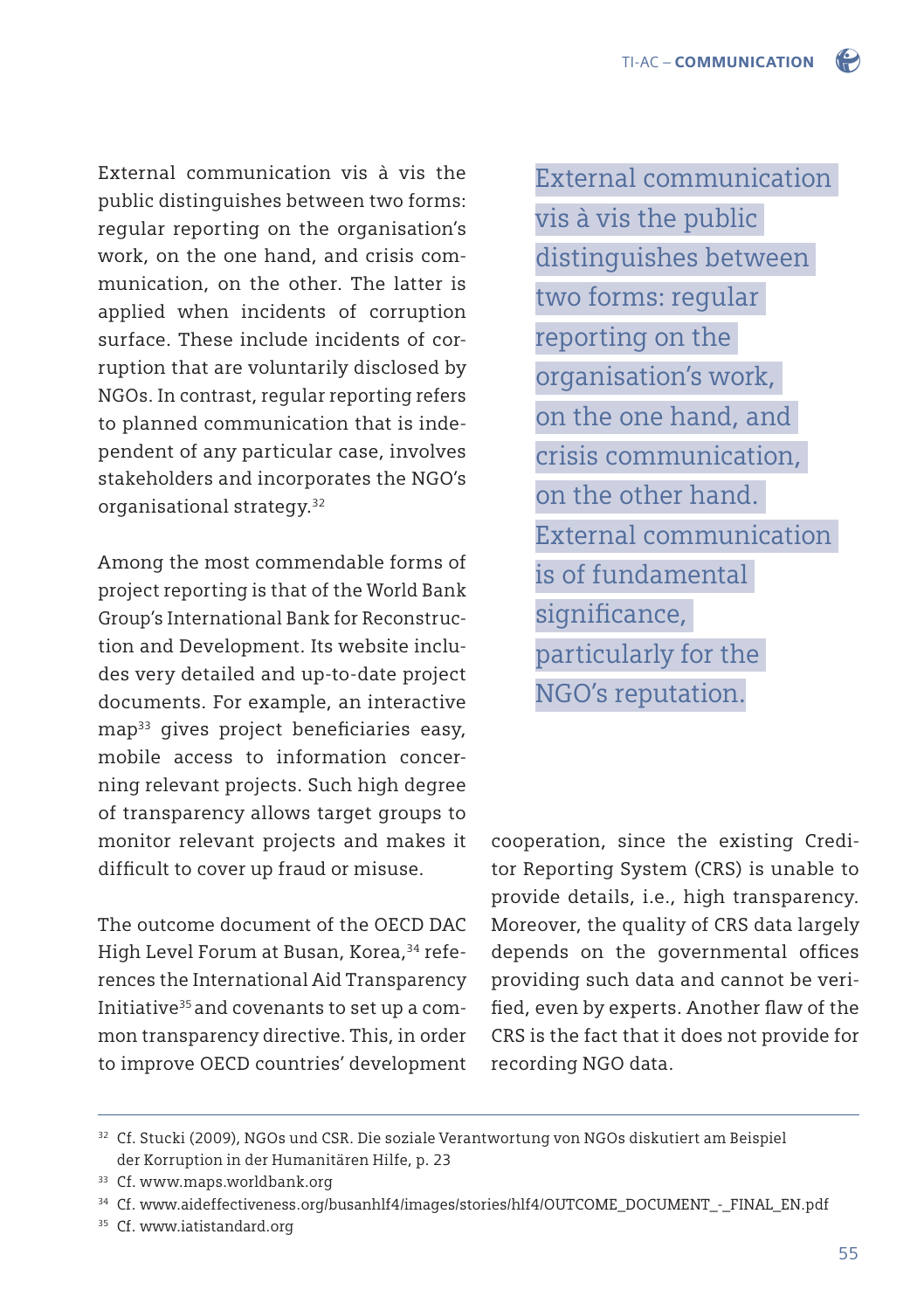External communication vis à vis the public distinguishes between two forms: regular reporting on the organisation's work, on the one hand, and crisis communication, on the other. The latter is applied when incidents of corruption surface. These include incidents of corruption that are voluntarily disclosed by NGOs. In contrast, regular reporting refers to planned communication that is independent of any particular case, involves stakeholders and incorporates the NGO's organisational strategy.[32]

Among the most commendable forms of project reporting is that of the World Bank Group's International Bank for Reconstruction and Development. Its website includes very detailed and up-to-date project documents. For example, an interactive map[33] gives project beneficiaries easy, mobile access to information concerning relevant projects. Such high degree of transparency allows target groups to monitor relevant projects and makes it difficult to cover up fraud or misuse.

The outcome document of the OECD DAC High Level Forum at Busan, Korea,[34] references the International Aid Transparency Initiative[35] and covenants to set up a common transparency directive. This, in order to improve OECD countries' development cooperation, since the existing Creditor Reporting System (CRS) is unable to provide details, i.e., high transparency. Moreover, the quality of CRS data largely depends on the governmental offices providing such data and cannot be verified, even by experts. Another flaw of the CRS is the fact that it does not provide for recording NGO data.

> External communication vis à vis the public distinguishes between two forms: regular reporting on the organisation's work, on the one hand, and crisis communication, on the other hand. External communication is of fundamental significance, particularly for the NGO's reputation.

---

[32] Cf. Stucki (2009), NGOs und CSR. Die soziale Verantwortung von NGOs diskutiert am Beispiel der Korruption in der Humanitären Hilfe, p. 23

[33] Cf. www.maps.worldbank.org

[34] Cf. www.aideffectiveness.org/busanhlf4/images/stories/hlf4/OUTCOME_DOCUMENT_-_FINAL_EN.pdf

[35] Cf. www.iatistandard.org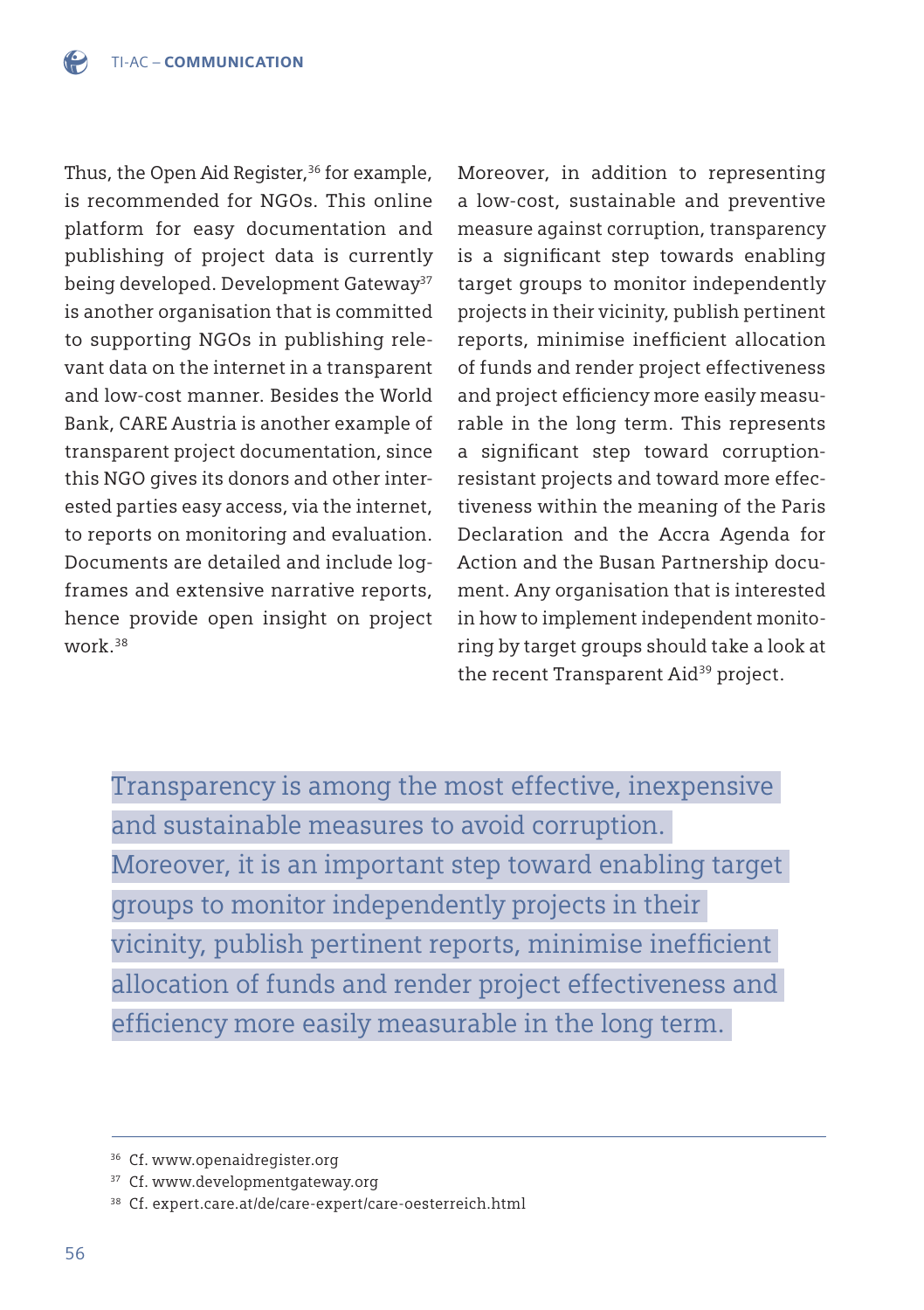Thus, the Open Aid Register,[36] for example, is recommended for NGOs. This online platform for easy documentation and publishing of project data is currently being developed. Development Gateway[37] is another organisation that is committed to supporting NGOs in publishing relevant data on the internet in a transparent and low-cost manner. Besides the World Bank, CARE Austria is another example of transparent project documentation, since this NGO gives its donors and other interested parties easy access, via the internet, to reports on monitoring and evaluation. Documents are detailed and include logframes and extensive narrative reports, hence provide open insight on project work.[38]

Moreover, in addition to representing a low-cost, sustainable and preventive measure against corruption, transparency is a significant step towards enabling target groups to monitor independently projects in their vicinity, publish pertinent reports, minimise inefficient allocation of funds and render project effectiveness and project efficiency more easily measurable in the long term. This represents a significant step toward corruption-resistant projects and toward more effectiveness within the meaning of the Paris Declaration and the Accra Agenda for Action and the Busan Partnership document. Any organisation that is interested in how to implement independent monitoring by target groups should take a look at the recent Transparent Aid[39] project.

> Transparency is among the most effective, inexpensive and sustainable measures to avoid corruption. Moreover, it is an important step toward enabling target groups to monitor independently projects in their vicinity, publish pertinent reports, minimise inefficient allocation of funds and render project effectiveness and efficiency more easily measurable in the long term.

---

[36] Cf. www.openaidregister.org

[37] Cf. www.developmentgateway.org

[38] Cf. expert.care.at/de/care-expert/care-oesterreich.html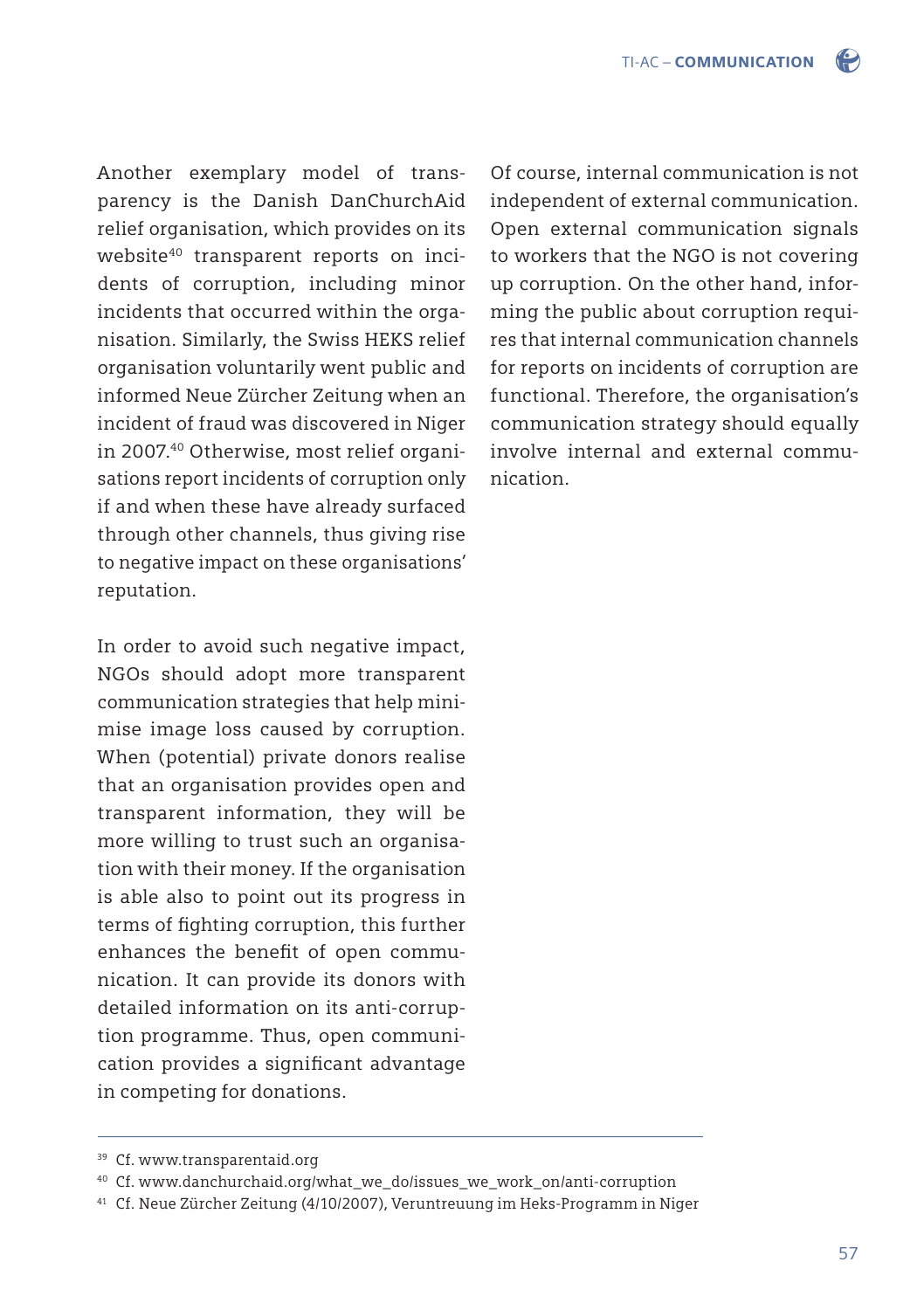Another exemplary model of transparency is the Danish DanChurchAid relief organisation, which provides on its website[40] transparent reports on incidents of corruption, including minor incidents that occurred within the organisation. Similarly, the Swiss HEKS relief organisation voluntarily went public and informed Neue Zürcher Zeitung when an incident of fraud was discovered in Niger in 2007.[40] Otherwise, most relief organisations report incidents of corruption only if and when these have already surfaced through other channels, thus giving rise to negative impact on these organisations' reputation.

In order to avoid such negative impact, NGOs should adopt more transparent communication strategies that help minimise image loss caused by corruption. When (potential) private donors realise that an organisation provides open and transparent information, they will be more willing to trust such an organisation with their money. If the organisation is able also to point out its progress in terms of fighting corruption, this further enhances the benefit of open communication. It can provide its donors with detailed information on its anti-corruption programme. Thus, open communication provides a significant advantage in competing for donations.

Of course, internal communication is not independent of external communication. Open external communication signals to workers that the NGO is not covering up corruption. On the other hand, informing the public about corruption requires that internal communication channels for reports on incidents of corruption are functional. Therefore, the organisation's communication strategy should equally involve internal and external communication.

---

[39] Cf. www.transparentaid.org

[40] Cf. www.danchurchaid.org/what_we_do/issues_we_work_on/anti-corruption

[41] Cf. Neue Zürcher Zeitung (4/10/2007), Veruntreuung im Heks-Programm in Niger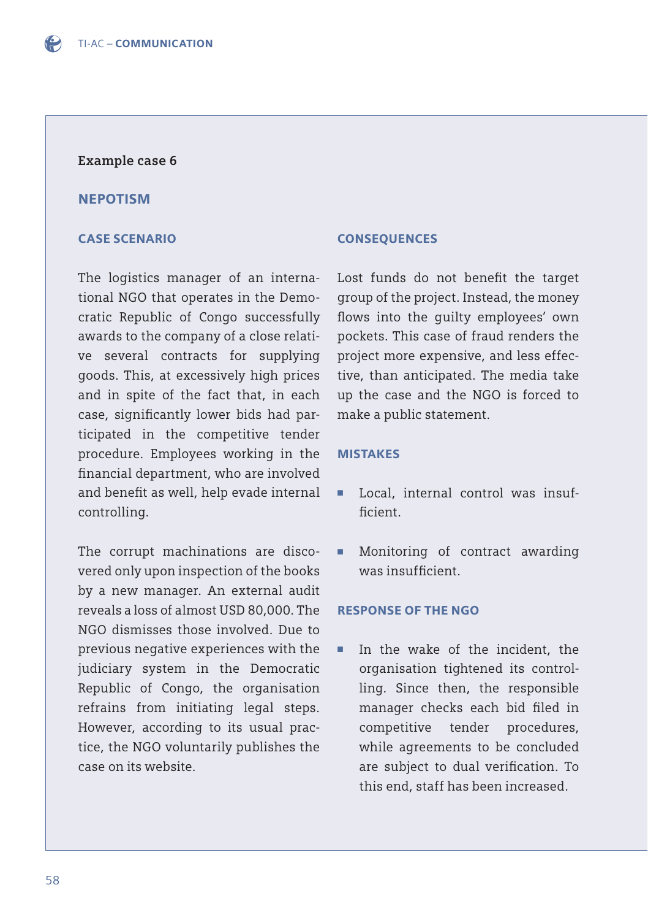**Example case 6**

## NEPOTISM

### CASE SCENARIO

The logistics manager of an international NGO that operates in the Democratic Republic of Congo successfully awards to the company of a close relative several contracts for supplying goods. This, at excessively high prices and in spite of the fact that, in each case, significantly lower bids had participated in the competitive tender procedure. Employees working in the financial department, who are involved and benefit as well, help evade internal controlling.

The corrupt machinations are discovered only upon inspection of the books by a new manager. An external audit reveals a loss of almost USD 80,000. The NGO dismisses those involved. Due to previous negative experiences with the judiciary system in the Democratic Republic of Congo, the organisation refrains from initiating legal steps. However, according to its usual practice, the NGO voluntarily publishes the case on its website.

### CONSEQUENCES

Lost funds do not benefit the target group of the project. Instead, the money flows into the guilty employees' own pockets. This case of fraud renders the project more expensive, and less effective, than anticipated. The media take up the case and the NGO is forced to make a public statement.

### MISTAKES

- Local, internal control was insufficient.
- Monitoring of contract awarding was insufficient.

### RESPONSE OF THE NGO

- In the wake of the incident, the organisation tightened its controlling. Since then, the responsible manager checks each bid filed in competitive tender procedures, while agreements to be concluded are subject to dual verification. To this end, staff has been increased.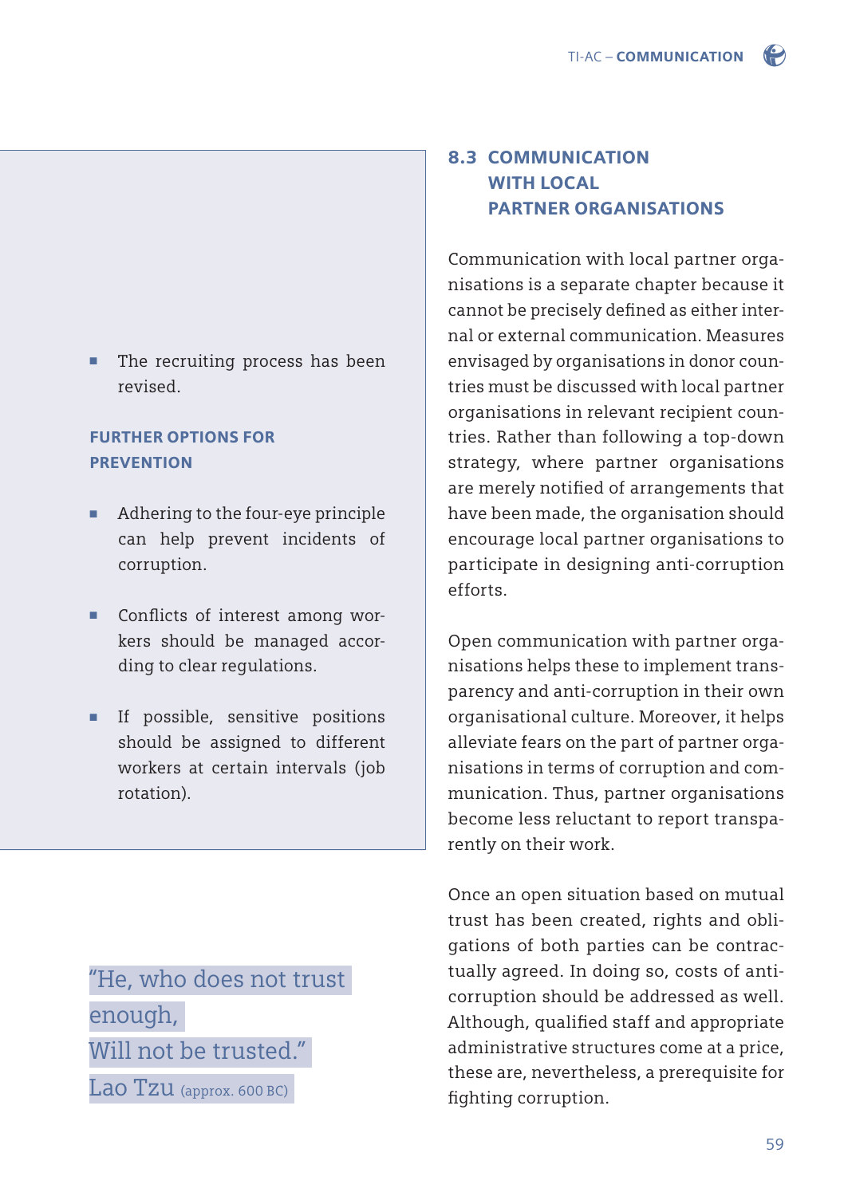- The recruiting process has been revised.

**FURTHER OPTIONS FOR PREVENTION**

- Adhering to the four-eye principle can help prevent incidents of corruption.
- Conflicts of interest among workers should be managed according to clear regulations.
- If possible, sensitive positions should be assigned to different workers at certain intervals (job rotation).

"He, who does not trust enough,
Will not be trusted."
Lao Tzu (approx. 600 BC)

## 8.3 COMMUNICATION WITH LOCAL PARTNER ORGANISATIONS

Communication with local partner organisations is a separate chapter because it cannot be precisely defined as either internal or external communication. Measures envisaged by organisations in donor countries must be discussed with local partner organisations in relevant recipient countries. Rather than following a top-down strategy, where partner organisations are merely notified of arrangements that have been made, the organisation should encourage local partner organisations to participate in designing anti-corruption efforts.

Open communication with partner organisations helps these to implement transparency and anti-corruption in their own organisational culture. Moreover, it helps alleviate fears on the part of partner organisations in terms of corruption and communication. Thus, partner organisations become less reluctant to report transparently on their work.

Once an open situation based on mutual trust has been created, rights and obligations of both parties can be contractually agreed. In doing so, costs of anti-corruption should be addressed as well. Although, qualified staff and appropriate administrative structures come at a price, these are, nevertheless, a prerequisite for fighting corruption.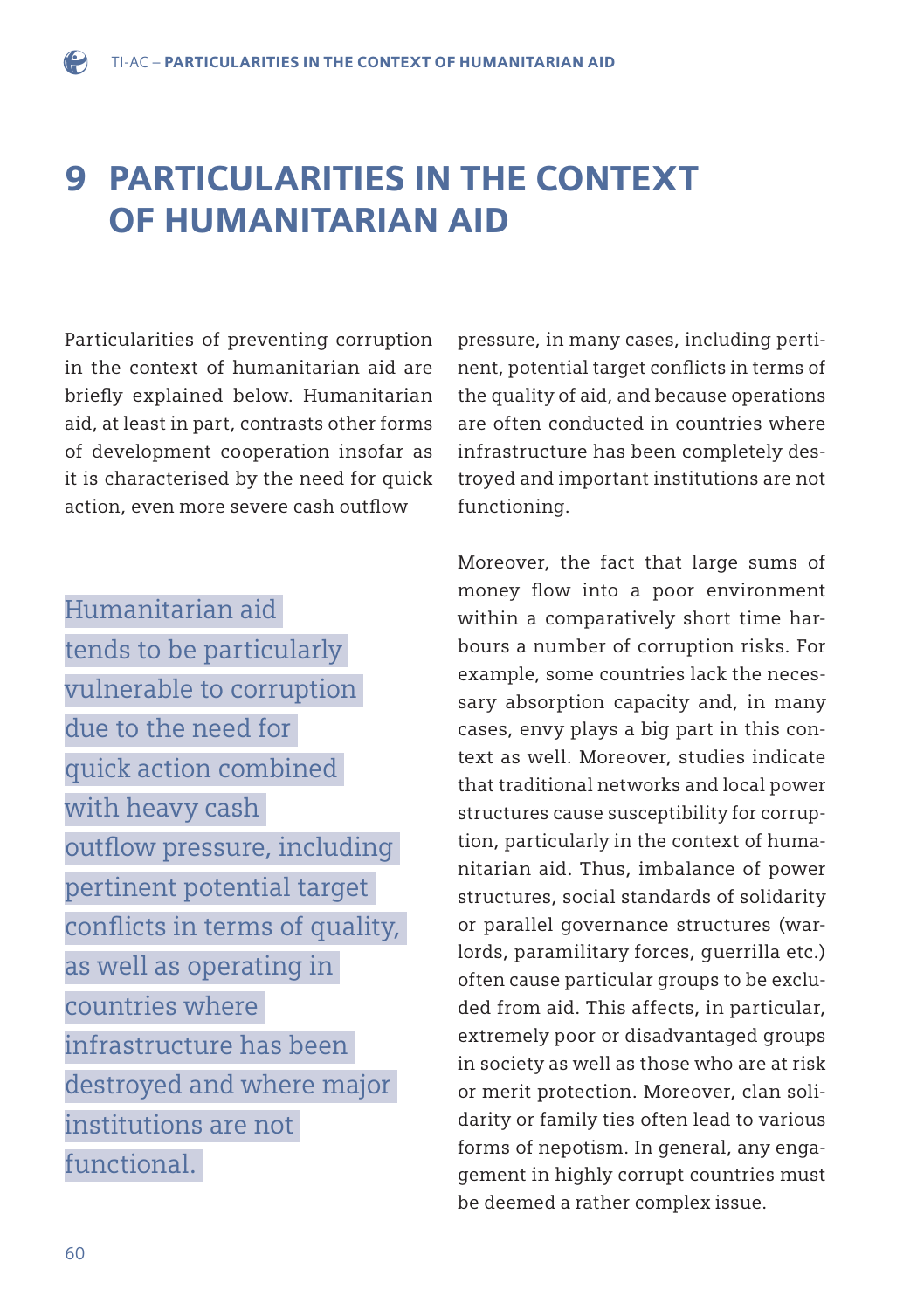# 9 PARTICULARITIES IN THE CONTEXT OF HUMANITARIAN AID

Particularities of preventing corruption in the context of humanitarian aid are briefly explained below. Humanitarian aid, at least in part, contrasts other forms of development cooperation insofar as it is characterised by the need for quick action, even more severe cash outflow pressure, in many cases, including pertinent, potential target conflicts in terms of the quality of aid, and because operations are often conducted in countries where infrastructure has been completely destroyed and important institutions are not functioning.

> Humanitarian aid tends to be particularly vulnerable to corruption due to the need for quick action combined with heavy cash outflow pressure, including pertinent potential target conflicts in terms of quality, as well as operating in countries where infrastructure has been destroyed and where major institutions are not functional.

Moreover, the fact that large sums of money flow into a poor environment within a comparatively short time harbours a number of corruption risks. For example, some countries lack the necessary absorption capacity and, in many cases, envy plays a big part in this context as well. Moreover, studies indicate that traditional networks and local power structures cause susceptibility for corruption, particularly in the context of humanitarian aid. Thus, imbalance of power structures, social standards of solidarity or parallel governance structures (warlords, paramilitary forces, guerrilla etc.) often cause particular groups to be excluded from aid. This affects, in particular, extremely poor or disadvantaged groups in society as well as those who are at risk or merit protection. Moreover, clan solidarity or family ties often lead to various forms of nepotism. In general, any engagement in highly corrupt countries must be deemed a rather complex issue.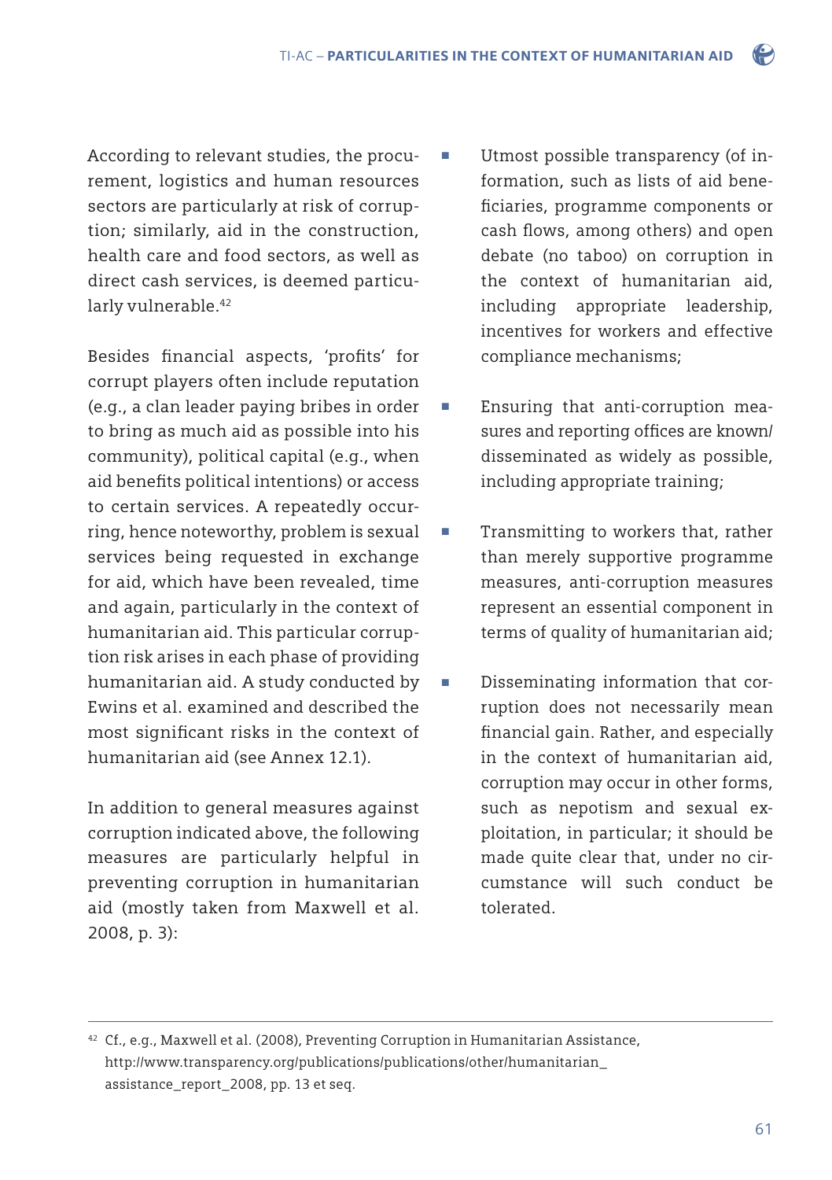According to relevant studies, the procurement, logistics and human resources sectors are particularly at risk of corruption; similarly, aid in the construction, health care and food sectors, as well as direct cash services, is deemed particularly vulnerable.[42]

Besides financial aspects, 'profits' for corrupt players often include reputation (e.g., a clan leader paying bribes in order to bring as much aid as possible into his community), political capital (e.g., when aid benefits political intentions) or access to certain services. A repeatedly occurring, hence noteworthy, problem is sexual services being requested in exchange for aid, which have been revealed, time and again, particularly in the context of humanitarian aid. This particular corruption risk arises in each phase of providing humanitarian aid. A study conducted by Ewins et al. examined and described the most significant risks in the context of humanitarian aid (see Annex 12.1).

In addition to general measures against corruption indicated above, the following measures are particularly helpful in preventing corruption in humanitarian aid (mostly taken from Maxwell et al. 2008, p. 3):

- Utmost possible transparency (of information, such as lists of aid beneficiaries, programme components or cash flows, among others) and open debate (no taboo) on corruption in the context of humanitarian aid, including appropriate leadership, incentives for workers and effective compliance mechanisms;
- Ensuring that anti-corruption measures and reporting offices are known/disseminated as widely as possible, including appropriate training;
- Transmitting to workers that, rather than merely supportive programme measures, anti-corruption measures represent an essential component in terms of quality of humanitarian aid;
- Disseminating information that corruption does not necessarily mean financial gain. Rather, and especially in the context of humanitarian aid, corruption may occur in other forms, such as nepotism and sexual exploitation, in particular; it should be made quite clear that, under no circumstance will such conduct be tolerated.

---

[42] Cf., e.g., Maxwell et al. (2008), Preventing Corruption in Humanitarian Assistance, http://www.transparency.org/publications/publications/other/humanitarian_assistance_report_2008, pp. 13 et seq.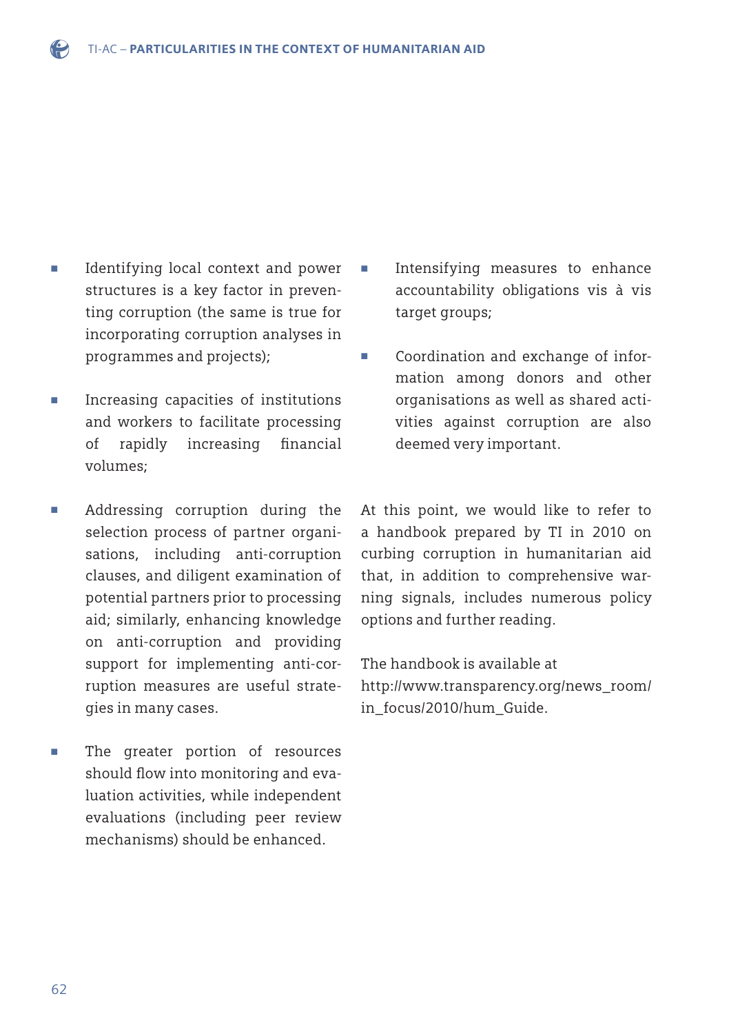- Identifying local context and power structures is a key factor in preventing corruption (the same is true for incorporating corruption analyses in programmes and projects);

- Increasing capacities of institutions and workers to facilitate processing of rapidly increasing financial volumes;

- Addressing corruption during the selection process of partner organisations, including anti-corruption clauses, and diligent examination of potential partners prior to processing aid; similarly, enhancing knowledge on anti-corruption and providing support for implementing anti-corruption measures are useful strategies in many cases.

- The greater portion of resources should flow into monitoring and evaluation activities, while independent evaluations (including peer review mechanisms) should be enhanced.

- Intensifying measures to enhance accountability obligations vis à vis target groups;

- Coordination and exchange of information among donors and other organisations as well as shared activities against corruption are also deemed very important.

At this point, we would like to refer to a handbook prepared by TI in 2010 on curbing corruption in humanitarian aid that, in addition to comprehensive warning signals, includes numerous policy options and further reading.

The handbook is available at http://www.transparency.org/news_room/in_focus/2010/hum_Guide.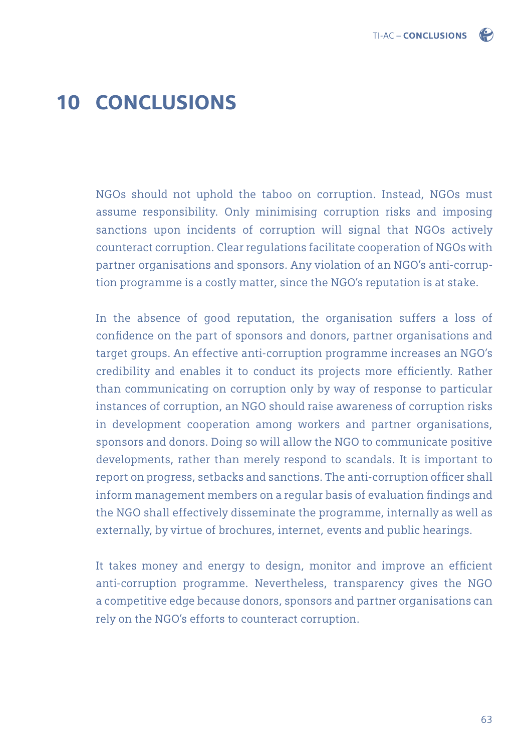# 10 CONCLUSIONS

NGOs should not uphold the taboo on corruption. Instead, NGOs must assume responsibility. Only minimising corruption risks and imposing sanctions upon incidents of corruption will signal that NGOs actively counteract corruption. Clear regulations facilitate cooperation of NGOs with partner organisations and sponsors. Any violation of an NGO's anti-corruption programme is a costly matter, since the NGO's reputation is at stake.

In the absence of good reputation, the organisation suffers a loss of confidence on the part of sponsors and donors, partner organisations and target groups. An effective anti-corruption programme increases an NGO's credibility and enables it to conduct its projects more efficiently. Rather than communicating on corruption only by way of response to particular instances of corruption, an NGO should raise awareness of corruption risks in development cooperation among workers and partner organisations, sponsors and donors. Doing so will allow the NGO to communicate positive developments, rather than merely respond to scandals. It is important to report on progress, setbacks and sanctions. The anti-corruption officer shall inform management members on a regular basis of evaluation findings and the NGO shall effectively disseminate the programme, internally as well as externally, by virtue of brochures, internet, events and public hearings.

It takes money and energy to design, monitor and improve an efficient anti-corruption programme. Nevertheless, transparency gives the NGO a competitive edge because donors, sponsors and partner organisations can rely on the NGO's efforts to counteract corruption.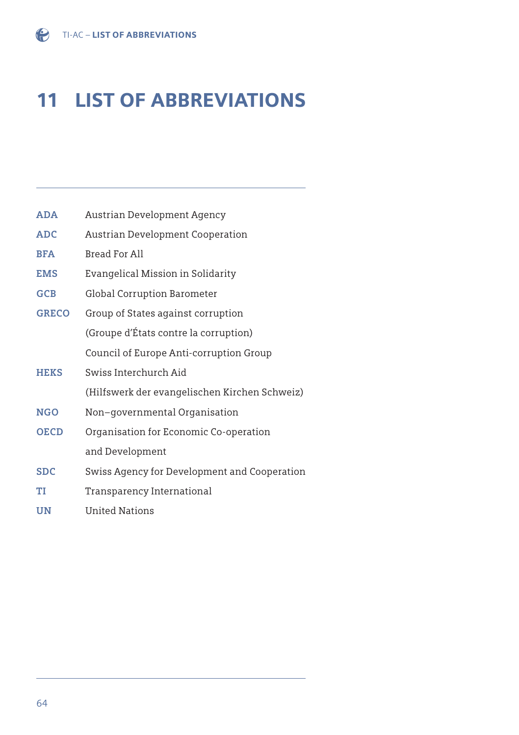# 11 LIST OF ABBREVIATIONS

| | |
|---|---|
| **ADA** | Austrian Development Agency |
| **ADC** | Austrian Development Cooperation |
| **BFA** | Bread For All |
| **EMS** | Evangelical Mission in Solidarity |
| **GCB** | Global Corruption Barometer |
| **GRECO** | Group of States against corruption (Groupe d'États contre la corruption) Council of Europe Anti-corruption Group |
| **HEKS** | Swiss Interchurch Aid (Hilfswerk der evangelischen Kirchen Schweiz) |
| **NGO** | Non–governmental Organisation |
| **OECD** | Organisation for Economic Co-operation and Development |
| **SDC** | Swiss Agency for Development and Cooperation |
| **TI** | Transparency International |
| **UN** | United Nations |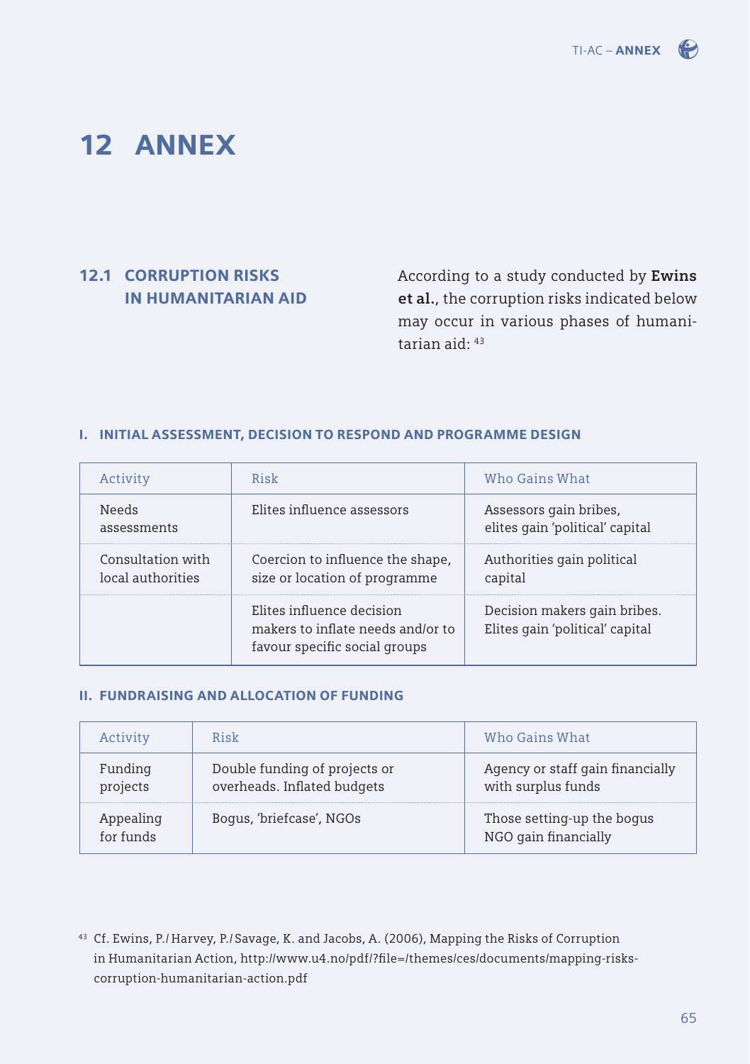# 12 ANNEX

## 12.1 CORRUPTION RISKS IN HUMANITARIAN AID

According to a study conducted by **Ewins et al.**, the corruption risks indicated below may occur in various phases of humanitarian aid: [43]

### I. INITIAL ASSESSMENT, DECISION TO RESPOND AND PROGRAMME DESIGN

| Activity | Risk | Who Gains What |
|---|---|---|
| Needs assessments | Elites influence assessors | Assessors gain bribes, elites gain 'political' capital |
| Consultation with local authorities | Coercion to influence the shape, size or location of programme | Authorities gain political capital |
| | Elites influence decision makers to inflate needs and/or to favour specific social groups | Decision makers gain bribes. Elites gain 'political' capital |

### II. FUNDRAISING AND ALLOCATION OF FUNDING

| Activity | Risk | Who Gains What |
|---|---|---|
| Funding projects | Double funding of projects or overheads. Inflated budgets | Agency or staff gain financially with surplus funds |
| Appealing for funds | Bogus, 'briefcase', NGOs | Those setting-up the bogus NGO gain financially |

[43] Cf. Ewins, P./Harvey, P./Savage, K. and Jacobs, A. (2006), Mapping the Risks of Corruption in Humanitarian Action, http://www.u4.no/pdf/?file=/themes/ces/documents/mapping-risks-corruption-humanitarian-action.pdf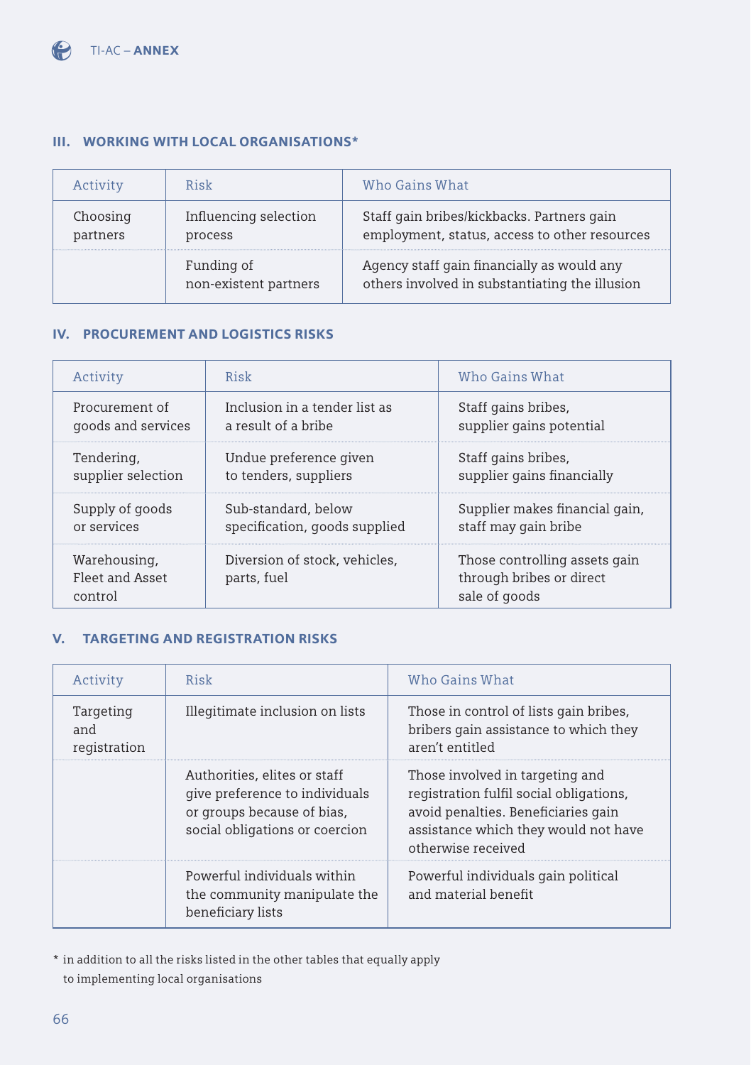### III. WORKING WITH LOCAL ORGANISATIONS*

| Activity | Risk | Who Gains What |
|---|---|---|
| Choosing partners | Influencing selection process | Staff gain bribes/kickbacks. Partners gain employment, status, access to other resources |
| | Funding of non-existent partners | Agency staff gain financially as would any others involved in substantiating the illusion |

### IV. PROCUREMENT AND LOGISTICS RISKS

| Activity | Risk | Who Gains What |
|---|---|---|
| Procurement of goods and services | Inclusion in a tender list as a result of a bribe | Staff gains bribes, supplier gains potential |
| Tendering, supplier selection | Undue preference given to tenders, suppliers | Staff gains bribes, supplier gains financially |
| Supply of goods or services | Sub-standard, below specification, goods supplied | Supplier makes financial gain, staff may gain bribe |
| Warehousing, Fleet and Asset control | Diversion of stock, vehicles, parts, fuel | Those controlling assets gain through bribes or direct sale of goods |

### V. TARGETING AND REGISTRATION RISKS

| Activity | Risk | Who Gains What |
|---|---|---|
| Targeting and registration | Illegitimate inclusion on lists | Those in control of lists gain bribes, bribers gain assistance to which they aren't entitled |
| | Authorities, elites or staff give preference to individuals or groups because of bias, social obligations or coercion | Those involved in targeting and registration fulfil social obligations, avoid penalties. Beneficiaries gain assistance which they would not have otherwise received |
| | Powerful individuals within the community manipulate the beneficiary lists | Powerful individuals gain political and material benefit |

\* in addition to all the risks listed in the other tables that equally apply to implementing local organisations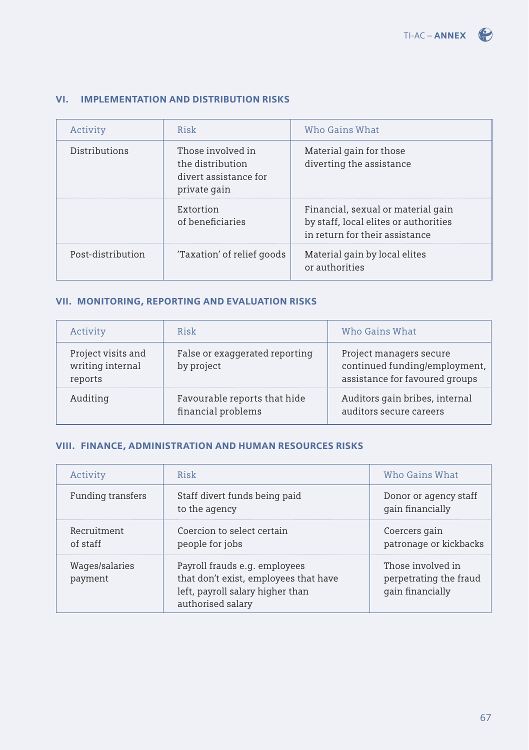### VI. IMPLEMENTATION AND DISTRIBUTION RISKS

| Activity | Risk | Who Gains What |
|---|---|---|
| Distributions | Those involved in the distribution divert assistance for private gain | Material gain for those diverting the assistance |
| | Extortion of beneficiaries | Financial, sexual or material gain by staff, local elites or authorities in return for their assistance |
| Post-distribution | 'Taxation' of relief goods | Material gain by local elites or authorities |

### VII. MONITORING, REPORTING AND EVALUATION RISKS

| Activity | Risk | Who Gains What |
|---|---|---|
| Project visits and writing internal reports | False or exaggerated reporting by project | Project managers secure continued funding/employment, assistance for favoured groups |
| Auditing | Favourable reports that hide financial problems | Auditors gain bribes, internal auditors secure careers |

### VIII. FINANCE, ADMINISTRATION AND HUMAN RESOURCES RISKS

| Activity | Risk | Who Gains What |
|---|---|---|
| Funding transfers | Staff divert funds being paid to the agency | Donor or agency staff gain financially |
| Recruitment of staff | Coercion to select certain people for jobs | Coercers gain patronage or kickbacks |
| Wages/salaries payment | Payroll frauds e.g. employees that don't exist, employees that have left, payroll salary higher than authorised salary | Those involved in perpetrating the fraud gain financially |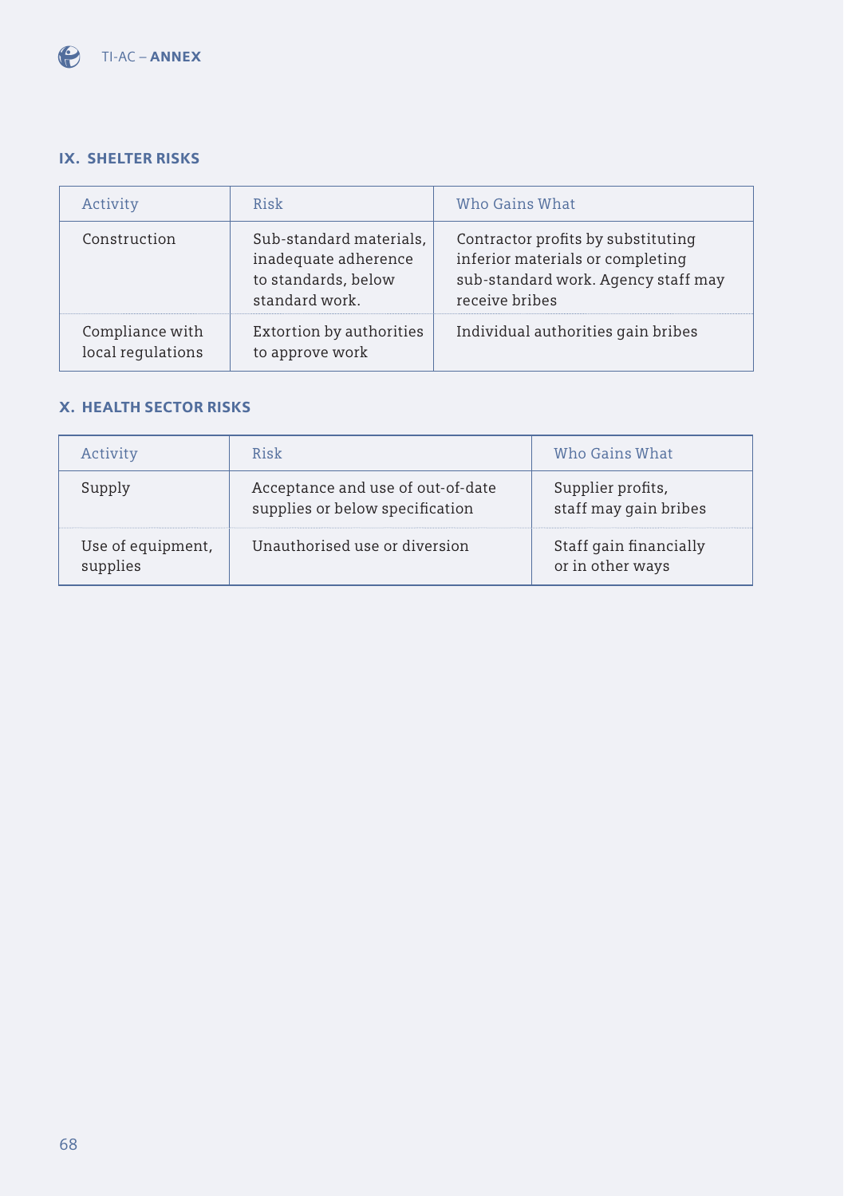## IX. SHELTER RISKS

| Activity | Risk | Who Gains What |
|---|---|---|
| Construction | Sub-standard materials, inadequate adherence to standards, below standard work. | Contractor profits by substituting inferior materials or completing sub-standard work. Agency staff may receive bribes |
| Compliance with local regulations | Extortion by authorities to approve work | Individual authorities gain bribes |

## X. HEALTH SECTOR RISKS

| Activity | Risk | Who Gains What |
|---|---|---|
| Supply | Acceptance and use of out-of-date supplies or below specification | Supplier profits, staff may gain bribes |
| Use of equipment, supplies | Unauthorised use or diversion | Staff gain financially or in other ways |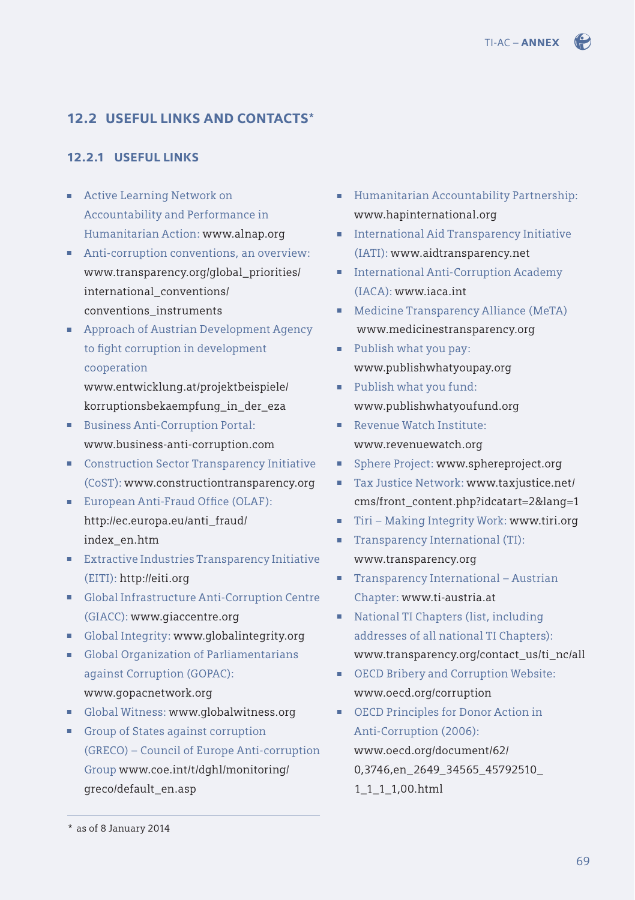## 12.2 USEFUL LINKS AND CONTACTS*

### 12.2.1 USEFUL LINKS

- Active Learning Network on Accountability and Performance in Humanitarian Action: www.alnap.org
- Anti-corruption conventions, an overview: www.transparency.org/global_priorities/international_conventions/conventions_instruments
- Approach of Austrian Development Agency to fight corruption in development cooperation www.entwicklung.at/projektbeispiele/korruptionsbekaempfung_in_der_eza
- Business Anti-Corruption Portal: www.business-anti-corruption.com
- Construction Sector Transparency Initiative (CoST): www.constructiontransparency.org
- European Anti-Fraud Office (OLAF): http://ec.europa.eu/anti_fraud/index_en.htm
- Extractive Industries Transparency Initiative (EITI): http://eiti.org
- Global Infrastructure Anti-Corruption Centre (GIACC): www.giaccentre.org
- Global Integrity: www.globalintegrity.org
- Global Organization of Parliamentarians against Corruption (GOPAC): www.gopacnetwork.org
- Global Witness: www.globalwitness.org
- Group of States against corruption (GRECO) – Council of Europe Anti-corruption Group www.coe.int/t/dghl/monitoring/greco/default_en.asp
- Humanitarian Accountability Partnership: www.hapinternational.org
- International Aid Transparency Initiative (IATI): www.aidtransparency.net
- International Anti-Corruption Academy (IACA): www.iaca.int
- Medicine Transparency Alliance (MeTA) www.medicinestransparency.org
- Publish what you pay: www.publishwhatyoupay.org
- Publish what you fund: www.publishwhatyoufund.org
- Revenue Watch Institute: www.revenuewatch.org
- Sphere Project: www.sphereproject.org
- Tax Justice Network: www.taxjustice.net/cms/front_content.php?idcatart=2&lang=1
- Tiri – Making Integrity Work: www.tiri.org
- Transparency International (TI): www.transparency.org
- Transparency International – Austrian Chapter: www.ti-austria.at
- National TI Chapters (list, including addresses of all national TI Chapters): www.transparency.org/contact_us/ti_nc/all
- OECD Bribery and Corruption Website: www.oecd.org/corruption
- OECD Principles for Donor Action in Anti-Corruption (2006): www.oecd.org/document/62/0,3746,en_2649_34565_45792510_1_1_1_1,00.html

\* as of 8 January 2014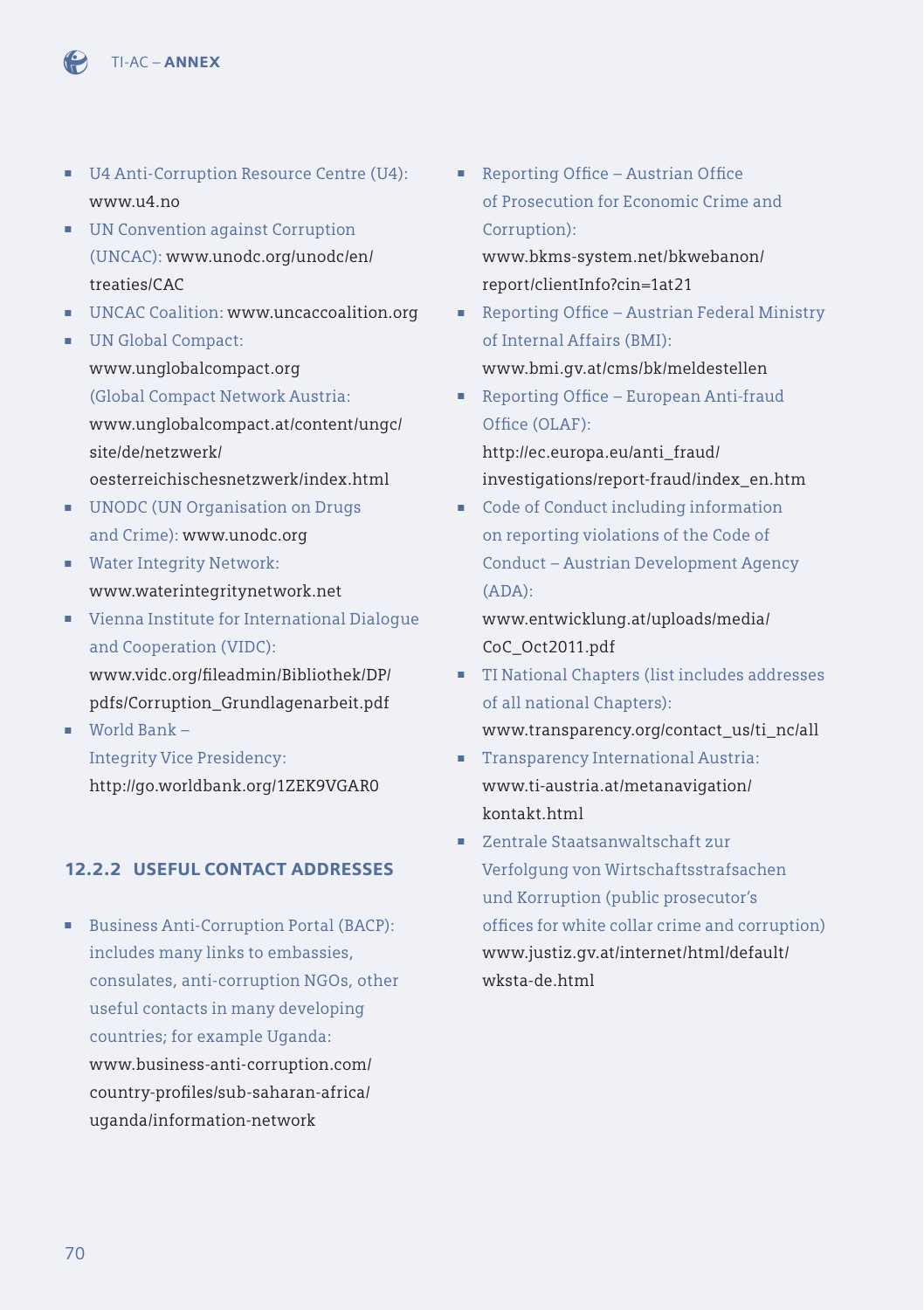- U4 Anti-Corruption Resource Centre (U4): www.u4.no
- UN Convention against Corruption (UNCAC): www.unodc.org/unodc/en/treaties/CAC
- UNCAC Coalition: www.uncaccoalition.org
- UN Global Compact: www.unglobalcompact.org (Global Compact Network Austria: www.unglobalcompact.at/content/ungc/site/de/netzwerk/oesterreichischesnetzwerk/index.html
- UNODC (UN Organisation on Drugs and Crime): www.unodc.org
- Water Integrity Network: www.waterintegritynetwork.net
- Vienna Institute for International Dialogue and Cooperation (VIDC): www.vidc.org/fileadmin/Bibliothek/DP/pdfs/Corruption_Grundlagenarbeit.pdf
- World Bank – Integrity Vice Presidency: http://go.worldbank.org/1ZEK9VGAR0

### 12.2.2 USEFUL CONTACT ADDRESSES

- Business Anti-Corruption Portal (BACP): includes many links to embassies, consulates, anti-corruption NGOs, other useful contacts in many developing countries; for example Uganda: www.business-anti-corruption.com/country-profiles/sub-saharan-africa/uganda/information-network
- Reporting Office – Austrian Office of Prosecution for Economic Crime and Corruption): www.bkms-system.net/bkwebanon/report/clientInfo?cin=1at21
- Reporting Office – Austrian Federal Ministry of Internal Affairs (BMI): www.bmi.gv.at/cms/bk/meldestellen
- Reporting Office – European Anti-fraud Office (OLAF): http://ec.europa.eu/anti_fraud/investigations/report-fraud/index_en.htm
- Code of Conduct including information on reporting violations of the Code of Conduct – Austrian Development Agency (ADA): www.entwicklung.at/uploads/media/CoC_Oct2011.pdf
- TI National Chapters (list includes addresses of all national Chapters): www.transparency.org/contact_us/ti_nc/all
- Transparency International Austria: www.ti-austria.at/metanavigation/kontakt.html
- Zentrale Staatsanwaltschaft zur Verfolgung von Wirtschaftsstrafsachen und Korruption (public prosecutor's offices for white collar crime and corruption) www.justiz.gv.at/internet/html/default/wksta-de.html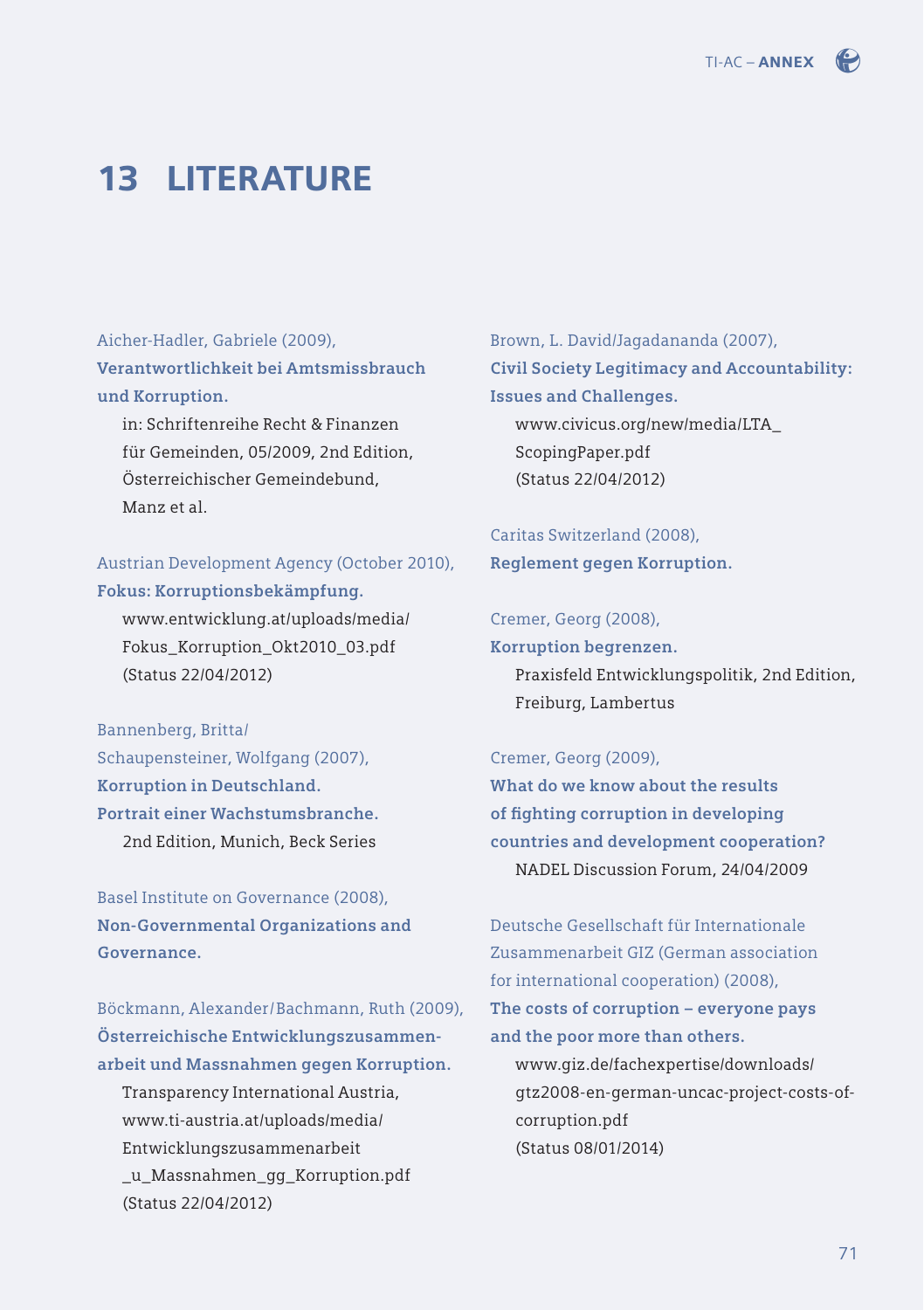# 13 LITERATURE

Aicher-Hadler, Gabriele (2009),
**Verantwortlichkeit bei Amtsmissbrauch und Korruption.**
in: Schriftenreihe Recht & Finanzen für Gemeinden, 05/2009, 2nd Edition, Österreichischer Gemeindebund, Manz et al.

Austrian Development Agency (October 2010),
**Fokus: Korruptionsbekämpfung.**
www.entwicklung.at/uploads/media/Fokus_Korruption_Okt2010_03.pdf
(Status 22/04/2012)

Bannenberg, Britta/Schaupensteiner, Wolfgang (2007),
**Korruption in Deutschland. Portrait einer Wachstumsbranche.**
2nd Edition, Munich, Beck Series

Basel Institute on Governance (2008),
**Non-Governmental Organizations and Governance.**

Böckmann, Alexander/Bachmann, Ruth (2009),
**Österreichische Entwicklungszusammenarbeit und Massnahmen gegen Korruption.**
Transparency International Austria, www.ti-austria.at/uploads/media/Entwicklungszusammenarbeit_u_Massnahmen_gg_Korruption.pdf
(Status 22/04/2012)

Brown, L. David/Jagadananda (2007),
**Civil Society Legitimacy and Accountability: Issues and Challenges.**
www.civicus.org/new/media/LTA_ScopingPaper.pdf
(Status 22/04/2012)

Caritas Switzerland (2008),
**Reglement gegen Korruption.**

Cremer, Georg (2008),
**Korruption begrenzen.**
Praxisfeld Entwicklungspolitik, 2nd Edition, Freiburg, Lambertus

Cremer, Georg (2009),
**What do we know about the results of fighting corruption in developing countries and development cooperation?**
NADEL Discussion Forum, 24/04/2009

Deutsche Gesellschaft für Internationale Zusammenarbeit GIZ (German association for international cooperation) (2008),
**The costs of corruption – everyone pays and the poor more than others.**
www.giz.de/fachexpertise/downloads/gtz2008-en-german-uncac-project-costs-of-corruption.pdf
(Status 08/01/2014)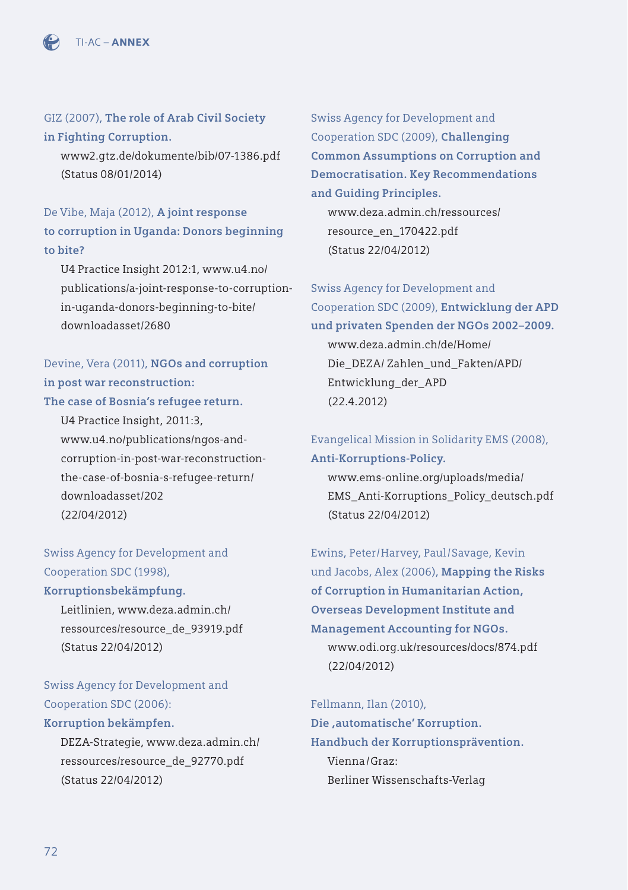GIZ (2007), **The role of Arab Civil Society in Fighting Corruption.**
www2.gtz.de/dokumente/bib/07-1386.pdf (Status 08/01/2014)

De Vibe, Maja (2012), **A joint response to corruption in Uganda: Donors beginning to bite?**
U4 Practice Insight 2012:1, www.u4.no/publications/a-joint-response-to-corruption-in-uganda-donors-beginning-to-bite/downloadasset/2680

Devine, Vera (2011), **NGOs and corruption in post war reconstruction: The case of Bosnia's refugee return.**
U4 Practice Insight, 2011:3, www.u4.no/publications/ngos-and-corruption-in-post-war-reconstruction-the-case-of-bosnia-s-refugee-return/downloadasset/202 (22/04/2012)

Swiss Agency for Development and Cooperation SDC (1998), **Korruptionsbekämpfung.**
Leitlinien, www.deza.admin.ch/ressources/resource_de_93919.pdf (Status 22/04/2012)

Swiss Agency for Development and Cooperation SDC (2006): **Korruption bekämpfen.**
DEZA-Strategie, www.deza.admin.ch/ressources/resource_de_92770.pdf (Status 22/04/2012)

Swiss Agency for Development and Cooperation SDC (2009), **Challenging Common Assumptions on Corruption and Democratisation. Key Recommendations and Guiding Principles.**
www.deza.admin.ch/ressources/resource_en_170422.pdf (Status 22/04/2012)

Swiss Agency for Development and Cooperation SDC (2009), **Entwicklung der APD und privaten Spenden der NGOs 2002–2009.**
www.deza.admin.ch/de/Home/Die_DEZA/ Zahlen_und_Fakten/APD/Entwicklung_der_APD (22.4.2012)

Evangelical Mission in Solidarity EMS (2008), **Anti-Korruptions-Policy.**
www.ems-online.org/uploads/media/EMS_Anti-Korruptions_Policy_deutsch.pdf (Status 22/04/2012)

Ewins, Peter/Harvey, Paul/Savage, Kevin und Jacobs, Alex (2006), **Mapping the Risks of Corruption in Humanitarian Action, Overseas Development Institute and Management Accounting for NGOs.**
www.odi.org.uk/resources/docs/874.pdf (22/04/2012)

Fellmann, Ilan (2010), **Die ‚automatische' Korruption. Handbuch der Korruptionsprävention.**
Vienna/Graz: Berliner Wissenschafts-Verlag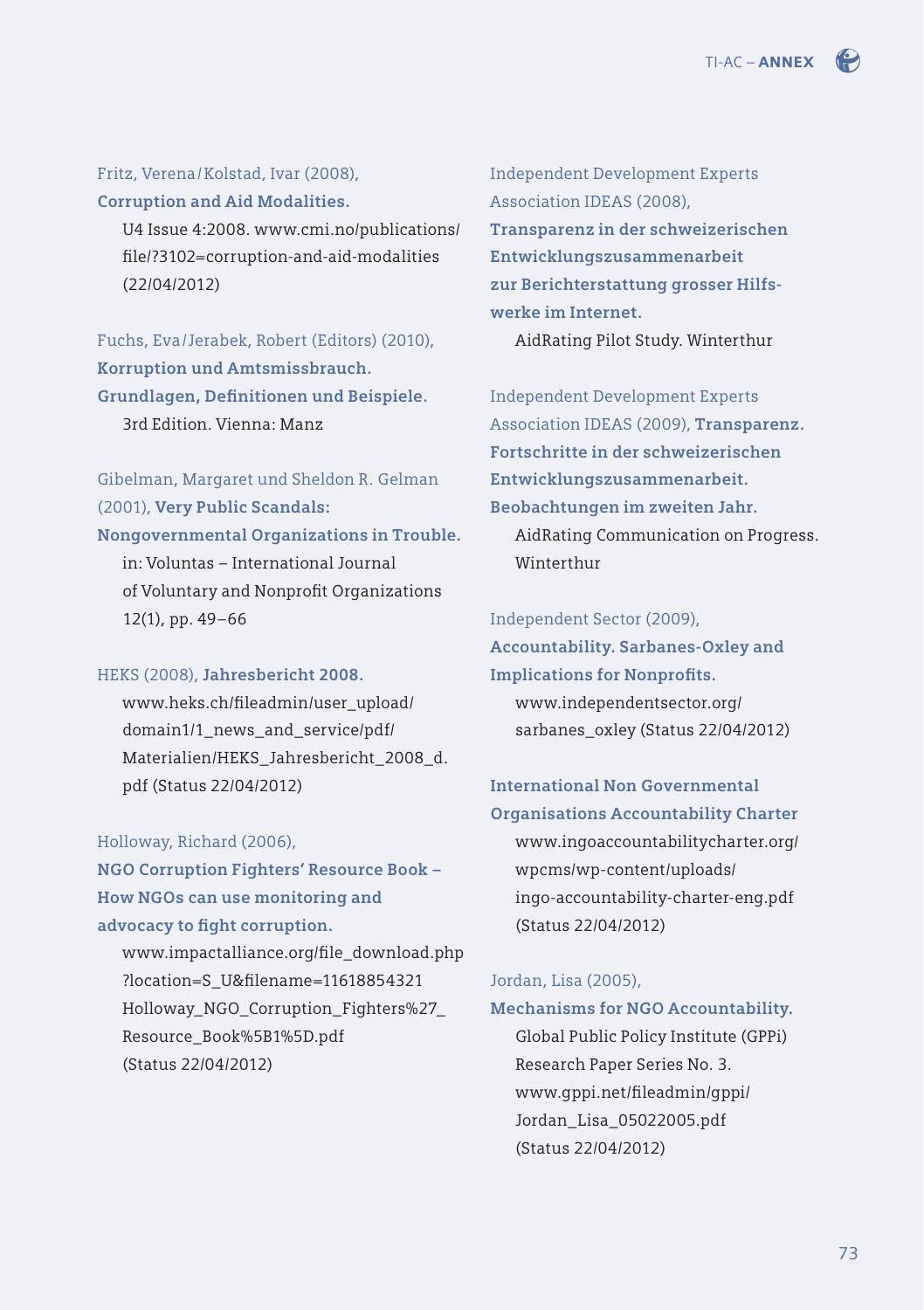Fritz, Verena / Kolstad, Ivar (2008),
**Corruption and Aid Modalities.**
U4 Issue 4:2008. www.cmi.no/publications/file/?3102=corruption-and-aid-modalities (22/04/2012)

Fuchs, Eva / Jerabek, Robert (Editors) (2010),
**Korruption und Amtsmissbrauch. Grundlagen, Definitionen und Beispiele.**
3rd Edition. Vienna: Manz

Gibelman, Margaret und Sheldon R. Gelman (2001), **Very Public Scandals: Nongovernmental Organizations in Trouble.**
in: Voluntas – International Journal of Voluntary and Nonprofit Organizations 12(1), pp. 49–66

HEKS (2008), **Jahresbericht 2008.**
www.heks.ch/fileadmin/user_upload/domain1/1_news_and_service/pdf/Materialien/HEKS_Jahresbericht_2008_d.pdf (Status 22/04/2012)

Holloway, Richard (2006),
**NGO Corruption Fighters' Resource Book – How NGOs can use monitoring and advocacy to fight corruption.**
www.impactalliance.org/file_download.php?location=S_U&filename=11618854321Holloway_NGO_Corruption_Fighters%27_Resource_Book%5B1%5D.pdf (Status 22/04/2012)

Independent Development Experts Association IDEAS (2008),
**Transparenz in der schweizerischen Entwicklungszusammenarbeit zur Berichterstattung grosser Hilfswerke im Internet.**
AidRating Pilot Study. Winterthur

Independent Development Experts Association IDEAS (2009), **Transparenz. Fortschritte in der schweizerischen Entwicklungszusammenarbeit. Beobachtungen im zweiten Jahr.**
AidRating Communication on Progress. Winterthur

Independent Sector (2009),
**Accountability. Sarbanes-Oxley and Implications for Nonprofits.**
www.independentsector.org/sarbanes_oxley (Status 22/04/2012)

**International Non Governmental Organisations Accountability Charter**
www.ingoaccountabilitycharter.org/wpcms/wp-content/uploads/ingo-accountability-charter-eng.pdf (Status 22/04/2012)

Jordan, Lisa (2005),
**Mechanisms for NGO Accountability.**
Global Public Policy Institute (GPPi) Research Paper Series No. 3.
www.gppi.net/fileadmin/gppi/Jordan_Lisa_05022005.pdf (Status 22/04/2012)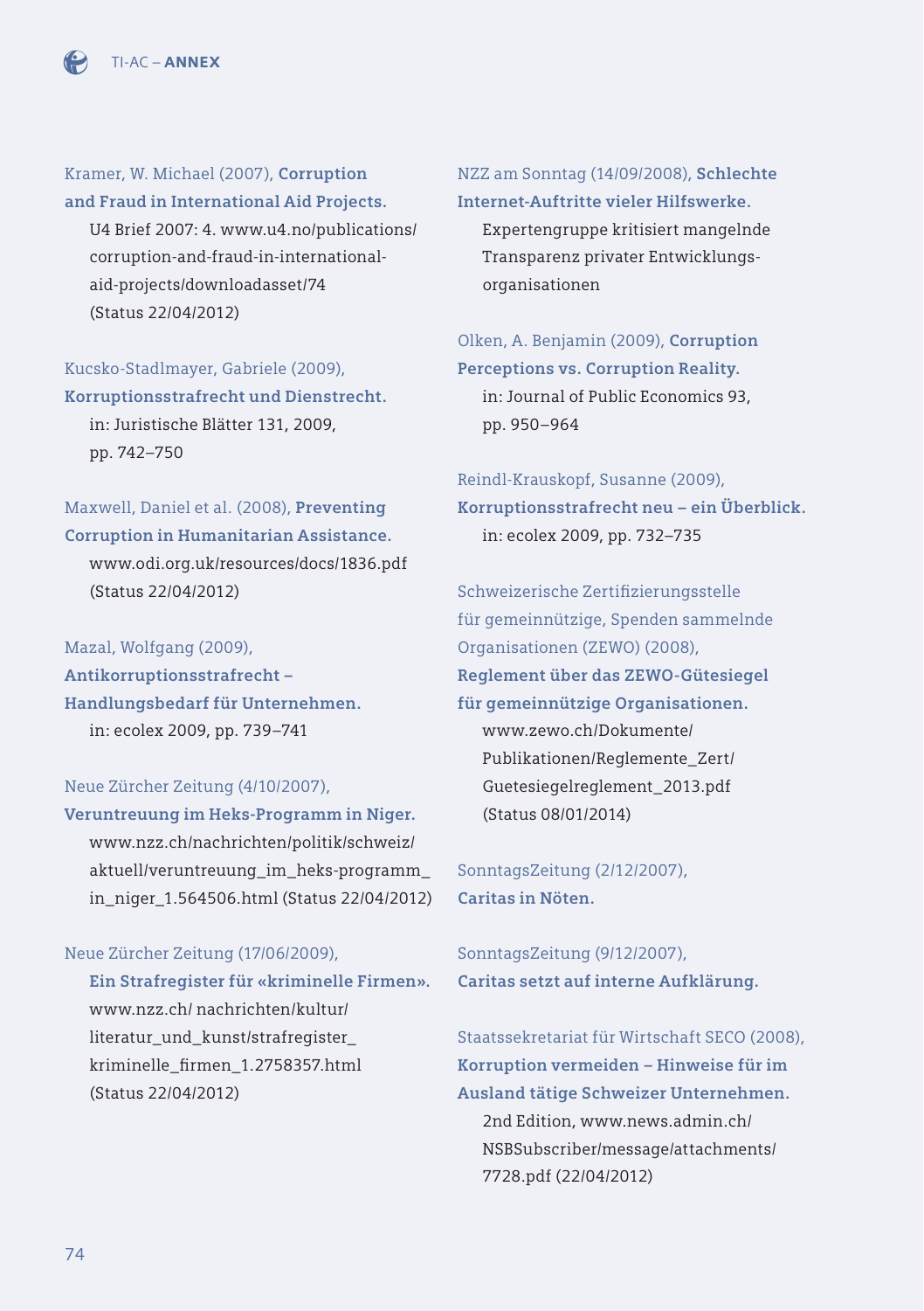Kramer, W. Michael (2007), **Corruption and Fraud in International Aid Projects.** U4 Brief 2007: 4. www.u4.no/publications/corruption-and-fraud-in-international-aid-projects/downloadasset/74 (Status 22/04/2012)

Kucsko-Stadlmayer, Gabriele (2009), **Korruptionsstrafrecht und Dienstrecht.** in: Juristische Blätter 131, 2009, pp. 742–750

Maxwell, Daniel et al. (2008), **Preventing Corruption in Humanitarian Assistance.** www.odi.org.uk/resources/docs/1836.pdf (Status 22/04/2012)

Mazal, Wolfgang (2009), **Antikorruptionsstrafrecht – Handlungsbedarf für Unternehmen.** in: ecolex 2009, pp. 739–741

Neue Zürcher Zeitung (4/10/2007), **Veruntreuung im Heks-Programm in Niger.** www.nzz.ch/nachrichten/politik/schweiz/aktuell/veruntreuung_im_heks-programm_in_niger_1.564506.html (Status 22/04/2012)

Neue Zürcher Zeitung (17/06/2009), **Ein Strafregister für «kriminelle Firmen».** www.nzz.ch/ nachrichten/kultur/literatur_und_kunst/strafregister_kriminelle_firmen_1.2758357.html (Status 22/04/2012)

NZZ am Sonntag (14/09/2008), **Schlechte Internet-Auftritte vieler Hilfswerke.** Expertengruppe kritisiert mangelnde Transparenz privater Entwicklungsorganisationen

Olken, A. Benjamin (2009), **Corruption Perceptions vs. Corruption Reality.** in: Journal of Public Economics 93, pp. 950–964

Reindl-Krauskopf, Susanne (2009), **Korruptionsstrafrecht neu – ein Überblick.** in: ecolex 2009, pp. 732–735

Schweizerische Zertifizierungsstelle für gemeinnützige, Spenden sammelnde Organisationen (ZEWO) (2008), **Reglement über das ZEWO-Gütesiegel für gemeinnützige Organisationen.** www.zewo.ch/Dokumente/Publikationen/Reglemente_Zert/Guetesiegelreglement_2013.pdf (Status 08/01/2014)

SonntagsZeitung (2/12/2007), **Caritas in Nöten.**

SonntagsZeitung (9/12/2007), **Caritas setzt auf interne Aufklärung.**

Staatssekretariat für Wirtschaft SECO (2008), **Korruption vermeiden – Hinweise für im Ausland tätige Schweizer Unternehmen.** 2nd Edition, www.news.admin.ch/NSBSubscriber/message/attachments/7728.pdf (22/04/2012)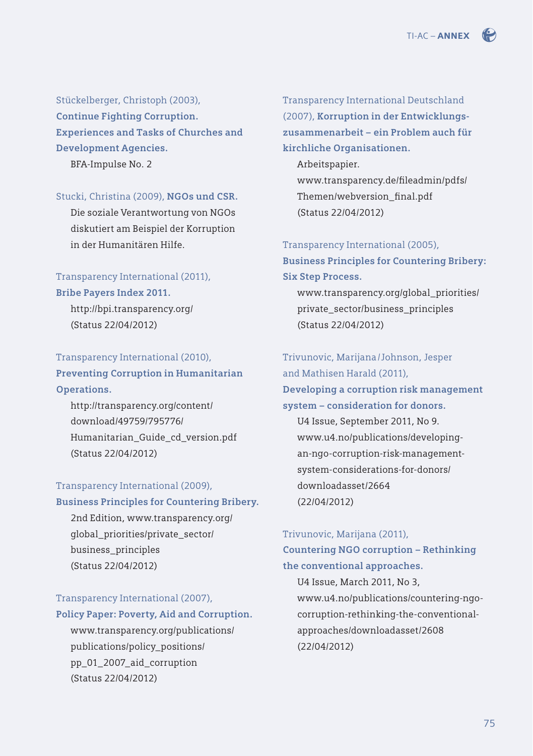Stückelberger, Christoph (2003), **Continue Fighting Corruption. Experiences and Tasks of Churches and Development Agencies.**
BFA-Impulse No. 2

Stucki, Christina (2009), **NGOs und CSR.**
Die soziale Verantwortung von NGOs diskutiert am Beispiel der Korruption in der Humanitären Hilfe.

Transparency International (2011), **Bribe Payers Index 2011.**
http://bpi.transparency.org/
(Status 22/04/2012)

Transparency International (2010), **Preventing Corruption in Humanitarian Operations.**
http://transparency.org/content/download/49759/795776/Humanitarian_Guide_cd_version.pdf
(Status 22/04/2012)

Transparency International (2009), **Business Principles for Countering Bribery.**
2nd Edition, www.transparency.org/global_priorities/private_sector/business_principles
(Status 22/04/2012)

Transparency International (2007), **Policy Paper: Poverty, Aid and Corruption.**
www.transparency.org/publications/publications/policy_positions/pp_01_2007_aid_corruption
(Status 22/04/2012)

Transparency International Deutschland (2007), **Korruption in der Entwicklungszusammenarbeit – ein Problem auch für kirchliche Organisationen.**
Arbeitspapier.
www.transparency.de/fileadmin/pdfs/Themen/webversion_final.pdf
(Status 22/04/2012)

Transparency International (2005), **Business Principles for Countering Bribery: Six Step Process.**
www.transparency.org/global_priorities/private_sector/business_principles
(Status 22/04/2012)

Trivunovic, Marijana / Johnson, Jesper and Mathisen Harald (2011), **Developing a corruption risk management system – consideration for donors.**
U4 Issue, September 2011, No 9.
www.u4.no/publications/developing-an-ngo-corruption-risk-management-system-considerations-for-donors/downloadasset/2664
(22/04/2012)

Trivunovic, Marijana (2011), **Countering NGO corruption – Rethinking the conventional approaches.**
U4 Issue, March 2011, No 3,
www.u4.no/publications/countering-ngo-corruption-rethinking-the-conventional-approaches/downloadasset/2608
(22/04/2012)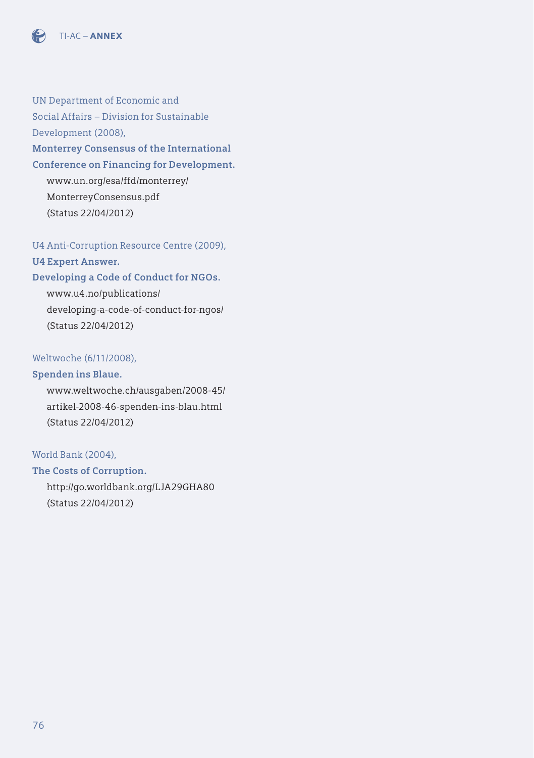UN Department of Economic and Social Affairs – Division for Sustainable Development (2008),
**Monterrey Consensus of the International Conference on Financing for Development.**
www.un.org/esa/ffd/monterrey/MonterreyConsensus.pdf
(Status 22/04/2012)

U4 Anti-Corruption Resource Centre (2009),
**U4 Expert Answer.**
**Developing a Code of Conduct for NGOs.**
www.u4.no/publications/developing-a-code-of-conduct-for-ngos/
(Status 22/04/2012)

Weltwoche (6/11/2008),
**Spenden ins Blaue.**
www.weltwoche.ch/ausgaben/2008-45/artikel-2008-46-spenden-ins-blau.html
(Status 22/04/2012)

World Bank (2004),
**The Costs of Corruption.**
http://go.worldbank.org/LJA29GHA80
(Status 22/04/2012)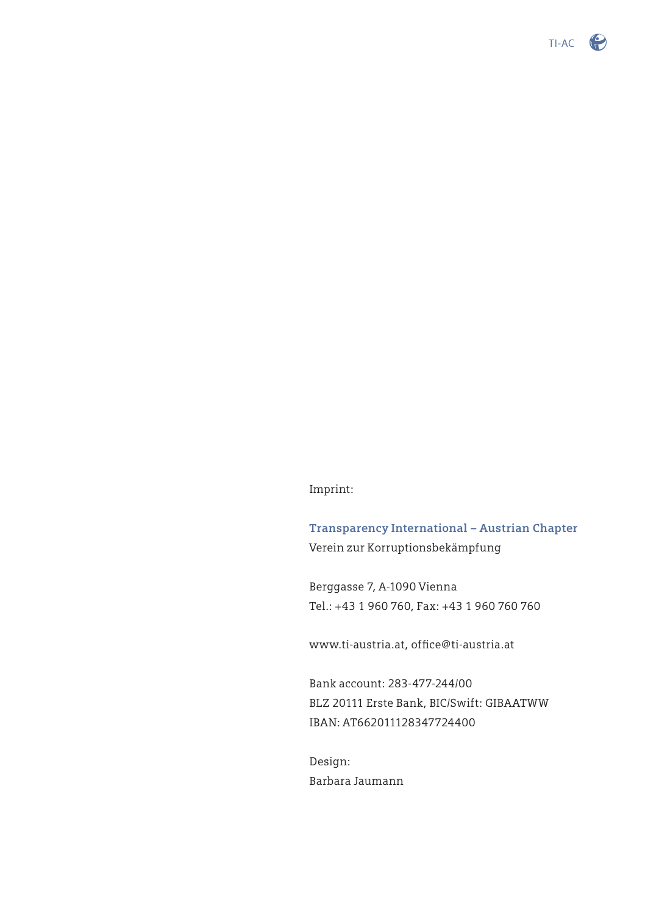Imprint:

**Transparency International – Austrian Chapter**
Verein zur Korruptionsbekämpfung

Berggasse 7, A-1090 Vienna
Tel.: +43 1 960 760, Fax: +43 1 960 760 760

www.ti-austria.at, office@ti-austria.at

Bank account: 283-477-244/00
BLZ 20111 Erste Bank, BIC/Swift: GIBAATWW
IBAN: AT662011128347724400

Design:
Barbara Jaumann